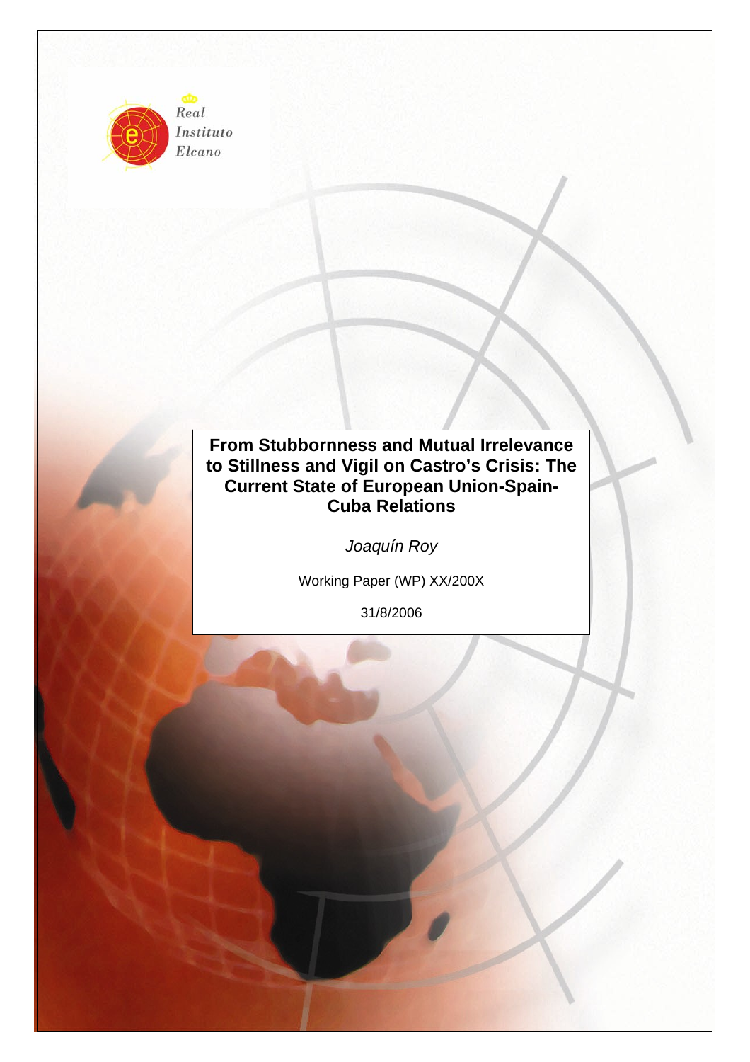Real Instituto Elcano

# From Stubbornness and Mutual Irrelevance to Stillness and Vigil on Castro's Crisis: The Current State of European Union-Spain-Cuba Relations

*Joaquín Roy*

Working Paper (WP) XX/200X

31/8/2006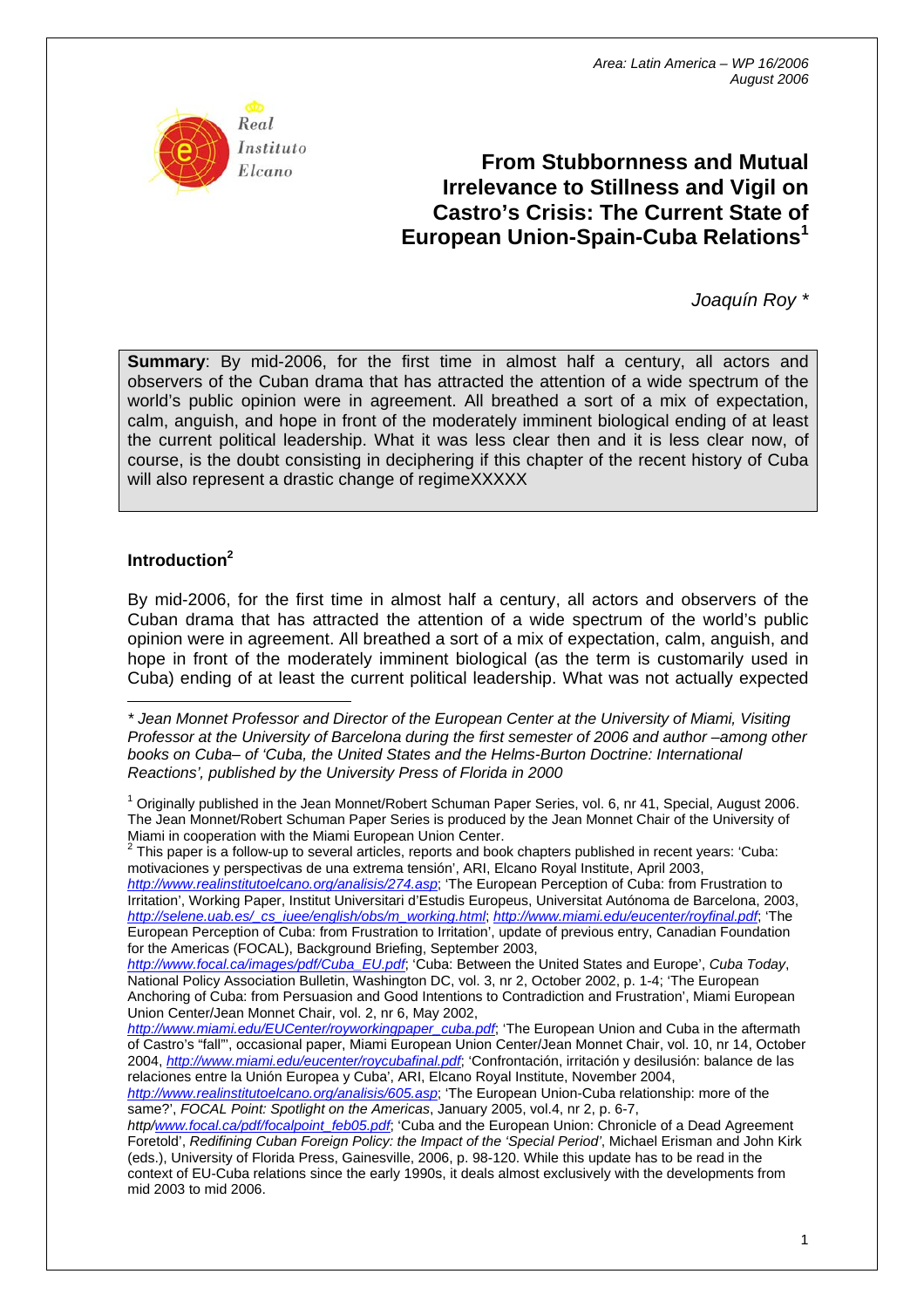Area: Latin America – WP 16/2006
August 2006

Real Instituto Elcano

# From Stubbornness and Mutual Irrelevance to Stillness and Vigil on Castro's Crisis: The Current State of European Union-Spain-Cuba Relations[1]

*Joaquín Roy \**

**Summary**: By mid-2006, for the first time in almost half a century, all actors and observers of the Cuban drama that has attracted the attention of a wide spectrum of the world's public opinion were in agreement. All breathed a sort of a mix of expectation, calm, anguish, and hope in front of the moderately imminent biological ending of at least the current political leadership. What it was less clear then and it is less clear now, of course, is the doubt consisting in deciphering if this chapter of the recent history of Cuba will also represent a drastic change of regimeXXXXX

## Introduction[2]

By mid-2006, for the first time in almost half a century, all actors and observers of the Cuban drama that has attracted the attention of a wide spectrum of the world's public opinion were in agreement. All breathed a sort of a mix of expectation, calm, anguish, and hope in front of the moderately imminent biological (as the term is customarily used in Cuba) ending of at least the current political leadership. What was not actually expected

---

*\* Jean Monnet Professor and Director of the European Center at the University of Miami, Visiting Professor at the University of Barcelona during the first semester of 2006 and author –among other books on Cuba– of 'Cuba, the United States and the Helms-Burton Doctrine: International Reactions', published by the University Press of Florida in 2000*

[1] Originally published in the Jean Monnet/Robert Schuman Paper Series, vol. 6, nr 41, Special, August 2006. The Jean Monnet/Robert Schuman Paper Series is produced by the Jean Monnet Chair of the University of Miami in cooperation with the Miami European Union Center.

[2] This paper is a follow-up to several articles, reports and book chapters published in recent years: 'Cuba: motivaciones y perspectivas de una extrema tensión', ARI, Elcano Royal Institute, April 2003, http://www.realinstitutoelcano.org/analisis/274.asp; 'The European Perception of Cuba: from Frustration to Irritation', Working Paper, Institut Universitari d'Estudis Europeus, Universitat Autónoma de Barcelona, 2003, http://selene.uab.es/_cs_iuee/english/obs/m_working.html; http://www.miami.edu/eucenter/royfinal.pdf; 'The European Perception of Cuba: from Frustration to Irritation', update of previous entry, Canadian Foundation for the Americas (FOCAL), Background Briefing, September 2003, http://www.focal.ca/images/pdf/Cuba_EU.pdf; 'Cuba: Between the United States and Europe', *Cuba Today*, National Policy Association Bulletin, Washington DC, vol. 3, nr 2, October 2002, p. 1-4; 'The European Anchoring of Cuba: from Persuasion and Good Intentions to Contradiction and Frustration', Miami European Union Center/Jean Monnet Chair, vol. 2, nr 6, May 2002, http://www.miami.edu/EUCenter/royworkingpaper_cuba.pdf; 'The European Union and Cuba in the aftermath of Castro's "fall"', occasional paper, Miami European Union Center/Jean Monnet Chair, vol. 10, nr 14, October 2004, http://www.miami.edu/eucenter/roycubafinal.pdf; 'Confrontación, irritación y desilusión: balance de las relaciones entre la Unión Europea y Cuba', ARI, Elcano Royal Institute, November 2004, http://www.realinstitutoelcano.org/analisis/605.asp; 'The European Union-Cuba relationship: more of the same?', *FOCAL Point: Spotlight on the Americas*, January 2005, vol.4, nr 2, p. 6-7, http/www.focal.ca/pdf/focalpoint_feb05.pdf; 'Cuba and the European Union: Chronicle of a Dead Agreement Foretold', *Redifining Cuban Foreign Policy: the Impact of the 'Special Period'*, Michael Erisman and John Kirk (eds.), University of Florida Press, Gainesville, 2006, p. 98-120. While this update has to be read in the context of EU-Cuba relations since the early 1990s, it deals almost exclusively with the developments from mid 2003 to mid 2006.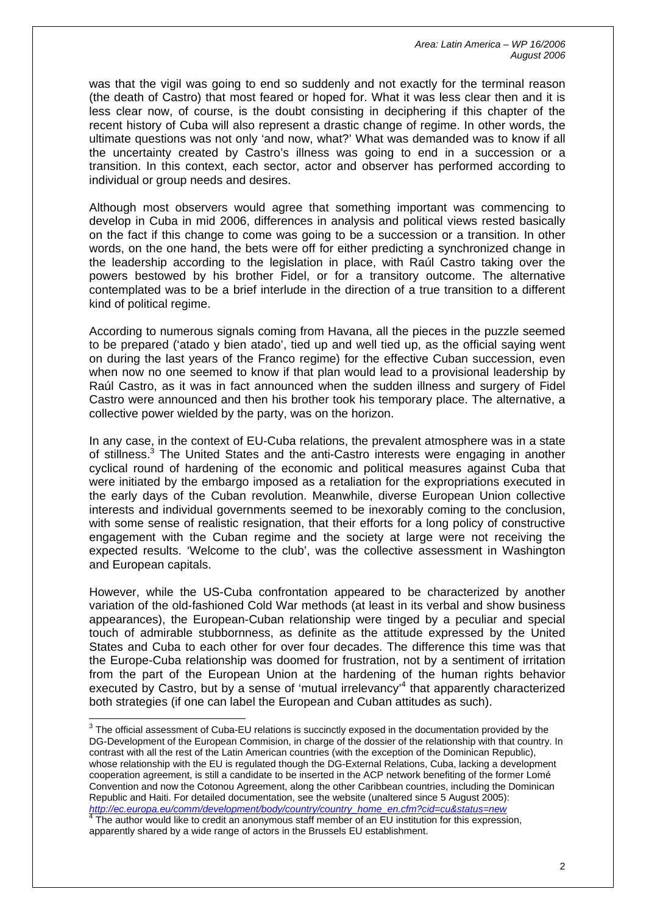was that the vigil was going to end so suddenly and not exactly for the terminal reason (the death of Castro) that most feared or hoped for. What it was less clear then and it is less clear now, of course, is the doubt consisting in deciphering if this chapter of the recent history of Cuba will also represent a drastic change of regime. In other words, the ultimate questions was not only 'and now, what?' What was demanded was to know if all the uncertainty created by Castro's illness was going to end in a succession or a transition. In this context, each sector, actor and observer has performed according to individual or group needs and desires.

Although most observers would agree that something important was commencing to develop in Cuba in mid 2006, differences in analysis and political views rested basically on the fact if this change to come was going to be a succession or a transition. In other words, on the one hand, the bets were off for either predicting a synchronized change in the leadership according to the legislation in place, with Raúl Castro taking over the powers bestowed by his brother Fidel, or for a transitory outcome. The alternative contemplated was to be a brief interlude in the direction of a true transition to a different kind of political regime.

According to numerous signals coming from Havana, all the pieces in the puzzle seemed to be prepared ('atado y bien atado', tied up and well tied up, as the official saying went on during the last years of the Franco regime) for the effective Cuban succession, even when now no one seemed to know if that plan would lead to a provisional leadership by Raúl Castro, as it was in fact announced when the sudden illness and surgery of Fidel Castro were announced and then his brother took his temporary place. The alternative, a collective power wielded by the party, was on the horizon.

In any case, in the context of EU-Cuba relations, the prevalent atmosphere was in a state of stillness.[3] The United States and the anti-Castro interests were engaging in another cyclical round of hardening of the economic and political measures against Cuba that were initiated by the embargo imposed as a retaliation for the expropriations executed in the early days of the Cuban revolution. Meanwhile, diverse European Union collective interests and individual governments seemed to be inexorably coming to the conclusion, with some sense of realistic resignation, that their efforts for a long policy of constructive engagement with the Cuban regime and the society at large were not receiving the expected results. 'Welcome to the club', was the collective assessment in Washington and European capitals.

However, while the US-Cuba confrontation appeared to be characterized by another variation of the old-fashioned Cold War methods (at least in its verbal and show business appearances), the European-Cuban relationship were tinged by a peculiar and special touch of admirable stubbornness, as definite as the attitude expressed by the United States and Cuba to each other for over four decades. The difference this time was that the Europe-Cuba relationship was doomed for frustration, not by a sentiment of irritation from the part of the European Union at the hardening of the human rights behavior executed by Castro, but by a sense of 'mutual irrelevancy'[4] that apparently characterized both strategies (if one can label the European and Cuban attitudes as such).

---

[3] The official assessment of Cuba-EU relations is succinctly exposed in the documentation provided by the DG-Development of the European Commision, in charge of the dossier of the relationship with that country. In contrast with all the rest of the Latin American countries (with the exception of the Dominican Republic), whose relationship with the EU is regulated though the DG-External Relations, Cuba, lacking a development cooperation agreement, is still a candidate to be inserted in the ACP network benefiting of the former Lomé Convention and now the Cotonou Agreement, along the other Caribbean countries, including the Dominican Republic and Haiti. For detailed documentation, see the website (unaltered since 5 August 2005): http://ec.europa.eu/comm/development/body/country/country_home_en.cfm?cid=cu&status=new

[4] The author would like to credit an anonymous staff member of an EU institution for this expression, apparently shared by a wide range of actors in the Brussels EU establishment.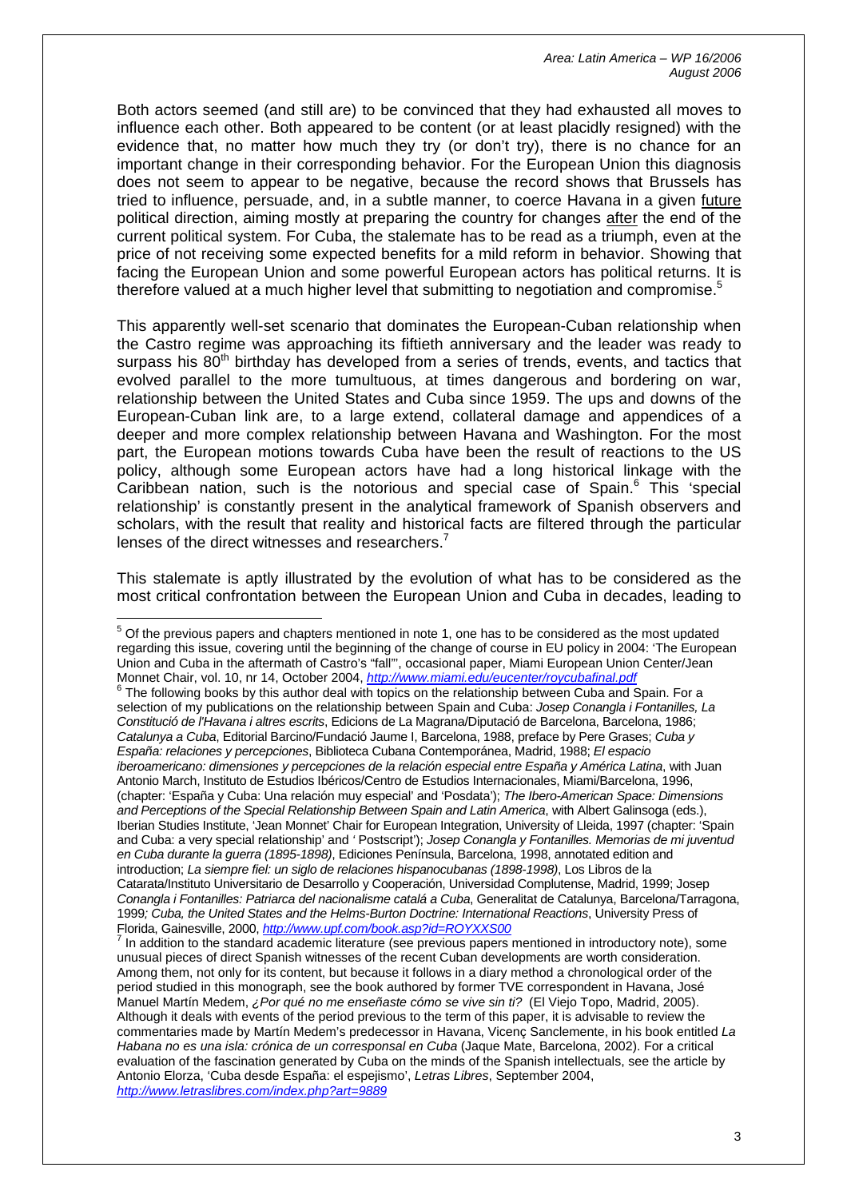Both actors seemed (and still are) to be convinced that they had exhausted all moves to influence each other. Both appeared to be content (or at least placidly resigned) with the evidence that, no matter how much they try (or don't try), there is no chance for an important change in their corresponding behavior. For the European Union this diagnosis does not seem to appear to be negative, because the record shows that Brussels has tried to influence, persuade, and, in a subtle manner, to coerce Havana in a given future political direction, aiming mostly at preparing the country for changes after the end of the current political system. For Cuba, the stalemate has to be read as a triumph, even at the price of not receiving some expected benefits for a mild reform in behavior. Showing that facing the European Union and some powerful European actors has political returns. It is therefore valued at a much higher level that submitting to negotiation and compromise.[5]

This apparently well-set scenario that dominates the European-Cuban relationship when the Castro regime was approaching its fiftieth anniversary and the leader was ready to surpass his 80th birthday has developed from a series of trends, events, and tactics that evolved parallel to the more tumultuous, at times dangerous and bordering on war, relationship between the United States and Cuba since 1959. The ups and downs of the European-Cuban link are, to a large extend, collateral damage and appendices of a deeper and more complex relationship between Havana and Washington. For the most part, the European motions towards Cuba have been the result of reactions to the US policy, although some European actors have had a long historical linkage with the Caribbean nation, such is the notorious and special case of Spain.[6] This 'special relationship' is constantly present in the analytical framework of Spanish observers and scholars, with the result that reality and historical facts are filtered through the particular lenses of the direct witnesses and researchers.[7]

This stalemate is aptly illustrated by the evolution of what has to be considered as the most critical confrontation between the European Union and Cuba in decades, leading to

---

[5] Of the previous papers and chapters mentioned in note 1, one has to be considered as the most updated regarding this issue, covering until the beginning of the change of course in EU policy in 2004: 'The European Union and Cuba in the aftermath of Castro's "fall"', occasional paper, Miami European Union Center/Jean Monnet Chair, vol. 10, nr 14, October 2004, *http://www.miami.edu/eucenter/roycubafinal.pdf*

[6] The following books by this author deal with topics on the relationship between Cuba and Spain. For a selection of my publications on the relationship between Spain and Cuba: *Josep Conangla i Fontanilles, La Constitució de l'Havana i altres escrits*, Edicions de La Magrana/Diputació de Barcelona, Barcelona, 1986; *Catalunya a Cuba*, Editorial Barcino/Fundació Jaume I, Barcelona, 1988, preface by Pere Grases; *Cuba y España: relaciones y percepciones*, Biblioteca Cubana Contemporánea, Madrid, 1988; *El espacio iberoamericano: dimensiones y percepciones de la relación especial entre España y América Latina*, with Juan Antonio March, Instituto de Estudios Ibéricos/Centro de Estudios Internacionales, Miami/Barcelona, 1996, (chapter: 'España y Cuba: Una relación muy especial' and 'Posdata'); *The Ibero-American Space: Dimensions and Perceptions of the Special Relationship Between Spain and Latin America*, with Albert Galinsoga (eds.), Iberian Studies Institute, 'Jean Monnet' Chair for European Integration, University of Lleida, 1997 (chapter: 'Spain and Cuba: a very special relationship' and ' Postscript'); *Josep Conangla y Fontanilles. Memorias de mi juventud en Cuba durante la guerra (1895-1898)*, Ediciones Península, Barcelona, 1998, annotated edition and introduction; *La siempre fiel: un siglo de relaciones hispanocubanas (1898-1998)*, Los Libros de la Catarata/Instituto Universitario de Desarrollo y Cooperación, Universidad Complutense, Madrid, 1999; Josep *Conangla i Fontanilles: Patriarca del nacionalisme catalá a Cuba*, Generalitat de Catalunya, Barcelona/Tarragona, 1999*; Cuba, the United States and the Helms-Burton Doctrine: International Reactions*, University Press of Florida, Gainesville, 2000, *http://www.upf.com/book.asp?id=ROYXXS00*

[7] In addition to the standard academic literature (see previous papers mentioned in introductory note), some unusual pieces of direct Spanish witnesses of the recent Cuban developments are worth consideration. Among them, not only for its content, but because it follows in a diary method a chronological order of the period studied in this monograph, see the book authored by former TVE correspondent in Havana, José Manuel Martín Medem, *¿Por qué no me enseñaste cómo se vive sin ti?* (El Viejo Topo, Madrid, 2005). Although it deals with events of the period previous to the term of this paper, it is advisable to review the commentaries made by Martín Medem's predecessor in Havana, Vicenç Sanclemente, in his book entitled *La Habana no es una isla: crónica de un corresponsal en Cuba* (Jaque Mate, Barcelona, 2002). For a critical evaluation of the fascination generated by Cuba on the minds of the Spanish intellectuals, see the article by Antonio Elorza, 'Cuba desde España: el espejismo', *Letras Libres*, September 2004, *http://www.letraslibres.com/index.php?art=9889*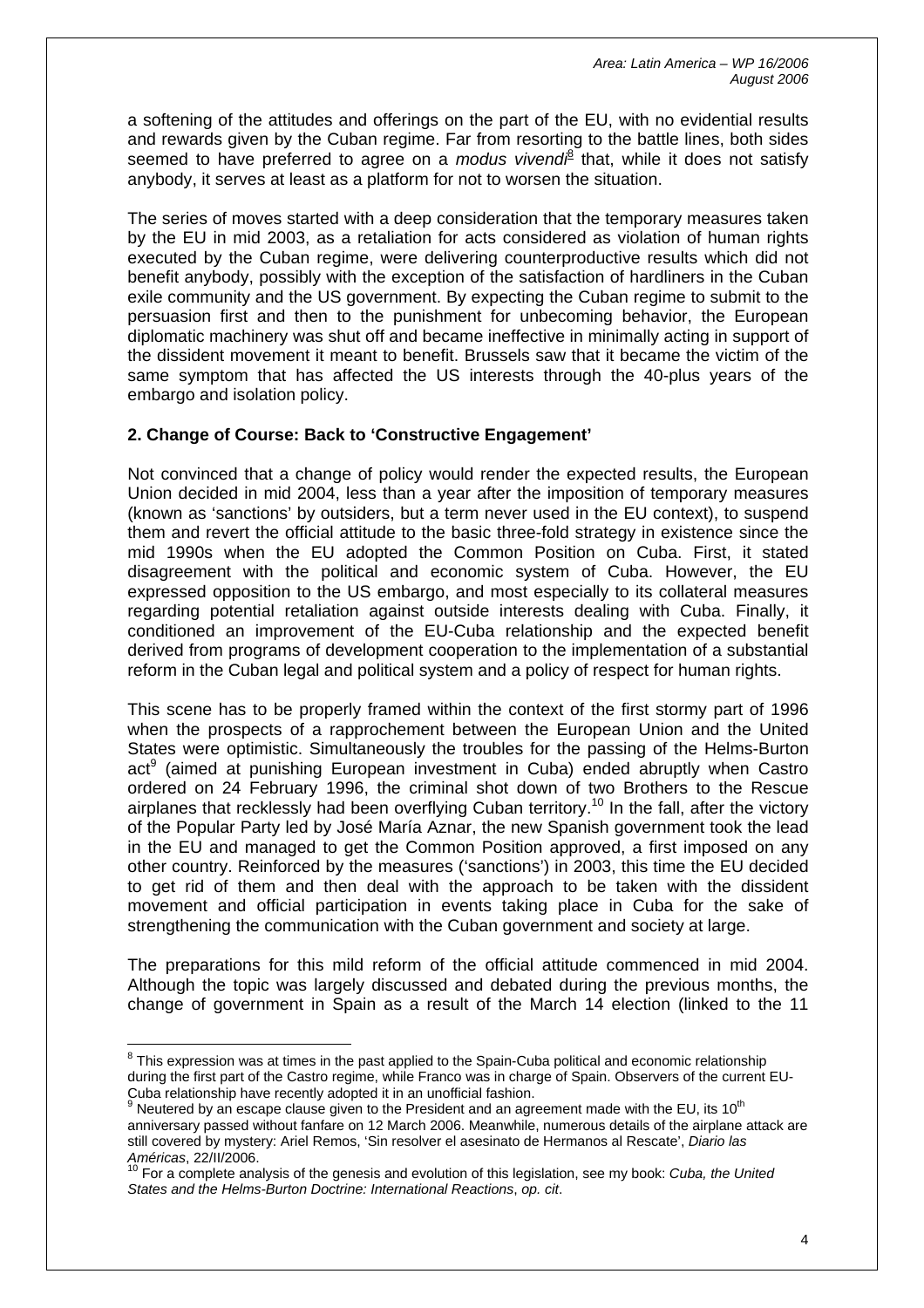a softening of the attitudes and offerings on the part of the EU, with no evidential results and rewards given by the Cuban regime. Far from resorting to the battle lines, both sides seemed to have preferred to agree on a *modus vivendi*[8] that, while it does not satisfy anybody, it serves at least as a platform for not to worsen the situation.

The series of moves started with a deep consideration that the temporary measures taken by the EU in mid 2003, as a retaliation for acts considered as violation of human rights executed by the Cuban regime, were delivering counterproductive results which did not benefit anybody, possibly with the exception of the satisfaction of hardliners in the Cuban exile community and the US government. By expecting the Cuban regime to submit to the persuasion first and then to the punishment for unbecoming behavior, the European diplomatic machinery was shut off and became ineffective in minimally acting in support of the dissident movement it meant to benefit. Brussels saw that it became the victim of the same symptom that has affected the US interests through the 40-plus years of the embargo and isolation policy.

## 2. Change of Course: Back to 'Constructive Engagement'

Not convinced that a change of policy would render the expected results, the European Union decided in mid 2004, less than a year after the imposition of temporary measures (known as 'sanctions' by outsiders, but a term never used in the EU context), to suspend them and revert the official attitude to the basic three-fold strategy in existence since the mid 1990s when the EU adopted the Common Position on Cuba. First, it stated disagreement with the political and economic system of Cuba. However, the EU expressed opposition to the US embargo, and most especially to its collateral measures regarding potential retaliation against outside interests dealing with Cuba. Finally, it conditioned an improvement of the EU-Cuba relationship and the expected benefit derived from programs of development cooperation to the implementation of a substantial reform in the Cuban legal and political system and a policy of respect for human rights.

This scene has to be properly framed within the context of the first stormy part of 1996 when the prospects of a rapprochement between the European Union and the United States were optimistic. Simultaneously the troubles for the passing of the Helms-Burton act[9] (aimed at punishing European investment in Cuba) ended abruptly when Castro ordered on 24 February 1996, the criminal shot down of two Brothers to the Rescue airplanes that recklessly had been overflying Cuban territory.[10] In the fall, after the victory of the Popular Party led by José María Aznar, the new Spanish government took the lead in the EU and managed to get the Common Position approved, a first imposed on any other country. Reinforced by the measures ('sanctions') in 2003, this time the EU decided to get rid of them and then deal with the approach to be taken with the dissident movement and official participation in events taking place in Cuba for the sake of strengthening the communication with the Cuban government and society at large.

The preparations for this mild reform of the official attitude commenced in mid 2004. Although the topic was largely discussed and debated during the previous months, the change of government in Spain as a result of the March 14 election (linked to the 11

---

[8] This expression was at times in the past applied to the Spain-Cuba political and economic relationship during the first part of the Castro regime, while Franco was in charge of Spain. Observers of the current EU-Cuba relationship have recently adopted it in an unofficial fashion.

[9] Neutered by an escape clause given to the President and an agreement made with the EU, its 10th anniversary passed without fanfare on 12 March 2006. Meanwhile, numerous details of the airplane attack are still covered by mystery: Ariel Remos, 'Sin resolver el asesinato de Hermanos al Rescate', *Diario las Américas*, 22/II/2006.

[10] For a complete analysis of the genesis and evolution of this legislation, see my book: *Cuba, the United States and the Helms-Burton Doctrine: International Reactions*, *op. cit*.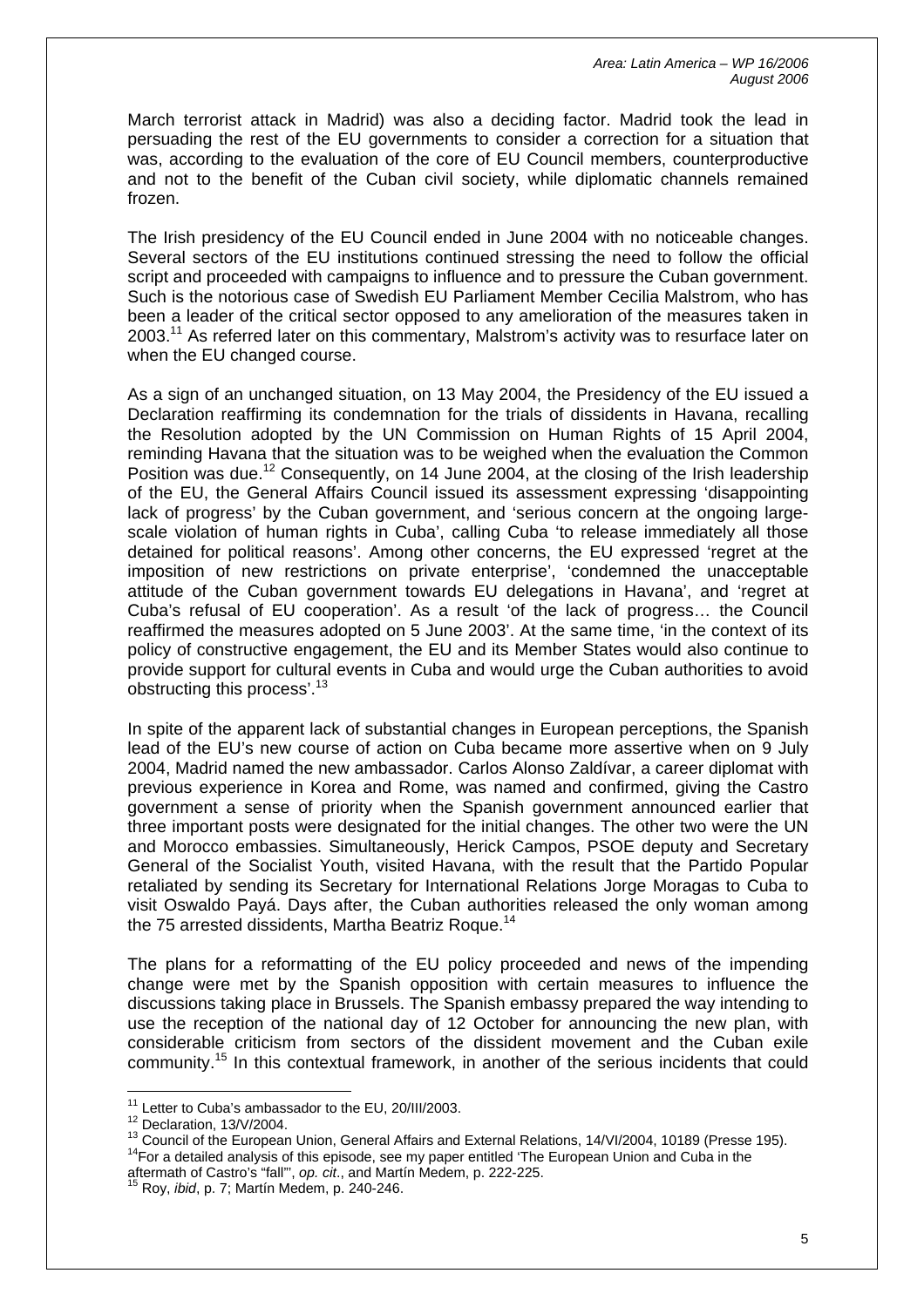March terrorist attack in Madrid) was also a deciding factor. Madrid took the lead in persuading the rest of the EU governments to consider a correction for a situation that was, according to the evaluation of the core of EU Council members, counterproductive and not to the benefit of the Cuban civil society, while diplomatic channels remained frozen.

The Irish presidency of the EU Council ended in June 2004 with no noticeable changes. Several sectors of the EU institutions continued stressing the need to follow the official script and proceeded with campaigns to influence and to pressure the Cuban government. Such is the notorious case of Swedish EU Parliament Member Cecilia Malstrom, who has been a leader of the critical sector opposed to any amelioration of the measures taken in 2003.[11] As referred later on this commentary, Malstrom's activity was to resurface later on when the EU changed course.

As a sign of an unchanged situation, on 13 May 2004, the Presidency of the EU issued a Declaration reaffirming its condemnation for the trials of dissidents in Havana, recalling the Resolution adopted by the UN Commission on Human Rights of 15 April 2004, reminding Havana that the situation was to be weighed when the evaluation the Common Position was due.[12] Consequently, on 14 June 2004, at the closing of the Irish leadership of the EU, the General Affairs Council issued its assessment expressing 'disappointing lack of progress' by the Cuban government, and 'serious concern at the ongoing large-scale violation of human rights in Cuba', calling Cuba 'to release immediately all those detained for political reasons'. Among other concerns, the EU expressed 'regret at the imposition of new restrictions on private enterprise', 'condemned the unacceptable attitude of the Cuban government towards EU delegations in Havana', and 'regret at Cuba's refusal of EU cooperation'. As a result 'of the lack of progress… the Council reaffirmed the measures adopted on 5 June 2003'. At the same time, 'in the context of its policy of constructive engagement, the EU and its Member States would also continue to provide support for cultural events in Cuba and would urge the Cuban authorities to avoid obstructing this process'.[13]

In spite of the apparent lack of substantial changes in European perceptions, the Spanish lead of the EU's new course of action on Cuba became more assertive when on 9 July 2004, Madrid named the new ambassador. Carlos Alonso Zaldívar, a career diplomat with previous experience in Korea and Rome, was named and confirmed, giving the Castro government a sense of priority when the Spanish government announced earlier that three important posts were designated for the initial changes. The other two were the UN and Morocco embassies. Simultaneously, Herick Campos, PSOE deputy and Secretary General of the Socialist Youth, visited Havana, with the result that the Partido Popular retaliated by sending its Secretary for International Relations Jorge Moragas to Cuba to visit Oswaldo Payá. Days after, the Cuban authorities released the only woman among the 75 arrested dissidents, Martha Beatriz Roque.[14]

The plans for a reformatting of the EU policy proceeded and news of the impending change were met by the Spanish opposition with certain measures to influence the discussions taking place in Brussels. The Spanish embassy prepared the way intending to use the reception of the national day of 12 October for announcing the new plan, with considerable criticism from sectors of the dissident movement and the Cuban exile community.[15] In this contextual framework, in another of the serious incidents that could

---

[11] Letter to Cuba's ambassador to the EU, 20/III/2003.

[12] Declaration, 13/V/2004.

[13] Council of the European Union, General Affairs and External Relations, 14/VI/2004, 10189 (Presse 195).

[14] For a detailed analysis of this episode, see my paper entitled 'The European Union and Cuba in the aftermath of Castro's "fall"', *op. cit*., and Martín Medem, p. 222-225.

[15] Roy, *ibid*, p. 7; Martín Medem, p. 240-246.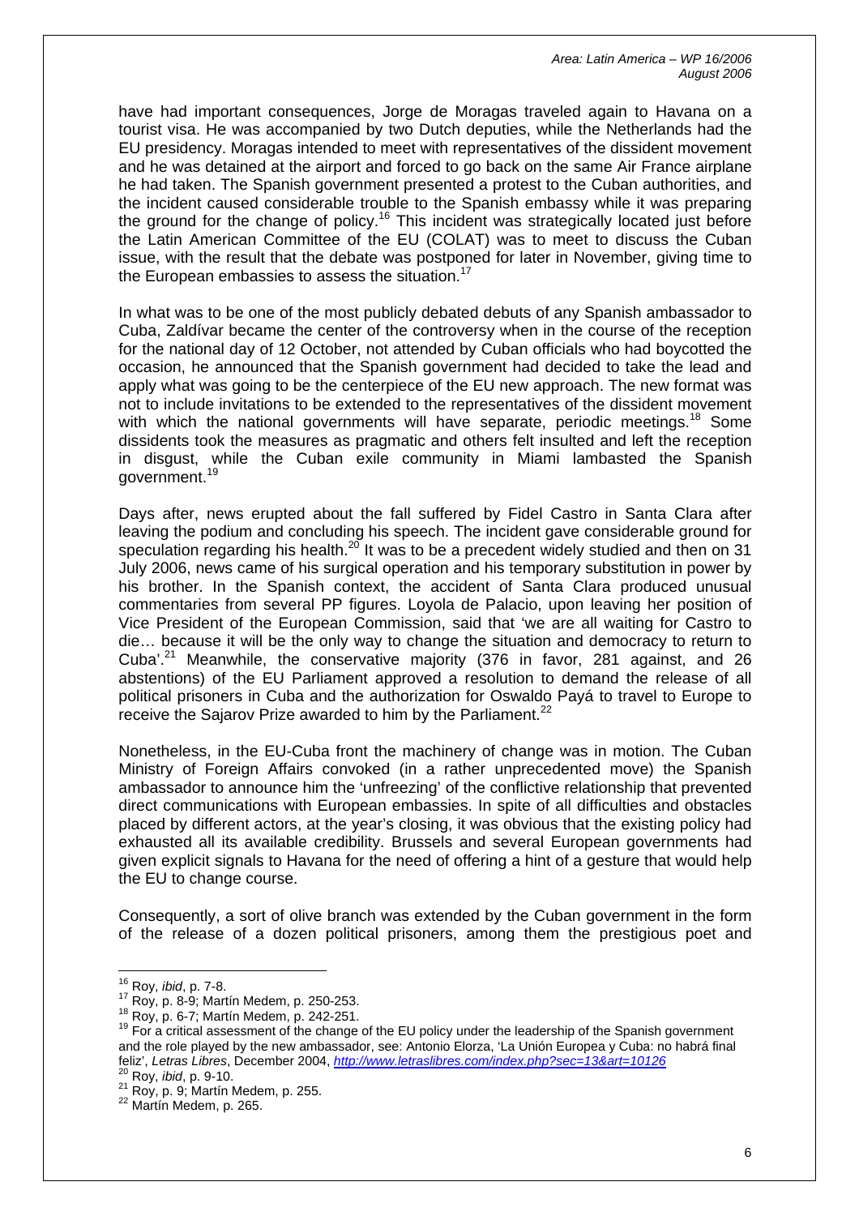have had important consequences, Jorge de Moragas traveled again to Havana on a tourist visa. He was accompanied by two Dutch deputies, while the Netherlands had the EU presidency. Moragas intended to meet with representatives of the dissident movement and he was detained at the airport and forced to go back on the same Air France airplane he had taken. The Spanish government presented a protest to the Cuban authorities, and the incident caused considerable trouble to the Spanish embassy while it was preparing the ground for the change of policy.[16] This incident was strategically located just before the Latin American Committee of the EU (COLAT) was to meet to discuss the Cuban issue, with the result that the debate was postponed for later in November, giving time to the European embassies to assess the situation.[17]

In what was to be one of the most publicly debated debuts of any Spanish ambassador to Cuba, Zaldívar became the center of the controversy when in the course of the reception for the national day of 12 October, not attended by Cuban officials who had boycotted the occasion, he announced that the Spanish government had decided to take the lead and apply what was going to be the centerpiece of the EU new approach. The new format was not to include invitations to be extended to the representatives of the dissident movement with which the national governments will have separate, periodic meetings.[18] Some dissidents took the measures as pragmatic and others felt insulted and left the reception in disgust, while the Cuban exile community in Miami lambasted the Spanish government.[19]

Days after, news erupted about the fall suffered by Fidel Castro in Santa Clara after leaving the podium and concluding his speech. The incident gave considerable ground for speculation regarding his health.[20] It was to be a precedent widely studied and then on 31 July 2006, news came of his surgical operation and his temporary substitution in power by his brother. In the Spanish context, the accident of Santa Clara produced unusual commentaries from several PP figures. Loyola de Palacio, upon leaving her position of Vice President of the European Commission, said that 'we are all waiting for Castro to die… because it will be the only way to change the situation and democracy to return to Cuba'.[21] Meanwhile, the conservative majority (376 in favor, 281 against, and 26 abstentions) of the EU Parliament approved a resolution to demand the release of all political prisoners in Cuba and the authorization for Oswaldo Payá to travel to Europe to receive the Sajarov Prize awarded to him by the Parliament.[22]

Nonetheless, in the EU-Cuba front the machinery of change was in motion. The Cuban Ministry of Foreign Affairs convoked (in a rather unprecedented move) the Spanish ambassador to announce him the 'unfreezing' of the conflictive relationship that prevented direct communications with European embassies. In spite of all difficulties and obstacles placed by different actors, at the year's closing, it was obvious that the existing policy had exhausted all its available credibility. Brussels and several European governments had given explicit signals to Havana for the need of offering a hint of a gesture that would help the EU to change course.

Consequently, a sort of olive branch was extended by the Cuban government in the form of the release of a dozen political prisoners, among them the prestigious poet and

---

[16] Roy, *ibid*, p. 7-8.

[17] Roy, p. 8-9; Martín Medem, p. 250-253.

[18] Roy, p. 6-7; Martín Medem, p. 242-251.

[19] For a critical assessment of the change of the EU policy under the leadership of the Spanish government and the role played by the new ambassador, see: Antonio Elorza, 'La Unión Europea y Cuba: no habrá final feliz', *Letras Libres*, December 2004, *http://www.letraslibres.com/index.php?sec=13&art=10126*

[20] Roy, *ibid*, p. 9-10.

[21] Roy, p. 9; Martín Medem, p. 255.

[22] Martín Medem, p. 265.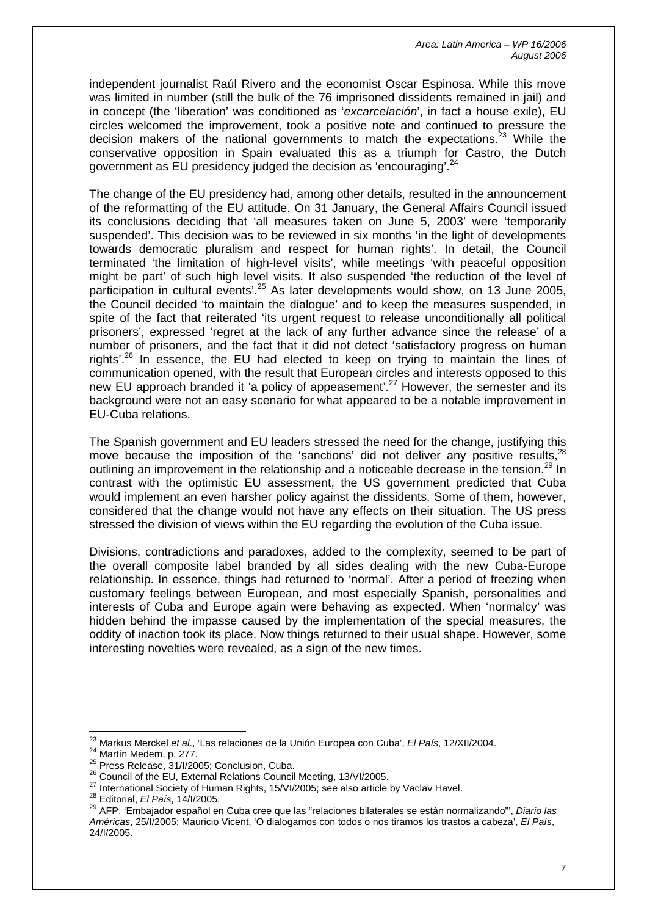independent journalist Raúl Rivero and the economist Oscar Espinosa. While this move was limited in number (still the bulk of the 76 imprisoned dissidents remained in jail) and in concept (the 'liberation' was conditioned as '*excarcelación*', in fact a house exile), EU circles welcomed the improvement, took a positive note and continued to pressure the decision makers of the national governments to match the expectations.[23] While the conservative opposition in Spain evaluated this as a triumph for Castro, the Dutch government as EU presidency judged the decision as 'encouraging'.[24]

The change of the EU presidency had, among other details, resulted in the announcement of the reformatting of the EU attitude. On 31 January, the General Affairs Council issued its conclusions deciding that 'all measures taken on June 5, 2003' were 'temporarily suspended'. This decision was to be reviewed in six months 'in the light of developments towards democratic pluralism and respect for human rights'. In detail, the Council terminated 'the limitation of high-level visits', while meetings 'with peaceful opposition might be part' of such high level visits. It also suspended 'the reduction of the level of participation in cultural events'.[25] As later developments would show, on 13 June 2005, the Council decided 'to maintain the dialogue' and to keep the measures suspended, in spite of the fact that reiterated 'its urgent request to release unconditionally all political prisoners', expressed 'regret at the lack of any further advance since the release' of a number of prisoners, and the fact that it did not detect 'satisfactory progress on human rights'.[26] In essence, the EU had elected to keep on trying to maintain the lines of communication opened, with the result that European circles and interests opposed to this new EU approach branded it 'a policy of appeasement'.[27] However, the semester and its background were not an easy scenario for what appeared to be a notable improvement in EU-Cuba relations.

The Spanish government and EU leaders stressed the need for the change, justifying this move because the imposition of the 'sanctions' did not deliver any positive results,[28] outlining an improvement in the relationship and a noticeable decrease in the tension.[29] In contrast with the optimistic EU assessment, the US government predicted that Cuba would implement an even harsher policy against the dissidents. Some of them, however, considered that the change would not have any effects on their situation. The US press stressed the division of views within the EU regarding the evolution of the Cuba issue.

Divisions, contradictions and paradoxes, added to the complexity, seemed to be part of the overall composite label branded by all sides dealing with the new Cuba-Europe relationship. In essence, things had returned to 'normal'. After a period of freezing when customary feelings between European, and most especially Spanish, personalities and interests of Cuba and Europe again were behaving as expected. When 'normalcy' was hidden behind the impasse caused by the implementation of the special measures, the oddity of inaction took its place. Now things returned to their usual shape. However, some interesting novelties were revealed, as a sign of the new times.

---

[23] Markus Merckel *et al*., 'Las relaciones de la Unión Europea con Cuba', *El País*, 12/XII/2004.

[24] Martín Medem, p. 277.

[25] Press Release, 31/I/2005; Conclusion, Cuba.

[26] Council of the EU, External Relations Council Meeting, 13/VI/2005.

[27] International Society of Human Rights, 15/VI/2005; see also article by Vaclav Havel.

[28] Editorial, *El País*, 14/I/2005.

[29] AFP, 'Embajador español en Cuba cree que las "relaciones bilaterales se están normalizando"', *Diario las Américas*, 25/I/2005; Mauricio Vicent, 'O dialogamos con todos o nos tiramos los trastos a cabeza', *El País*, 24/I/2005.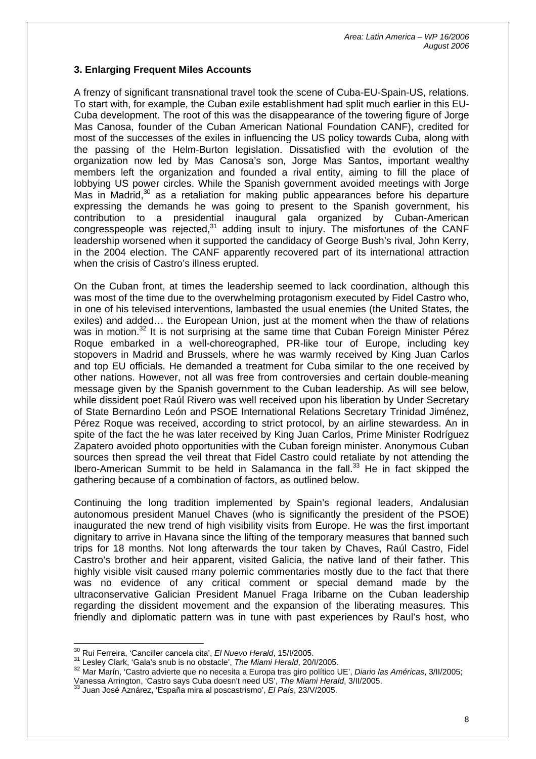### 3. Enlarging Frequent Miles Accounts

A frenzy of significant transnational travel took the scene of Cuba-EU-Spain-US, relations. To start with, for example, the Cuban exile establishment had split much earlier in this EU-Cuba development. The root of this was the disappearance of the towering figure of Jorge Mas Canosa, founder of the Cuban American National Foundation CANF), credited for most of the successes of the exiles in influencing the US policy towards Cuba, along with the passing of the Helm-Burton legislation. Dissatisfied with the evolution of the organization now led by Mas Canosa's son, Jorge Mas Santos, important wealthy members left the organization and founded a rival entity, aiming to fill the place of lobbying US power circles. While the Spanish government avoided meetings with Jorge Mas in Madrid,[30] as a retaliation for making public appearances before his departure expressing the demands he was going to present to the Spanish government, his contribution to a presidential inaugural gala organized by Cuban-American congresspeople was rejected,[31] adding insult to injury. The misfortunes of the CANF leadership worsened when it supported the candidacy of George Bush's rival, John Kerry, in the 2004 election. The CANF apparently recovered part of its international attraction when the crisis of Castro's illness erupted.

On the Cuban front, at times the leadership seemed to lack coordination, although this was most of the time due to the overwhelming protagonism executed by Fidel Castro who, in one of his televised interventions, lambasted the usual enemies (the United States, the exiles) and added… the European Union, just at the moment when the thaw of relations was in motion.[32] It is not surprising at the same time that Cuban Foreign Minister Pérez Roque embarked in a well-choreographed, PR-like tour of Europe, including key stopovers in Madrid and Brussels, where he was warmly received by King Juan Carlos and top EU officials. He demanded a treatment for Cuba similar to the one received by other nations. However, not all was free from controversies and certain double-meaning message given by the Spanish government to the Cuban leadership. As will see below, while dissident poet Raúl Rivero was well received upon his liberation by Under Secretary of State Bernardino León and PSOE International Relations Secretary Trinidad Jiménez, Pérez Roque was received, according to strict protocol, by an airline stewardess. An in spite of the fact the he was later received by King Juan Carlos, Prime Minister Rodríguez Zapatero avoided photo opportunities with the Cuban foreign minister. Anonymous Cuban sources then spread the veil threat that Fidel Castro could retaliate by not attending the Ibero-American Summit to be held in Salamanca in the fall.[33] He in fact skipped the gathering because of a combination of factors, as outlined below.

Continuing the long tradition implemented by Spain's regional leaders, Andalusian autonomous president Manuel Chaves (who is significantly the president of the PSOE) inaugurated the new trend of high visibility visits from Europe. He was the first important dignitary to arrive in Havana since the lifting of the temporary measures that banned such trips for 18 months. Not long afterwards the tour taken by Chaves, Raúl Castro, Fidel Castro's brother and heir apparent, visited Galicia, the native land of their father. This highly visible visit caused many polemic commentaries mostly due to the fact that there was no evidence of any critical comment or special demand made by the ultraconservative Galician President Manuel Fraga Iribarne on the Cuban leadership regarding the dissident movement and the expansion of the liberating measures. This friendly and diplomatic pattern was in tune with past experiences by Raul's host, who

---

[30] Rui Ferreira, 'Canciller cancela cita', *El Nuevo Herald*, 15/I/2005.

[31] Lesley Clark, 'Gala's snub is no obstacle', *The Miami Herald*, 20/I/2005.

[32] Mar Marín, 'Castro advierte que no necesita a Europa tras giro político UE', *Diario las Américas*, 3/II/2005; Vanessa Arrington, 'Castro says Cuba doesn't need US', *The Miami Herald*, 3/II/2005.

[33] Juan José Aznárez, 'España mira al poscastrismo', *El País*, 23/V/2005.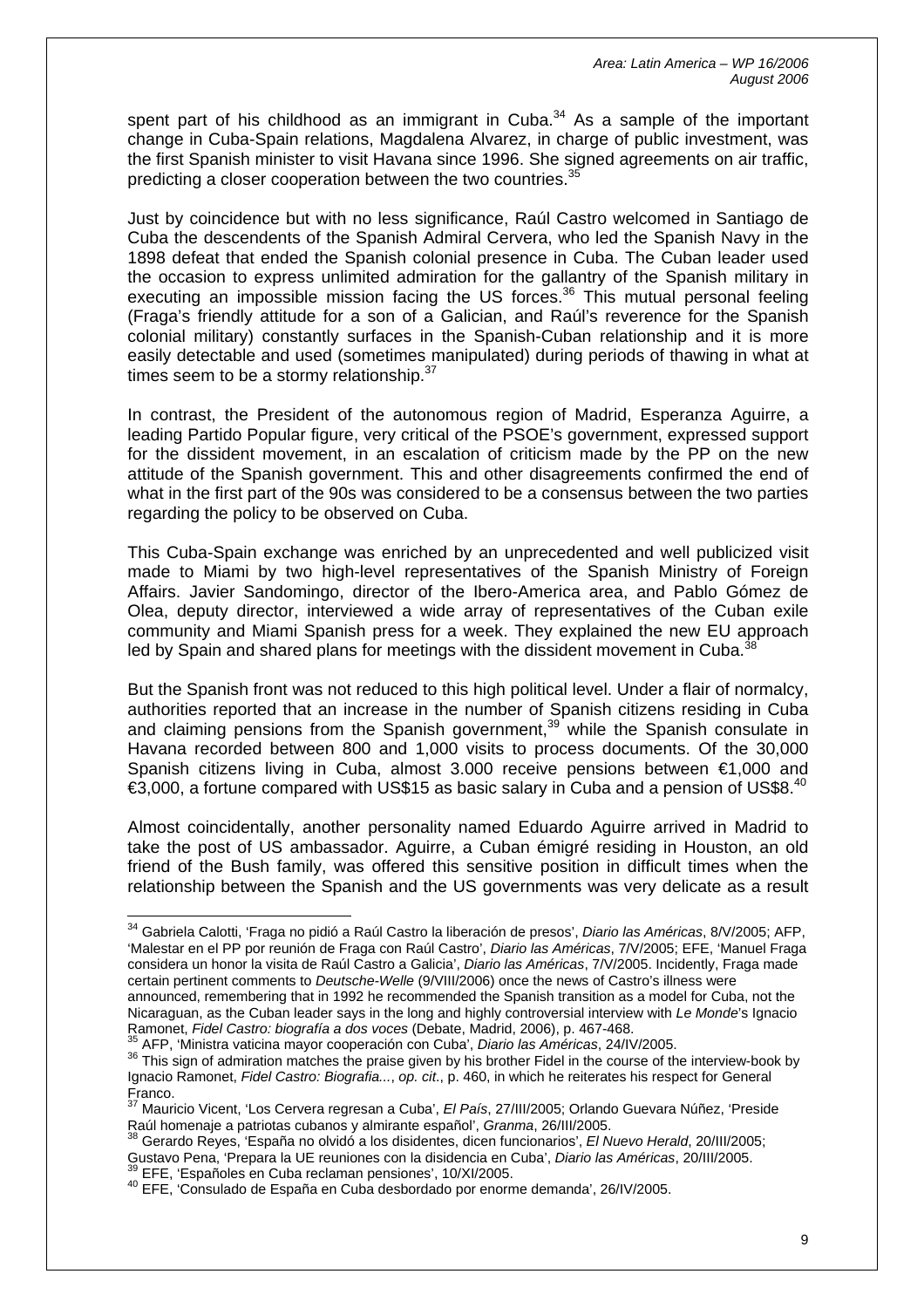spent part of his childhood as an immigrant in Cuba.[34] As a sample of the important change in Cuba-Spain relations, Magdalena Alvarez, in charge of public investment, was the first Spanish minister to visit Havana since 1996. She signed agreements on air traffic, predicting a closer cooperation between the two countries.[35]

Just by coincidence but with no less significance, Raúl Castro welcomed in Santiago de Cuba the descendents of the Spanish Admiral Cervera, who led the Spanish Navy in the 1898 defeat that ended the Spanish colonial presence in Cuba. The Cuban leader used the occasion to express unlimited admiration for the gallantry of the Spanish military in executing an impossible mission facing the US forces.[36] This mutual personal feeling (Fraga's friendly attitude for a son of a Galician, and Raúl's reverence for the Spanish colonial military) constantly surfaces in the Spanish-Cuban relationship and it is more easily detectable and used (sometimes manipulated) during periods of thawing in what at times seem to be a stormy relationship.[37]

In contrast, the President of the autonomous region of Madrid, Esperanza Aguirre, a leading Partido Popular figure, very critical of the PSOE's government, expressed support for the dissident movement, in an escalation of criticism made by the PP on the new attitude of the Spanish government. This and other disagreements confirmed the end of what in the first part of the 90s was considered to be a consensus between the two parties regarding the policy to be observed on Cuba.

This Cuba-Spain exchange was enriched by an unprecedented and well publicized visit made to Miami by two high-level representatives of the Spanish Ministry of Foreign Affairs. Javier Sandomingo, director of the Ibero-America area, and Pablo Gómez de Olea, deputy director, interviewed a wide array of representatives of the Cuban exile community and Miami Spanish press for a week. They explained the new EU approach led by Spain and shared plans for meetings with the dissident movement in Cuba.[38]

But the Spanish front was not reduced to this high political level. Under a flair of normalcy, authorities reported that an increase in the number of Spanish citizens residing in Cuba and claiming pensions from the Spanish government,[39] while the Spanish consulate in Havana recorded between 800 and 1,000 visits to process documents. Of the 30,000 Spanish citizens living in Cuba, almost 3.000 receive pensions between €1,000 and €3,000, a fortune compared with US$15 as basic salary in Cuba and a pension of US$8.[40]

Almost coincidentally, another personality named Eduardo Aguirre arrived in Madrid to take the post of US ambassador. Aguirre, a Cuban émigré residing in Houston, an old friend of the Bush family, was offered this sensitive position in difficult times when the relationship between the Spanish and the US governments was very delicate as a result

---

[34] Gabriela Calotti, 'Fraga no pidió a Raúl Castro la liberación de presos', *Diario las Américas*, 8/V/2005; AFP, 'Malestar en el PP por reunión de Fraga con Raúl Castro', *Diario las Américas*, 7/V/2005; EFE, 'Manuel Fraga considera un honor la visita de Raúl Castro a Galicia', *Diario las Américas*, 7/V/2005. Incidently, Fraga made certain pertinent comments to *Deutsche-Welle* (9/VIII/2006) once the news of Castro's illness were announced, remembering that in 1992 he recommended the Spanish transition as a model for Cuba, not the Nicaraguan, as the Cuban leader says in the long and highly controversial interview with *Le Monde*'s Ignacio Ramonet, *Fidel Castro: biografía a dos voces* (Debate, Madrid, 2006), p. 467-468.

[35] AFP, 'Ministra vaticina mayor cooperación con Cuba', *Diario las Américas*, 24/IV/2005.

[36] This sign of admiration matches the praise given by his brother Fidel in the course of the interview-book by Ignacio Ramonet, *Fidel Castro: Biografía...*, *op. cit.*, p. 460, in which he reiterates his respect for General Franco.

[37] Mauricio Vicent, 'Los Cervera regresan a Cuba', *El País*, 27/III/2005; Orlando Guevara Núñez, 'Preside Raúl homenaje a patriotas cubanos y almirante español', *Granma*, 26/III/2005.

[38] Gerardo Reyes, 'España no olvidó a los disidentes, dicen funcionarios', *El Nuevo Herald*, 20/III/2005; Gustavo Pena, 'Prepara la UE reuniones con la disidencia en Cuba', *Diario las Américas*, 20/III/2005.

[39] EFE, 'Españoles en Cuba reclaman pensiones', 10/XI/2005.

[40] EFE, 'Consulado de España en Cuba desbordado por enorme demanda', 26/IV/2005.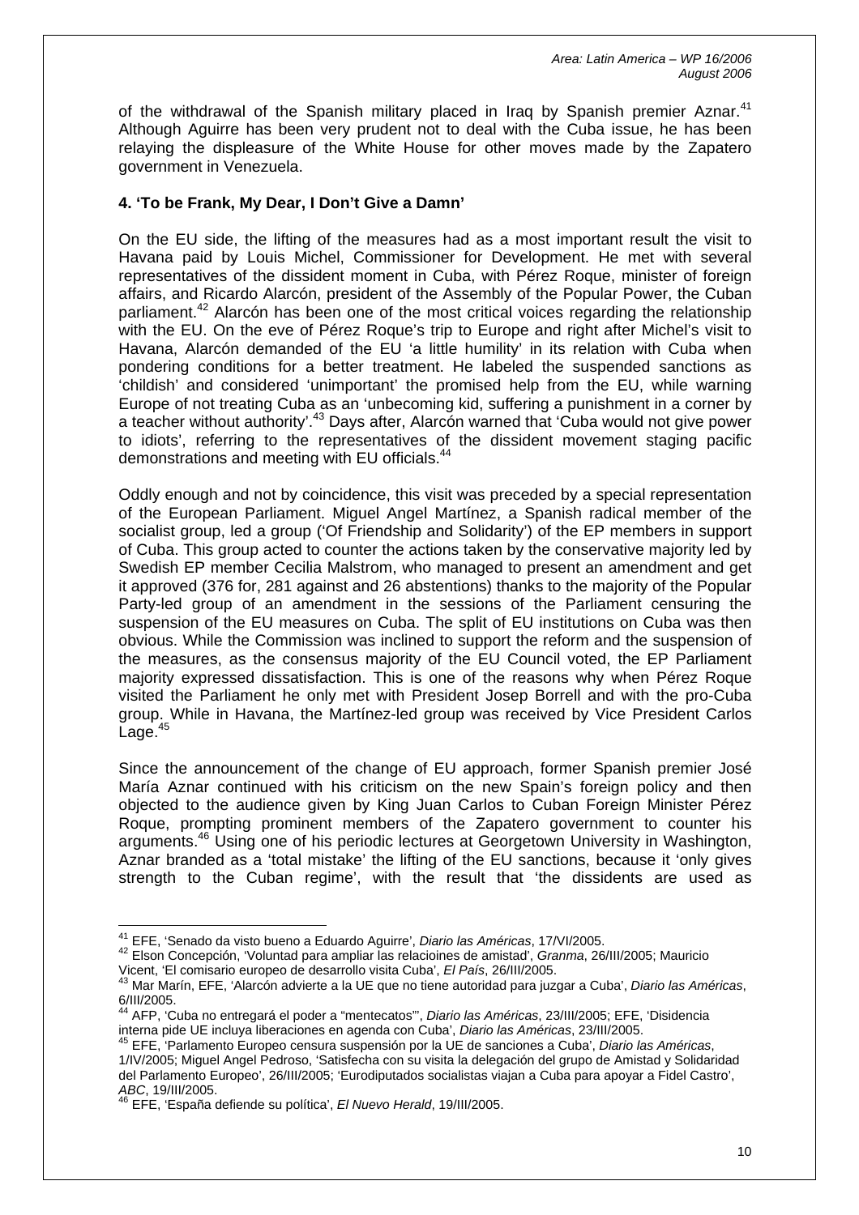of the withdrawal of the Spanish military placed in Iraq by Spanish premier Aznar.[41] Although Aguirre has been very prudent not to deal with the Cuba issue, he has been relaying the displeasure of the White House for other moves made by the Zapatero government in Venezuela.

### 4. 'To be Frank, My Dear, I Don't Give a Damn'

On the EU side, the lifting of the measures had as a most important result the visit to Havana paid by Louis Michel, Commissioner for Development. He met with several representatives of the dissident moment in Cuba, with Pérez Roque, minister of foreign affairs, and Ricardo Alarcón, president of the Assembly of the Popular Power, the Cuban parliament.[42] Alarcón has been one of the most critical voices regarding the relationship with the EU. On the eve of Pérez Roque's trip to Europe and right after Michel's visit to Havana, Alarcón demanded of the EU 'a little humility' in its relation with Cuba when pondering conditions for a better treatment. He labeled the suspended sanctions as 'childish' and considered 'unimportant' the promised help from the EU, while warning Europe of not treating Cuba as an 'unbecoming kid, suffering a punishment in a corner by a teacher without authority'.[43] Days after, Alarcón warned that 'Cuba would not give power to idiots', referring to the representatives of the dissident movement staging pacific demonstrations and meeting with EU officials.[44]

Oddly enough and not by coincidence, this visit was preceded by a special representation of the European Parliament. Miguel Angel Martínez, a Spanish radical member of the socialist group, led a group ('Of Friendship and Solidarity') of the EP members in support of Cuba. This group acted to counter the actions taken by the conservative majority led by Swedish EP member Cecilia Malstrom, who managed to present an amendment and get it approved (376 for, 281 against and 26 abstentions) thanks to the majority of the Popular Party-led group of an amendment in the sessions of the Parliament censuring the suspension of the EU measures on Cuba. The split of EU institutions on Cuba was then obvious. While the Commission was inclined to support the reform and the suspension of the measures, as the consensus majority of the EU Council voted, the EP Parliament majority expressed dissatisfaction. This is one of the reasons why when Pérez Roque visited the Parliament he only met with President Josep Borrell and with the pro-Cuba group. While in Havana, the Martínez-led group was received by Vice President Carlos Lage.[45]

Since the announcement of the change of EU approach, former Spanish premier José María Aznar continued with his criticism on the new Spain's foreign policy and then objected to the audience given by King Juan Carlos to Cuban Foreign Minister Pérez Roque, prompting prominent members of the Zapatero government to counter his arguments.[46] Using one of his periodic lectures at Georgetown University in Washington, Aznar branded as a 'total mistake' the lifting of the EU sanctions, because it 'only gives strength to the Cuban regime', with the result that 'the dissidents are used as

---

[41] EFE, 'Senado da visto bueno a Eduardo Aguirre', *Diario las Américas*, 17/VI/2005.

[42] Elson Concepción, 'Voluntad para ampliar las relacioines de amistad', *Granma*, 26/III/2005; Mauricio Vicent, 'El comisario europeo de desarrollo visita Cuba', *El País*, 26/III/2005.

[43] Mar Marín, EFE, 'Alarcón advierte a la UE que no tiene autoridad para juzgar a Cuba', *Diario las Américas*, 6/III/2005.

[44] AFP, 'Cuba no entregará el poder a "mentecatos"', *Diario las Américas*, 23/III/2005; EFE, 'Disidencia interna pide UE incluya liberaciones en agenda con Cuba', *Diario las Américas*, 23/III/2005.

[45] EFE, 'Parlamento Europeo censura suspensión por la UE de sanciones a Cuba', *Diario las Américas*, 1/IV/2005; Miguel Angel Pedroso, 'Satisfecha con su visita la delegación del grupo de Amistad y Solidaridad del Parlamento Europeo', 26/III/2005; 'Eurodiputados socialistas viajan a Cuba para apoyar a Fidel Castro', *ABC*, 19/III/2005.

[46] EFE, 'España defiende su política', *El Nuevo Herald*, 19/III/2005.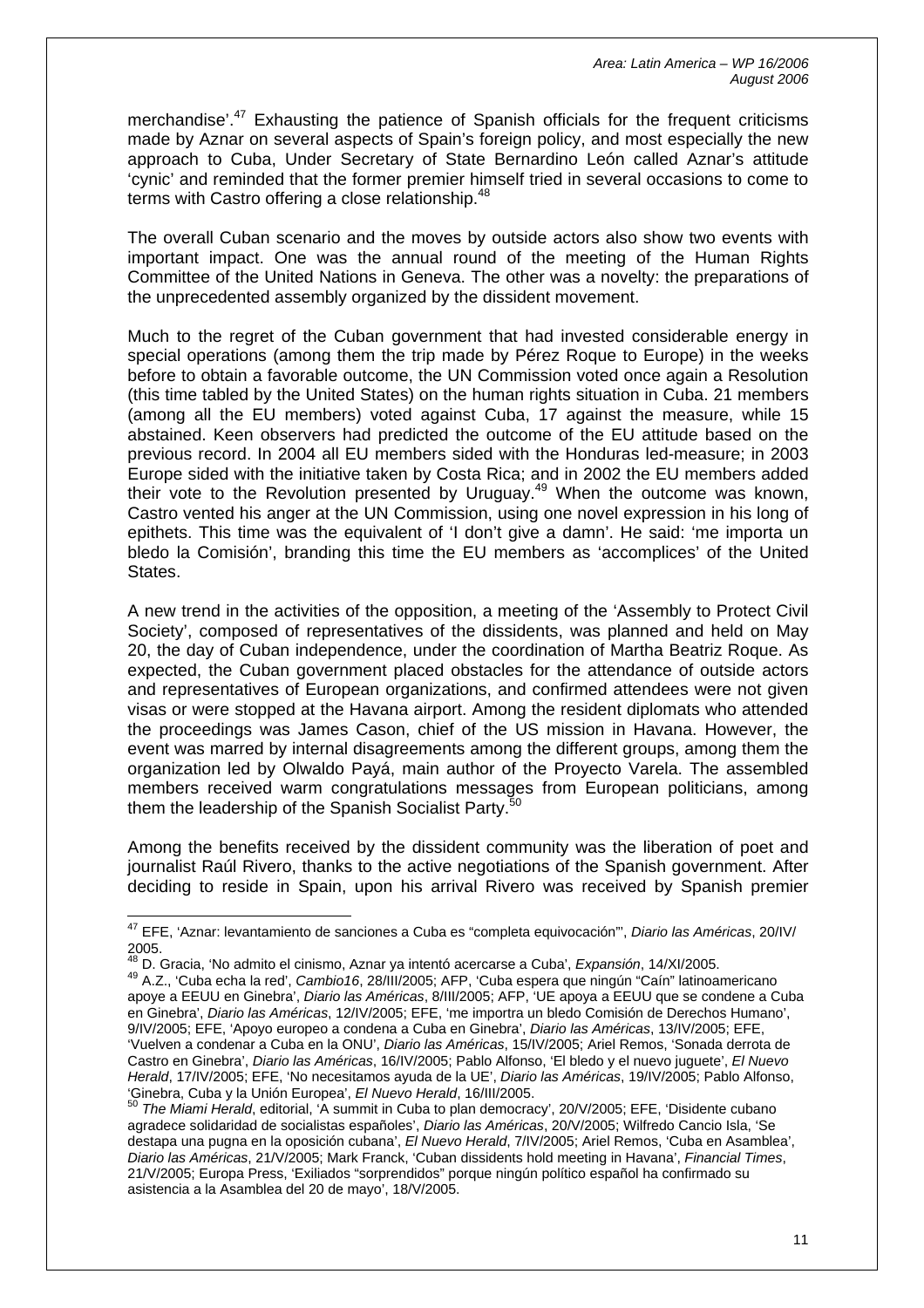merchandise'.[47] Exhausting the patience of Spanish officials for the frequent criticisms made by Aznar on several aspects of Spain's foreign policy, and most especially the new approach to Cuba, Under Secretary of State Bernardino León called Aznar's attitude 'cynic' and reminded that the former premier himself tried in several occasions to come to terms with Castro offering a close relationship.[48]

The overall Cuban scenario and the moves by outside actors also show two events with important impact. One was the annual round of the meeting of the Human Rights Committee of the United Nations in Geneva. The other was a novelty: the preparations of the unprecedented assembly organized by the dissident movement.

Much to the regret of the Cuban government that had invested considerable energy in special operations (among them the trip made by Pérez Roque to Europe) in the weeks before to obtain a favorable outcome, the UN Commission voted once again a Resolution (this time tabled by the United States) on the human rights situation in Cuba. 21 members (among all the EU members) voted against Cuba, 17 against the measure, while 15 abstained. Keen observers had predicted the outcome of the EU attitude based on the previous record. In 2004 all EU members sided with the Honduras led-measure; in 2003 Europe sided with the initiative taken by Costa Rica; and in 2002 the EU members added their vote to the Revolution presented by Uruguay.[49] When the outcome was known, Castro vented his anger at the UN Commission, using one novel expression in his long of epithets. This time was the equivalent of 'I don't give a damn'. He said: 'me importa un bledo la Comisión', branding this time the EU members as 'accomplices' of the United States.

A new trend in the activities of the opposition, a meeting of the 'Assembly to Protect Civil Society', composed of representatives of the dissidents, was planned and held on May 20, the day of Cuban independence, under the coordination of Martha Beatriz Roque. As expected, the Cuban government placed obstacles for the attendance of outside actors and representatives of European organizations, and confirmed attendees were not given visas or were stopped at the Havana airport. Among the resident diplomats who attended the proceedings was James Cason, chief of the US mission in Havana. However, the event was marred by internal disagreements among the different groups, among them the organization led by Olwaldo Payá, main author of the Proyecto Varela. The assembled members received warm congratulations messages from European politicians, among them the leadership of the Spanish Socialist Party.[50]

Among the benefits received by the dissident community was the liberation of poet and journalist Raúl Rivero, thanks to the active negotiations of the Spanish government. After deciding to reside in Spain, upon his arrival Rivero was received by Spanish premier

---

[47] EFE, 'Aznar: levantamiento de sanciones a Cuba es "completa equivocación"', *Diario las Américas*, 20/IV/2005.

[48] D. Gracia, 'No admito el cinismo, Aznar ya intentó acercarse a Cuba', *Expansión*, 14/XI/2005.

[49] A.Z., 'Cuba echa la red', *Cambio16*, 28/III/2005; AFP, 'Cuba espera que ningún "Caín" latinoamericano apoye a EEUU en Ginebra', *Diario las Américas*, 8/III/2005; AFP, 'UE apoya a EEUU que se condene a Cuba en Ginebra', *Diario las Américas*, 12/IV/2005; EFE, 'me importra un bledo Comisión de Derechos Humano', 9/IV/2005; EFE, 'Apoyo europeo a condena a Cuba en Ginebra', *Diario las Américas*, 13/IV/2005; EFE, 'Vuelven a condenar a Cuba en la ONU', *Diario las Américas*, 15/IV/2005; Ariel Remos, 'Sonada derrota de Castro en Ginebra', *Diario las Américas*, 16/IV/2005; Pablo Alfonso, 'El bledo y el nuevo juguete', *El Nuevo Herald*, 17/IV/2005; EFE, 'No necesitamos ayuda de la UE', *Diario las Américas*, 19/IV/2005; Pablo Alfonso, 'Ginebra, Cuba y la Unión Europea', *El Nuevo Herald*, 16/III/2005.

[50] *The Miami Herald*, editorial, 'A summit in Cuba to plan democracy', 20/V/2005; EFE, 'Disidente cubano agradece solidaridad de socialistas españoles', *Diario las Américas*, 20/V/2005; Wilfredo Cancio Isla, 'Se destapa una pugna en la oposición cubana', *El Nuevo Herald*, 7/IV/2005; Ariel Remos, 'Cuba en Asamblea', *Diario las Américas*, 21/V/2005; Mark Franck, 'Cuban dissidents hold meeting in Havana', *Financial Times*, 21/V/2005; Europa Press, 'Exiliados "sorprendidos" porque ningún político español ha confirmado su asistencia a la Asamblea del 20 de mayo', 18/V/2005.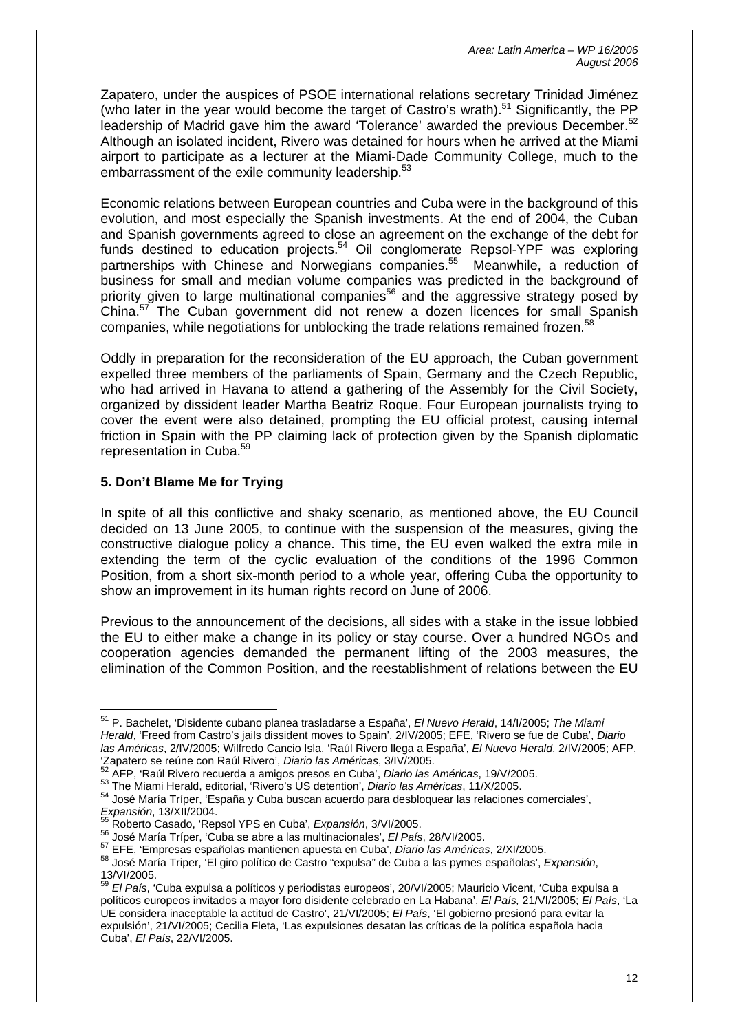Zapatero, under the auspices of PSOE international relations secretary Trinidad Jiménez (who later in the year would become the target of Castro's wrath).[51] Significantly, the PP leadership of Madrid gave him the award 'Tolerance' awarded the previous December.[52] Although an isolated incident, Rivero was detained for hours when he arrived at the Miami airport to participate as a lecturer at the Miami-Dade Community College, much to the embarrassment of the exile community leadership.[53]

Economic relations between European countries and Cuba were in the background of this evolution, and most especially the Spanish investments. At the end of 2004, the Cuban and Spanish governments agreed to close an agreement on the exchange of the debt for funds destined to education projects.[54] Oil conglomerate Repsol-YPF was exploring partnerships with Chinese and Norwegians companies.[55] Meanwhile, a reduction of business for small and median volume companies was predicted in the background of priority given to large multinational companies[56] and the aggressive strategy posed by China.[57] The Cuban government did not renew a dozen licences for small Spanish companies, while negotiations for unblocking the trade relations remained frozen.[58]

Oddly in preparation for the reconsideration of the EU approach, the Cuban government expelled three members of the parliaments of Spain, Germany and the Czech Republic, who had arrived in Havana to attend a gathering of the Assembly for the Civil Society, organized by dissident leader Martha Beatriz Roque. Four European journalists trying to cover the event were also detained, prompting the EU official protest, causing internal friction in Spain with the PP claiming lack of protection given by the Spanish diplomatic representation in Cuba.[59]

## 5. Don't Blame Me for Trying

In spite of all this conflictive and shaky scenario, as mentioned above, the EU Council decided on 13 June 2005, to continue with the suspension of the measures, giving the constructive dialogue policy a chance. This time, the EU even walked the extra mile in extending the term of the cyclic evaluation of the conditions of the 1996 Common Position, from a short six-month period to a whole year, offering Cuba the opportunity to show an improvement in its human rights record on June of 2006.

Previous to the announcement of the decisions, all sides with a stake in the issue lobbied the EU to either make a change in its policy or stay course. Over a hundred NGOs and cooperation agencies demanded the permanent lifting of the 2003 measures, the elimination of the Common Position, and the reestablishment of relations between the EU

---

[51] P. Bachelet, 'Disidente cubano planea trasladarse a España', *El Nuevo Herald*, 14/I/2005; *The Miami Herald*, 'Freed from Castro's jails dissident moves to Spain', 2/IV/2005; EFE, 'Rivero se fue de Cuba', *Diario las Américas*, 2/IV/2005; Wilfredo Cancio Isla, 'Raúl Rivero llega a España', *El Nuevo Herald*, 2/IV/2005; AFP, 'Zapatero se reúne con Raúl Rivero', *Diario las Américas*, 3/IV/2005.

[52] AFP, 'Raúl Rivero recuerda a amigos presos en Cuba', *Diario las Américas*, 19/V/2005.

[53] The Miami Herald, editorial, 'Rivero's US detention', *Diario las Américas*, 11/X/2005.

[54] José María Tríper, 'España y Cuba buscan acuerdo para desbloquear las relaciones comerciales', *Expansión*, 13/XII/2004.

[55] Roberto Casado, 'Repsol YPS en Cuba', *Expansión*, 3/VI/2005.

[56] José María Tríper, 'Cuba se abre a las multinacionales', *El País*, 28/VI/2005.

[57] EFE, 'Empresas españolas mantienen apuesta en Cuba', *Diario las Américas*, 2/XI/2005.

[58] José María Triper, 'El giro político de Castro "expulsa" de Cuba a las pymes españolas', *Expansión*, 13/VI/2005.

[59] *El País*, 'Cuba expulsa a políticos y periodistas europeos', 20/VI/2005; Mauricio Vicent, 'Cuba expulsa a políticos europeos invitados a mayor foro disidente celebrado en La Habana', *El País,* 21/VI/2005; *El País*, 'La UE considera inaceptable la actitud de Castro', 21/VI/2005; *El País*, 'El gobierno presionó para evitar la expulsión', 21/VI/2005; Cecilia Fleta, 'Las expulsiones desatan las críticas de la política española hacia Cuba', *El País*, 22/VI/2005.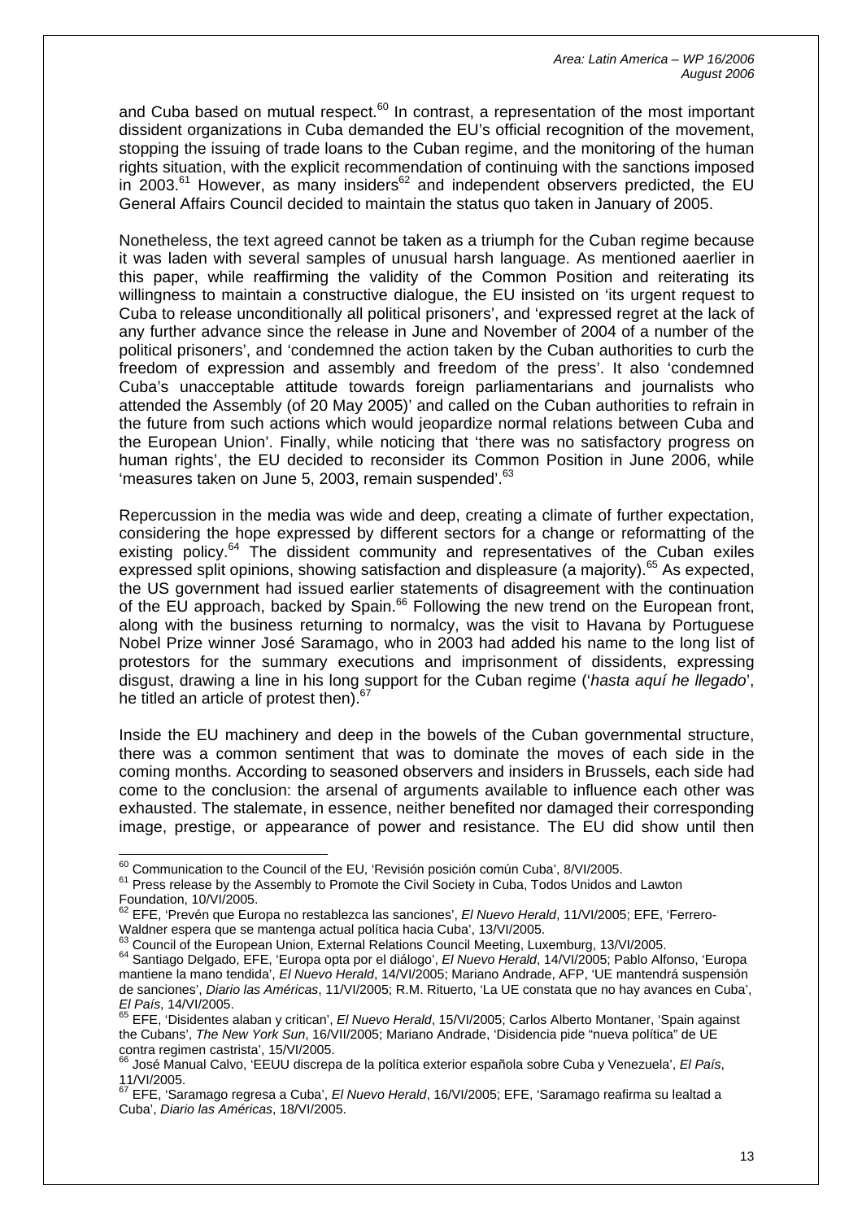and Cuba based on mutual respect.[60] In contrast, a representation of the most important dissident organizations in Cuba demanded the EU's official recognition of the movement, stopping the issuing of trade loans to the Cuban regime, and the monitoring of the human rights situation, with the explicit recommendation of continuing with the sanctions imposed in 2003.[61] However, as many insiders[62] and independent observers predicted, the EU General Affairs Council decided to maintain the status quo taken in January of 2005.

Nonetheless, the text agreed cannot be taken as a triumph for the Cuban regime because it was laden with several samples of unusual harsh language. As mentioned aaerlier in this paper, while reaffirming the validity of the Common Position and reiterating its willingness to maintain a constructive dialogue, the EU insisted on 'its urgent request to Cuba to release unconditionally all political prisoners', and 'expressed regret at the lack of any further advance since the release in June and November of 2004 of a number of the political prisoners', and 'condemned the action taken by the Cuban authorities to curb the freedom of expression and assembly and freedom of the press'. It also 'condemned Cuba's unacceptable attitude towards foreign parliamentarians and journalists who attended the Assembly (of 20 May 2005)' and called on the Cuban authorities to refrain in the future from such actions which would jeopardize normal relations between Cuba and the European Union'. Finally, while noticing that 'there was no satisfactory progress on human rights', the EU decided to reconsider its Common Position in June 2006, while 'measures taken on June 5, 2003, remain suspended'.[63]

Repercussion in the media was wide and deep, creating a climate of further expectation, considering the hope expressed by different sectors for a change or reformatting of the existing policy.[64] The dissident community and representatives of the Cuban exiles expressed split opinions, showing satisfaction and displeasure (a majority).[65] As expected, the US government had issued earlier statements of disagreement with the continuation of the EU approach, backed by Spain.[66] Following the new trend on the European front, along with the business returning to normalcy, was the visit to Havana by Portuguese Nobel Prize winner José Saramago, who in 2003 had added his name to the long list of protestors for the summary executions and imprisonment of dissidents, expressing disgust, drawing a line in his long support for the Cuban regime ('*hasta aquí he llegado*', he titled an article of protest then).[67]

Inside the EU machinery and deep in the bowels of the Cuban governmental structure, there was a common sentiment that was to dominate the moves of each side in the coming months. According to seasoned observers and insiders in Brussels, each side had come to the conclusion: the arsenal of arguments available to influence each other was exhausted. The stalemate, in essence, neither benefited nor damaged their corresponding image, prestige, or appearance of power and resistance. The EU did show until then

---

[60] Communication to the Council of the EU, 'Revisión posición común Cuba', 8/VI/2005.

[61] Press release by the Assembly to Promote the Civil Society in Cuba, Todos Unidos and Lawton Foundation, 10/VI/2005.

[62] EFE, 'Prevén que Europa no restablezca las sanciones', *El Nuevo Herald*, 11/VI/2005; EFE, 'Ferrero-Waldner espera que se mantenga actual política hacia Cuba', 13/VI/2005.

[63] Council of the European Union, External Relations Council Meeting, Luxemburg, 13/VI/2005.

[64] Santiago Delgado, EFE, 'Europa opta por el diálogo', *El Nuevo Herald*, 14/VI/2005; Pablo Alfonso, 'Europa mantiene la mano tendida', *El Nuevo Herald*, 14/VI/2005; Mariano Andrade, AFP, 'UE mantendrá suspensión de sanciones', *Diario las Américas*, 11/VI/2005; R.M. Rituerto, 'La UE constata que no hay avances en Cuba', *El País*, 14/VI/2005.

[65] EFE, 'Disidentes alaban y critican', *El Nuevo Herald*, 15/VI/2005; Carlos Alberto Montaner, 'Spain against the Cubans', *The New York Sun*, 16/VII/2005; Mariano Andrade, 'Disidencia pide "nueva política" de UE contra regimen castrista', 15/VI/2005.

[66] José Manual Calvo, 'EEUU discrepa de la política exterior española sobre Cuba y Venezuela', *El País*, 11/VI/2005.

[67] EFE, 'Saramago regresa a Cuba', *El Nuevo Herald*, 16/VI/2005; EFE, 'Saramago reafirma su lealtad a Cuba', *Diario las Américas*, 18/VI/2005.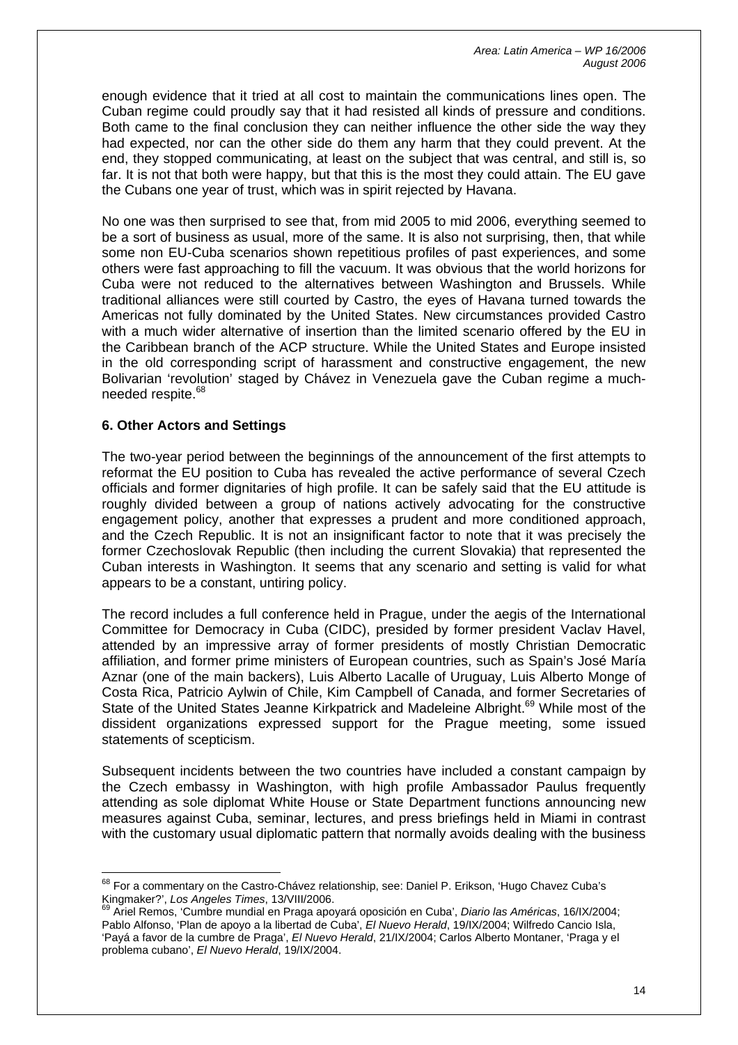enough evidence that it tried at all cost to maintain the communications lines open. The Cuban regime could proudly say that it had resisted all kinds of pressure and conditions. Both came to the final conclusion they can neither influence the other side the way they had expected, nor can the other side do them any harm that they could prevent. At the end, they stopped communicating, at least on the subject that was central, and still is, so far. It is not that both were happy, but that this is the most they could attain. The EU gave the Cubans one year of trust, which was in spirit rejected by Havana.

No one was then surprised to see that, from mid 2005 to mid 2006, everything seemed to be a sort of business as usual, more of the same. It is also not surprising, then, that while some non EU-Cuba scenarios shown repetitious profiles of past experiences, and some others were fast approaching to fill the vacuum. It was obvious that the world horizons for Cuba were not reduced to the alternatives between Washington and Brussels. While traditional alliances were still courted by Castro, the eyes of Havana turned towards the Americas not fully dominated by the United States. New circumstances provided Castro with a much wider alternative of insertion than the limited scenario offered by the EU in the Caribbean branch of the ACP structure. While the United States and Europe insisted in the old corresponding script of harassment and constructive engagement, the new Bolivarian 'revolution' staged by Chávez in Venezuela gave the Cuban regime a much-needed respite.[68]

### 6. Other Actors and Settings

The two-year period between the beginnings of the announcement of the first attempts to reformat the EU position to Cuba has revealed the active performance of several Czech officials and former dignitaries of high profile. It can be safely said that the EU attitude is roughly divided between a group of nations actively advocating for the constructive engagement policy, another that expresses a prudent and more conditioned approach, and the Czech Republic. It is not an insignificant factor to note that it was precisely the former Czechoslovak Republic (then including the current Slovakia) that represented the Cuban interests in Washington. It seems that any scenario and setting is valid for what appears to be a constant, untiring policy.

The record includes a full conference held in Prague, under the aegis of the International Committee for Democracy in Cuba (CIDC), presided by former president Vaclav Havel, attended by an impressive array of former presidents of mostly Christian Democratic affiliation, and former prime ministers of European countries, such as Spain's José María Aznar (one of the main backers), Luis Alberto Lacalle of Uruguay, Luis Alberto Monge of Costa Rica, Patricio Aylwin of Chile, Kim Campbell of Canada, and former Secretaries of State of the United States Jeanne Kirkpatrick and Madeleine Albright.[69] While most of the dissident organizations expressed support for the Prague meeting, some issued statements of scepticism.

Subsequent incidents between the two countries have included a constant campaign by the Czech embassy in Washington, with high profile Ambassador Paulus frequently attending as sole diplomat White House or State Department functions announcing new measures against Cuba, seminar, lectures, and press briefings held in Miami in contrast with the customary usual diplomatic pattern that normally avoids dealing with the business

---

[68] For a commentary on the Castro-Chávez relationship, see: Daniel P. Erikson, 'Hugo Chavez Cuba's Kingmaker?', *Los Angeles Times*, 13/VIII/2006.

[69] Ariel Remos, 'Cumbre mundial en Praga apoyará oposición en Cuba', *Diario las Américas*, 16/IX/2004; Pablo Alfonso, 'Plan de apoyo a la libertad de Cuba', *El Nuevo Herald*, 19/IX/2004; Wilfredo Cancio Isla, 'Payá a favor de la cumbre de Praga', *El Nuevo Herald*, 21/IX/2004; Carlos Alberto Montaner, 'Praga y el problema cubano', *El Nuevo Herald*, 19/IX/2004.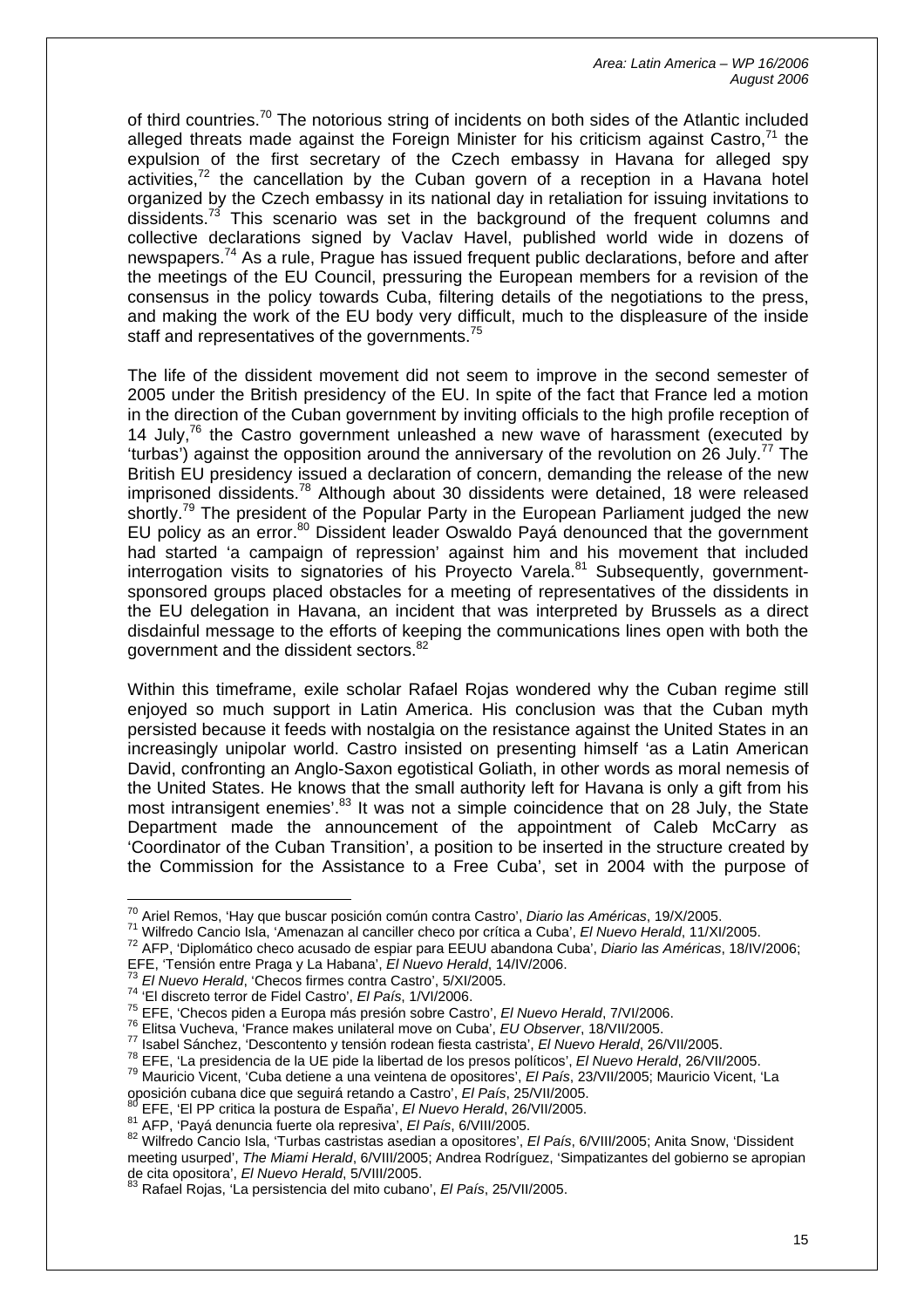of third countries.[70] The notorious string of incidents on both sides of the Atlantic included alleged threats made against the Foreign Minister for his criticism against Castro,[71] the expulsion of the first secretary of the Czech embassy in Havana for alleged spy activities,[72] the cancellation by the Cuban govern of a reception in a Havana hotel organized by the Czech embassy in its national day in retaliation for issuing invitations to dissidents.[73] This scenario was set in the background of the frequent columns and collective declarations signed by Vaclav Havel, published world wide in dozens of newspapers.[74] As a rule, Prague has issued frequent public declarations, before and after the meetings of the EU Council, pressuring the European members for a revision of the consensus in the policy towards Cuba, filtering details of the negotiations to the press, and making the work of the EU body very difficult, much to the displeasure of the inside staff and representatives of the governments.[75]

The life of the dissident movement did not seem to improve in the second semester of 2005 under the British presidency of the EU. In spite of the fact that France led a motion in the direction of the Cuban government by inviting officials to the high profile reception of 14 July,[76] the Castro government unleashed a new wave of harassment (executed by 'turbas') against the opposition around the anniversary of the revolution on 26 July.[77] The British EU presidency issued a declaration of concern, demanding the release of the new imprisoned dissidents.[78] Although about 30 dissidents were detained, 18 were released shortly.[79] The president of the Popular Party in the European Parliament judged the new EU policy as an error.[80] Dissident leader Oswaldo Payá denounced that the government had started 'a campaign of repression' against him and his movement that included interrogation visits to signatories of his Proyecto Varela.[81] Subsequently, government-sponsored groups placed obstacles for a meeting of representatives of the dissidents in the EU delegation in Havana, an incident that was interpreted by Brussels as a direct disdainful message to the efforts of keeping the communications lines open with both the government and the dissident sectors.[82]

Within this timeframe, exile scholar Rafael Rojas wondered why the Cuban regime still enjoyed so much support in Latin America. His conclusion was that the Cuban myth persisted because it feeds with nostalgia on the resistance against the United States in an increasingly unipolar world. Castro insisted on presenting himself 'as a Latin American David, confronting an Anglo-Saxon egotistical Goliath, in other words as moral nemesis of the United States. He knows that the small authority left for Havana is only a gift from his most intransigent enemies'.[83] It was not a simple coincidence that on 28 July, the State Department made the announcement of the appointment of Caleb McCarry as 'Coordinator of the Cuban Transition', a position to be inserted in the structure created by the Commission for the Assistance to a Free Cuba', set in 2004 with the purpose of

---

[70] Ariel Remos, 'Hay que buscar posición común contra Castro', *Diario las Américas*, 19/X/2005.
[71] Wilfredo Cancio Isla, 'Amenazan al canciller checo por crítica a Cuba', *El Nuevo Herald*, 11/XI/2005.
[72] AFP, 'Diplomático checo acusado de espiar para EEUU abandona Cuba', *Diario las Américas*, 18/IV/2006; EFE, 'Tensión entre Praga y La Habana', *El Nuevo Herald*, 14/IV/2006.
[73] *El Nuevo Herald*, 'Checos firmes contra Castro', 5/XI/2005.
[74] 'El discreto terror de Fidel Castro', *El País*, 1/VI/2006.
[75] EFE, 'Checos piden a Europa más presión sobre Castro', *El Nuevo Herald*, 7/VI/2006.
[76] Elitsa Vucheva, 'France makes unilateral move on Cuba', *EU Observer*, 18/VII/2005.
[77] Isabel Sánchez, 'Descontento y tensión rodean fiesta castrista', *El Nuevo Herald*, 26/VII/2005.
[78] EFE, 'La presidencia de la UE pide la libertad de los presos políticos', *El Nuevo Herald*, 26/VII/2005.
[79] Mauricio Vicent, 'Cuba detiene a una veintena de opositores', *El País*, 23/VII/2005; Mauricio Vicent, 'La oposición cubana dice que seguirá retando a Castro', *El País*, 25/VII/2005.
[80] EFE, 'El PP critica la postura de España', *El Nuevo Herald*, 26/VII/2005.
[81] AFP, 'Payá denuncia fuerte ola represiva', *El País*, 6/VIII/2005.
[82] Wilfredo Cancio Isla, 'Turbas castristas asedian a opositores', *El País*, 6/VIII/2005; Anita Snow, 'Dissident meeting usurped', *The Miami Herald*, 6/VIII/2005; Andrea Rodríguez, 'Simpatizantes del gobierno se apropian de cita opositora', *El Nuevo Herald*, 5/VIII/2005.
[83] Rafael Rojas, 'La persistencia del mito cubano', *El País*, 25/VII/2005.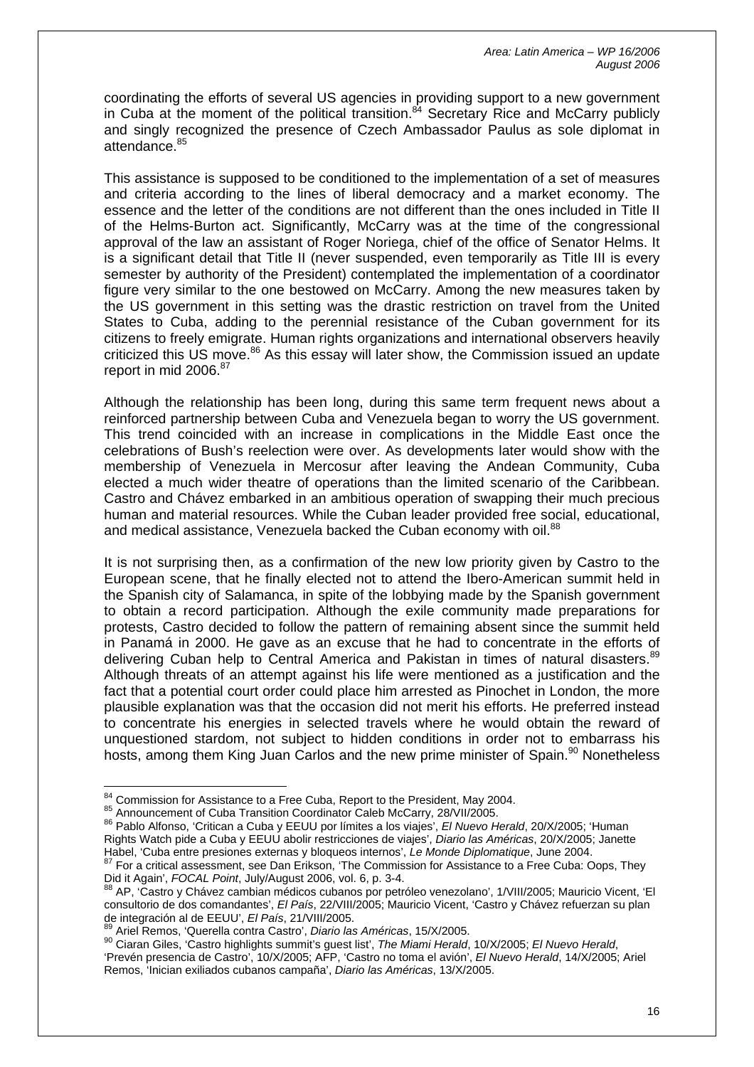coordinating the efforts of several US agencies in providing support to a new government in Cuba at the moment of the political transition.[84] Secretary Rice and McCarry publicly and singly recognized the presence of Czech Ambassador Paulus as sole diplomat in attendance.[85]

This assistance is supposed to be conditioned to the implementation of a set of measures and criteria according to the lines of liberal democracy and a market economy. The essence and the letter of the conditions are not different than the ones included in Title II of the Helms-Burton act. Significantly, McCarry was at the time of the congressional approval of the law an assistant of Roger Noriega, chief of the office of Senator Helms. It is a significant detail that Title II (never suspended, even temporarily as Title III is every semester by authority of the President) contemplated the implementation of a coordinator figure very similar to the one bestowed on McCarry. Among the new measures taken by the US government in this setting was the drastic restriction on travel from the United States to Cuba, adding to the perennial resistance of the Cuban government for its citizens to freely emigrate. Human rights organizations and international observers heavily criticized this US move.[86] As this essay will later show, the Commission issued an update report in mid 2006.[87]

Although the relationship has been long, during this same term frequent news about a reinforced partnership between Cuba and Venezuela began to worry the US government. This trend coincided with an increase in complications in the Middle East once the celebrations of Bush's reelection were over. As developments later would show with the membership of Venezuela in Mercosur after leaving the Andean Community, Cuba elected a much wider theatre of operations than the limited scenario of the Caribbean. Castro and Chávez embarked in an ambitious operation of swapping their much precious human and material resources. While the Cuban leader provided free social, educational, and medical assistance, Venezuela backed the Cuban economy with oil.[88]

It is not surprising then, as a confirmation of the new low priority given by Castro to the European scene, that he finally elected not to attend the Ibero-American summit held in the Spanish city of Salamanca, in spite of the lobbying made by the Spanish government to obtain a record participation. Although the exile community made preparations for protests, Castro decided to follow the pattern of remaining absent since the summit held in Panamá in 2000. He gave as an excuse that he had to concentrate in the efforts of delivering Cuban help to Central America and Pakistan in times of natural disasters.[89] Although threats of an attempt against his life were mentioned as a justification and the fact that a potential court order could place him arrested as Pinochet in London, the more plausible explanation was that the occasion did not merit his efforts. He preferred instead to concentrate his energies in selected travels where he would obtain the reward of unquestioned stardom, not subject to hidden conditions in order not to embarrass his hosts, among them King Juan Carlos and the new prime minister of Spain.[90] Nonetheless

---

[84] Commission for Assistance to a Free Cuba, Report to the President, May 2004.

[85] Announcement of Cuba Transition Coordinator Caleb McCarry, 28/VII/2005.

[86] Pablo Alfonso, 'Critican a Cuba y EEUU por límites a los viajes', *El Nuevo Herald*, 20/X/2005; 'Human Rights Watch pide a Cuba y EEUU abolir restricciones de viajes', *Diario las Américas*, 20/X/2005; Janette Habel, 'Cuba entre presiones externas y bloqueos internos', *Le Monde Diplomatique*, June 2004.

[87] For a critical assessment, see Dan Erikson, 'The Commission for Assistance to a Free Cuba: Oops, They Did it Again', *FOCAL Point*, July/August 2006, vol. 6, p. 3-4.

[88] AP, 'Castro y Chávez cambian médicos cubanos por petróleo venezolano', 1/VIII/2005; Mauricio Vicent, 'El consultorio de dos comandantes', *El País*, 22/VIII/2005; Mauricio Vicent, 'Castro y Chávez refuerzan su plan de integración al de EEUU', *El País*, 21/VIII/2005.

[89] Ariel Remos, 'Querella contra Castro', *Diario las Américas*, 15/X/2005.

[90] Ciaran Giles, 'Castro highlights summit's guest list', *The Miami Herald*, 10/X/2005; *El Nuevo Herald*, 'Prevén presencia de Castro', 10/X/2005; AFP, 'Castro no toma el avión', *El Nuevo Herald*, 14/X/2005; Ariel Remos, 'Inician exiliados cubanos campaña', *Diario las Américas*, 13/X/2005.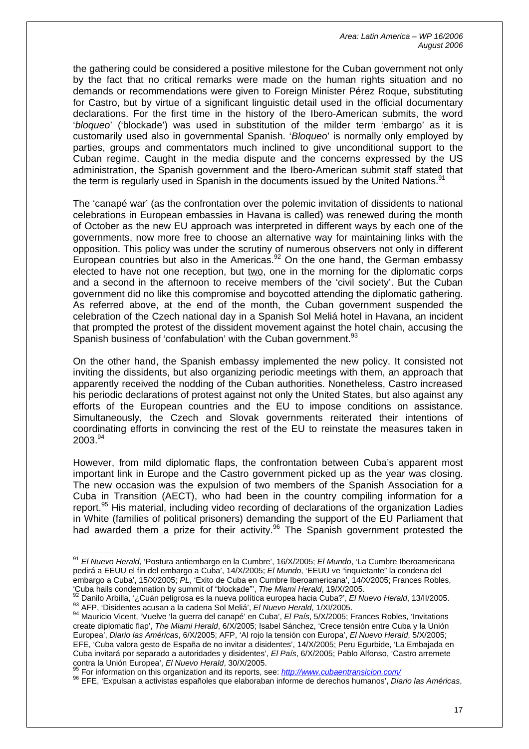the gathering could be considered a positive milestone for the Cuban government not only by the fact that no critical remarks were made on the human rights situation and no demands or recommendations were given to Foreign Minister Pérez Roque, substituting for Castro, but by virtue of a significant linguistic detail used in the official documentary declarations. For the first time in the history of the Ibero-American submits, the word '*bloqueo*' ('blockade') was used in substitution of the milder term 'embargo' as it is customarily used also in governmental Spanish. '*Bloqueo*' is normally only employed by parties, groups and commentators much inclined to give unconditional support to the Cuban regime. Caught in the media dispute and the concerns expressed by the US administration, the Spanish government and the Ibero-American submit staff stated that the term is regularly used in Spanish in the documents issued by the United Nations.[91]

The 'canapé war' (as the confrontation over the polemic invitation of dissidents to national celebrations in European embassies in Havana is called) was renewed during the month of October as the new EU approach was interpreted in different ways by each one of the governments, now more free to choose an alternative way for maintaining links with the opposition. This policy was under the scrutiny of numerous observers not only in different European countries but also in the Americas.[92] On the one hand, the German embassy elected to have not one reception, but <u>two</u>, one in the morning for the diplomatic corps and a second in the afternoon to receive members of the 'civil society'. But the Cuban government did no like this compromise and boycotted attending the diplomatic gathering. As referred above, at the end of the month, the Cuban government suspended the celebration of the Czech national day in a Spanish Sol Meliá hotel in Havana, an incident that prompted the protest of the dissident movement against the hotel chain, accusing the Spanish business of 'confabulation' with the Cuban government.[93]

On the other hand, the Spanish embassy implemented the new policy. It consisted not inviting the dissidents, but also organizing periodic meetings with them, an approach that apparently received the nodding of the Cuban authorities. Nonetheless, Castro increased his periodic declarations of protest against not only the United States, but also against any efforts of the European countries and the EU to impose conditions on assistance. Simultaneously, the Czech and Slovak governments reiterated their intentions of coordinating efforts in convincing the rest of the EU to reinstate the measures taken in 2003.[94]

However, from mild diplomatic flaps, the confrontation between Cuba's apparent most important link in Europe and the Castro government picked up as the year was closing. The new occasion was the expulsion of two members of the Spanish Association for a Cuba in Transition (AECT), who had been in the country compiling information for a report.[95] His material, including video recording of declarations of the organization Ladies in White (families of political prisoners) demanding the support of the EU Parliament that had awarded them a prize for their activity.[96] The Spanish government protested the

---

[91] *El Nuevo Herald*, 'Postura antiembargo en la Cumbre', 16/X/2005; *El Mundo*, 'La Cumbre Iberoamericana pedirá a EEUU el fin del embargo a Cuba', 14/X/2005; *El Mundo*, 'EEUU ve "inquietante" la condena del embargo a Cuba', 15/X/2005; *PL*, 'Exito de Cuba en Cumbre Iberoamericana', 14/X/2005; Frances Robles, 'Cuba hails condemnation by summit of "blockade"', *The Miami Herald*, 19/X/2005.

[92] Danilo Arbilla, '¿Cuán peligrosa es la nueva política europea hacia Cuba?', *El Nuevo Herald*, 13/II/2005.

[93] AFP, 'Disidentes acusan a la cadena Sol Meliá', *El Nuevo Herald*, 1/XI/2005.

[94] Mauricio Vicent, 'Vuelve 'la guerra del canapé' en Cuba', *El País*, 5/X/2005; Frances Robles, 'Invitations create diplomatic flap', *The Miami Herald*, 6/X/2005; Isabel Sánchez, 'Crece tensión entre Cuba y la Unión Europea', *Diario las Américas*, 6/X/2005; AFP, 'Al rojo la tensión con Europa', *El Nuevo Herald*, 5/X/2005; EFE, 'Cuba valora gesto de España de no invitar a disidentes', 14/X/2005; Peru Egurbide, 'La Embajada en Cuba invitará por separado a autoridades y disidentes', *El País*, 6/X/2005; Pablo Alfonso, 'Castro arremete contra la Unión Europea', *El Nuevo Herald*, 30/X/2005.

[95] For information on this organization and its reports, see: *http://www.cubaentransicion.com/*

[96] EFE, 'Expulsan a activistas españoles que elaboraban informe de derechos humanos', *Diario las Américas*,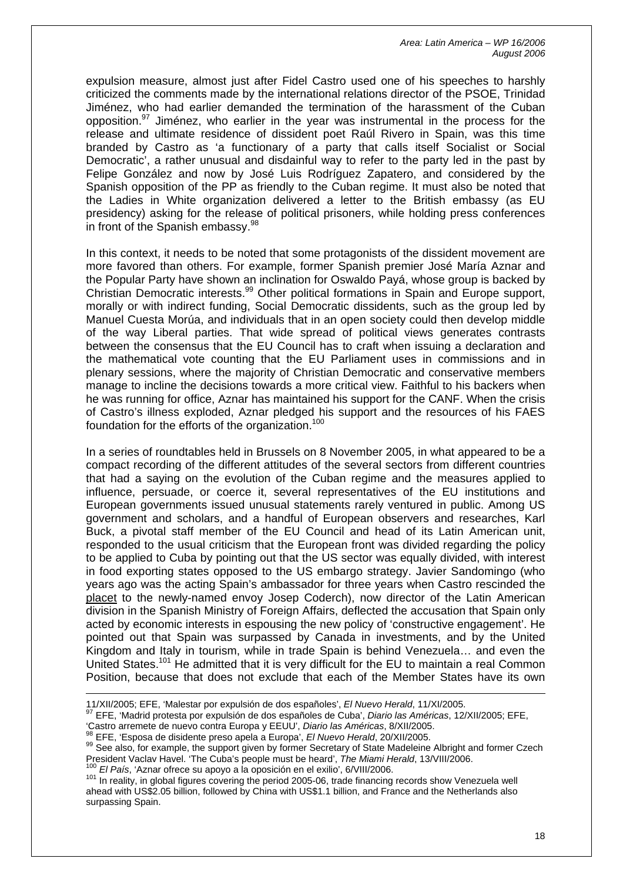expulsion measure, almost just after Fidel Castro used one of his speeches to harshly criticized the comments made by the international relations director of the PSOE, Trinidad Jiménez, who had earlier demanded the termination of the harassment of the Cuban opposition.[97] Jiménez, who earlier in the year was instrumental in the process for the release and ultimate residence of dissident poet Raúl Rivero in Spain, was this time branded by Castro as 'a functionary of a party that calls itself Socialist or Social Democratic', a rather unusual and disdainful way to refer to the party led in the past by Felipe González and now by José Luis Rodríguez Zapatero, and considered by the Spanish opposition of the PP as friendly to the Cuban regime. It must also be noted that the Ladies in White organization delivered a letter to the British embassy (as EU presidency) asking for the release of political prisoners, while holding press conferences in front of the Spanish embassy.[98]

In this context, it needs to be noted that some protagonists of the dissident movement are more favored than others. For example, former Spanish premier José María Aznar and the Popular Party have shown an inclination for Oswaldo Payá, whose group is backed by Christian Democratic interests.[99] Other political formations in Spain and Europe support, morally or with indirect funding, Social Democratic dissidents, such as the group led by Manuel Cuesta Morúa, and individuals that in an open society could then develop middle of the way Liberal parties. That wide spread of political views generates contrasts between the consensus that the EU Council has to craft when issuing a declaration and the mathematical vote counting that the EU Parliament uses in commissions and in plenary sessions, where the majority of Christian Democratic and conservative members manage to incline the decisions towards a more critical view. Faithful to his backers when he was running for office, Aznar has maintained his support for the CANF. When the crisis of Castro's illness exploded, Aznar pledged his support and the resources of his FAES foundation for the efforts of the organization.[100]

In a series of roundtables held in Brussels on 8 November 2005, in what appeared to be a compact recording of the different attitudes of the several sectors from different countries that had a saying on the evolution of the Cuban regime and the measures applied to influence, persuade, or coerce it, several representatives of the EU institutions and European governments issued unusual statements rarely ventured in public. Among US government and scholars, and a handful of European observers and researches, Karl Buck, a pivotal staff member of the EU Council and head of its Latin American unit, responded to the usual criticism that the European front was divided regarding the policy to be applied to Cuba by pointing out that the US sector was equally divided, with interest in food exporting states opposed to the US embargo strategy. Javier Sandomingo (who years ago was the acting Spain's ambassador for three years when Castro rescinded the placet to the newly-named envoy Josep Coderch), now director of the Latin American division in the Spanish Ministry of Foreign Affairs, deflected the accusation that Spain only acted by economic interests in espousing the new policy of 'constructive engagement'. He pointed out that Spain was surpassed by Canada in investments, and by the United Kingdom and Italy in tourism, while in trade Spain is behind Venezuela… and even the United States.[101] He admitted that it is very difficult for the EU to maintain a real Common Position, because that does not exclude that each of the Member States have its own

---

11/XII/2005; EFE, 'Malestar por expulsión de dos españoles', *El Nuevo Herald*, 11/XI/2005.

[97] EFE, 'Madrid protesta por expulsión de dos españoles de Cuba', *Diario las Américas*, 12/XII/2005; EFE, 'Castro arremete de nuevo contra Europa y EEUU', *Diario las Américas*, 8/XII/2005.

[98] EFE, 'Esposa de disidente preso apela a Europa', *El Nuevo Herald*, 20/XII/2005.

[99] See also, for example, the support given by former Secretary of State Madeleine Albright and former Czech President Vaclav Havel. 'The Cuba's people must be heard', *The Miami Herald*, 13/VIII/2006.

[100] *El País*, 'Aznar ofrece su apoyo a la oposición en el exilio', 6/VIII/2006.

[101] In reality, in global figures covering the period 2005-06, trade financing records show Venezuela well ahead with US$2.05 billion, followed by China with US$1.1 billion, and France and the Netherlands also surpassing Spain.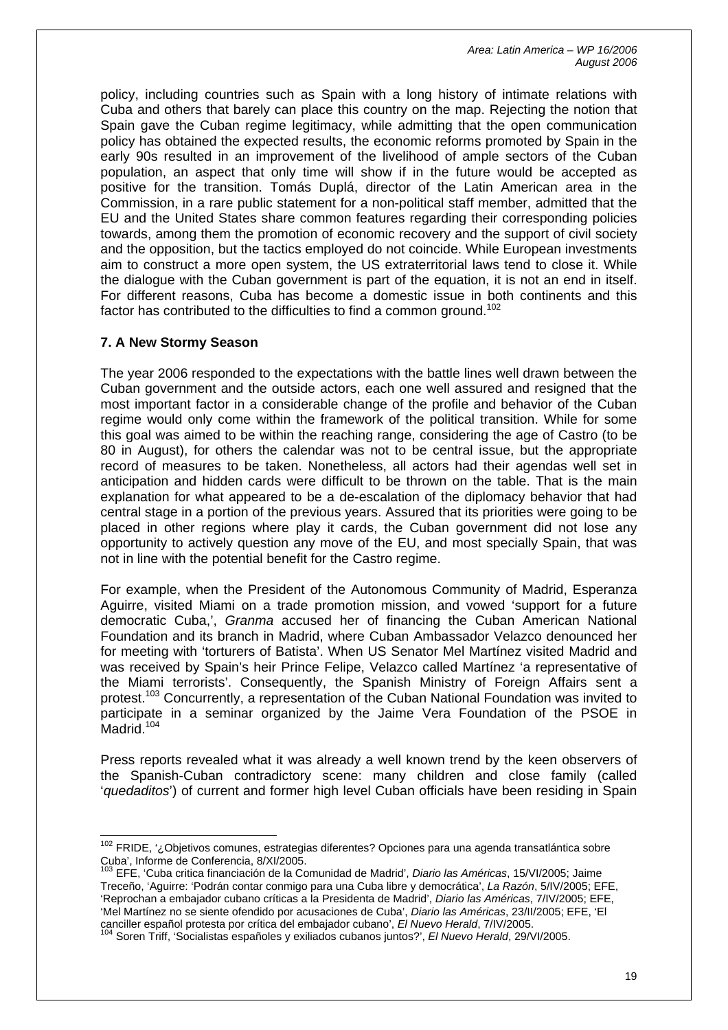policy, including countries such as Spain with a long history of intimate relations with Cuba and others that barely can place this country on the map. Rejecting the notion that Spain gave the Cuban regime legitimacy, while admitting that the open communication policy has obtained the expected results, the economic reforms promoted by Spain in the early 90s resulted in an improvement of the livelihood of ample sectors of the Cuban population, an aspect that only time will show if in the future would be accepted as positive for the transition. Tomás Duplá, director of the Latin American area in the Commission, in a rare public statement for a non-political staff member, admitted that the EU and the United States share common features regarding their corresponding policies towards, among them the promotion of economic recovery and the support of civil society and the opposition, but the tactics employed do not coincide. While European investments aim to construct a more open system, the US extraterritorial laws tend to close it. While the dialogue with the Cuban government is part of the equation, it is not an end in itself. For different reasons, Cuba has become a domestic issue in both continents and this factor has contributed to the difficulties to find a common ground.[102]

## 7. A New Stormy Season

The year 2006 responded to the expectations with the battle lines well drawn between the Cuban government and the outside actors, each one well assured and resigned that the most important factor in a considerable change of the profile and behavior of the Cuban regime would only come within the framework of the political transition. While for some this goal was aimed to be within the reaching range, considering the age of Castro (to be 80 in August), for others the calendar was not to be central issue, but the appropriate record of measures to be taken. Nonetheless, all actors had their agendas well set in anticipation and hidden cards were difficult to be thrown on the table. That is the main explanation for what appeared to be a de-escalation of the diplomacy behavior that had central stage in a portion of the previous years. Assured that its priorities were going to be placed in other regions where play it cards, the Cuban government did not lose any opportunity to actively question any move of the EU, and most specially Spain, that was not in line with the potential benefit for the Castro regime.

For example, when the President of the Autonomous Community of Madrid, Esperanza Aguirre, visited Miami on a trade promotion mission, and vowed 'support for a future democratic Cuba,', *Granma* accused her of financing the Cuban American National Foundation and its branch in Madrid, where Cuban Ambassador Velazco denounced her for meeting with 'torturers of Batista'. When US Senator Mel Martínez visited Madrid and was received by Spain's heir Prince Felipe, Velazco called Martínez 'a representative of the Miami terrorists'. Consequently, the Spanish Ministry of Foreign Affairs sent a protest.[103] Concurrently, a representation of the Cuban National Foundation was invited to participate in a seminar organized by the Jaime Vera Foundation of the PSOE in Madrid.[104]

Press reports revealed what it was already a well known trend by the keen observers of the Spanish-Cuban contradictory scene: many children and close family (called '*quedaditos*') of current and former high level Cuban officials have been residing in Spain

---

[102] FRIDE, '¿Objetivos comunes, estrategias diferentes? Opciones para una agenda transatlántica sobre Cuba', Informe de Conferencia, 8/XI/2005.

[103] EFE, 'Cuba critica financiación de la Comunidad de Madrid', *Diario las Américas*, 15/VI/2005; Jaime Treceño, 'Aguirre: 'Podrán contar conmigo para una Cuba libre y democrática', *La Razón*, 5/IV/2005; EFE, 'Reprochan a embajador cubano críticas a la Presidenta de Madrid', *Diario las Américas*, 7/IV/2005; EFE, 'Mel Martínez no se siente ofendido por acusaciones de Cuba', *Diario las Américas*, 23/II/2005; EFE, 'El canciller español protesta por crítica del embajador cubano', *El Nuevo Herald*, 7/IV/2005.

[104] Soren Triff, 'Socialistas españoles y exiliados cubanos juntos?', *El Nuevo Herald*, 29/VI/2005.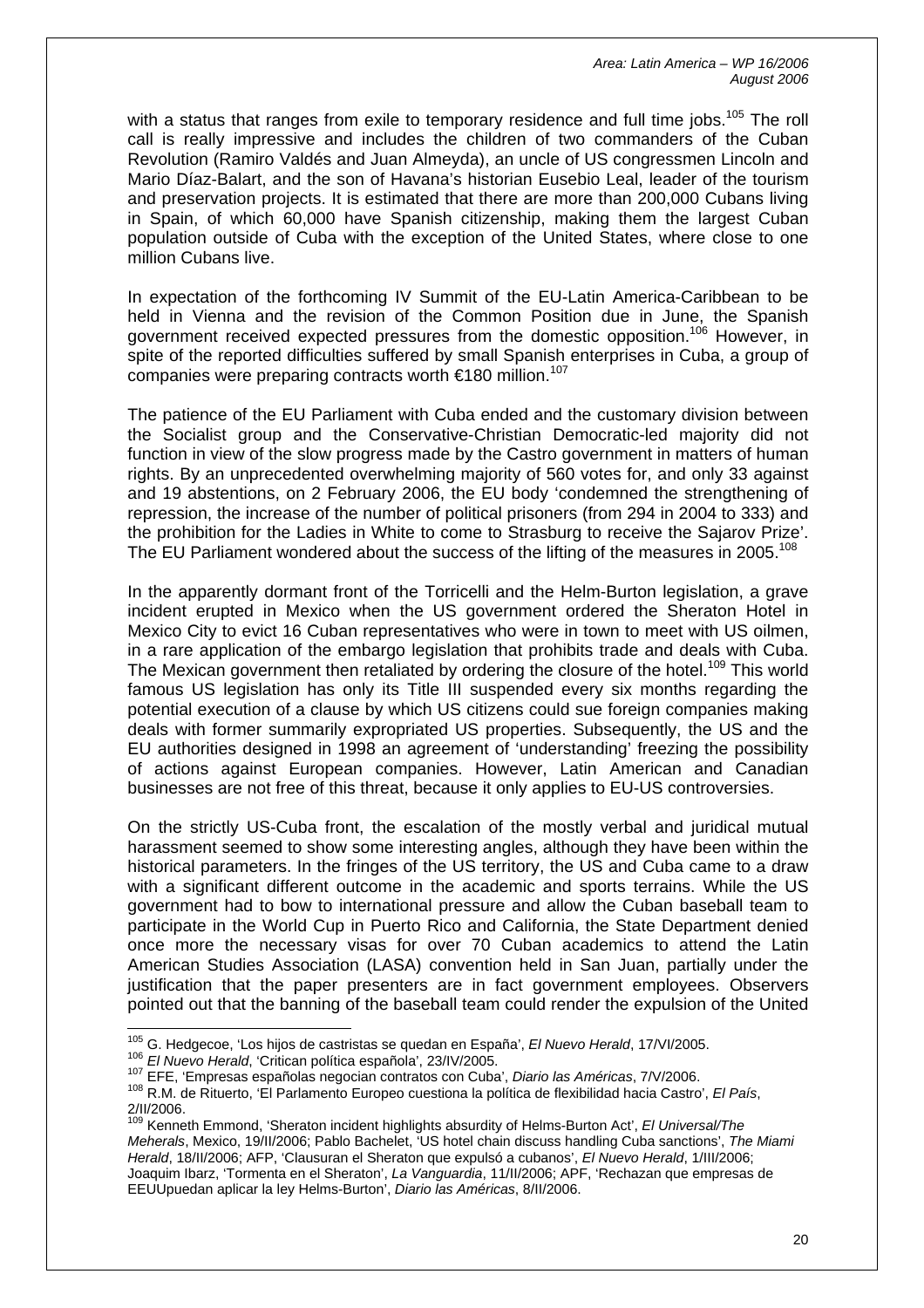with a status that ranges from exile to temporary residence and full time jobs.[105] The roll call is really impressive and includes the children of two commanders of the Cuban Revolution (Ramiro Valdés and Juan Almeyda), an uncle of US congressmen Lincoln and Mario Díaz-Balart, and the son of Havana's historian Eusebio Leal, leader of the tourism and preservation projects. It is estimated that there are more than 200,000 Cubans living in Spain, of which 60,000 have Spanish citizenship, making them the largest Cuban population outside of Cuba with the exception of the United States, where close to one million Cubans live.

In expectation of the forthcoming IV Summit of the EU-Latin America-Caribbean to be held in Vienna and the revision of the Common Position due in June, the Spanish government received expected pressures from the domestic opposition.[106] However, in spite of the reported difficulties suffered by small Spanish enterprises in Cuba, a group of companies were preparing contracts worth €180 million.[107]

The patience of the EU Parliament with Cuba ended and the customary division between the Socialist group and the Conservative-Christian Democratic-led majority did not function in view of the slow progress made by the Castro government in matters of human rights. By an unprecedented overwhelming majority of 560 votes for, and only 33 against and 19 abstentions, on 2 February 2006, the EU body 'condemned the strengthening of repression, the increase of the number of political prisoners (from 294 in 2004 to 333) and the prohibition for the Ladies in White to come to Strasburg to receive the Sajarov Prize'. The EU Parliament wondered about the success of the lifting of the measures in 2005.[108]

In the apparently dormant front of the Torricelli and the Helm-Burton legislation, a grave incident erupted in Mexico when the US government ordered the Sheraton Hotel in Mexico City to evict 16 Cuban representatives who were in town to meet with US oilmen, in a rare application of the embargo legislation that prohibits trade and deals with Cuba. The Mexican government then retaliated by ordering the closure of the hotel.[109] This world famous US legislation has only its Title III suspended every six months regarding the potential execution of a clause by which US citizens could sue foreign companies making deals with former summarily expropriated US properties. Subsequently, the US and the EU authorities designed in 1998 an agreement of 'understanding' freezing the possibility of actions against European companies. However, Latin American and Canadian businesses are not free of this threat, because it only applies to EU-US controversies.

On the strictly US-Cuba front, the escalation of the mostly verbal and juridical mutual harassment seemed to show some interesting angles, although they have been within the historical parameters. In the fringes of the US territory, the US and Cuba came to a draw with a significant different outcome in the academic and sports terrains. While the US government had to bow to international pressure and allow the Cuban baseball team to participate in the World Cup in Puerto Rico and California, the State Department denied once more the necessary visas for over 70 Cuban academics to attend the Latin American Studies Association (LASA) convention held in San Juan, partially under the justification that the paper presenters are in fact government employees. Observers pointed out that the banning of the baseball team could render the expulsion of the United

[105] G. Hedgecoe, 'Los hijos de castristas se quedan en España', *El Nuevo Herald*, 17/VI/2005.

[106] *El Nuevo Herald*, 'Critican política española', 23/IV/2005.

[107] EFE, 'Empresas españolas negocian contratos con Cuba', *Diario las Américas*, 7/V/2006.

[108] R.M. de Rituerto, 'El Parlamento Europeo cuestiona la política de flexibilidad hacia Castro', *El País*, 2/II/2006.

[109] Kenneth Emmond, 'Sheraton incident highlights absurdity of Helms-Burton Act', *El Universal/The Meherals*, Mexico, 19/II/2006; Pablo Bachelet, 'US hotel chain discuss handling Cuba sanctions', *The Miami Herald*, 18/II/2006; AFP, 'Clausuran el Sheraton que expulsó a cubanos', *El Nuevo Herald*, 1/III/2006; Joaquim Ibarz, 'Tormenta en el Sheraton', *La Vanguardia*, 11/II/2006; APF, 'Rechazan que empresas de EEUUpuedan aplicar la ley Helms-Burton', *Diario las Américas*, 8/II/2006.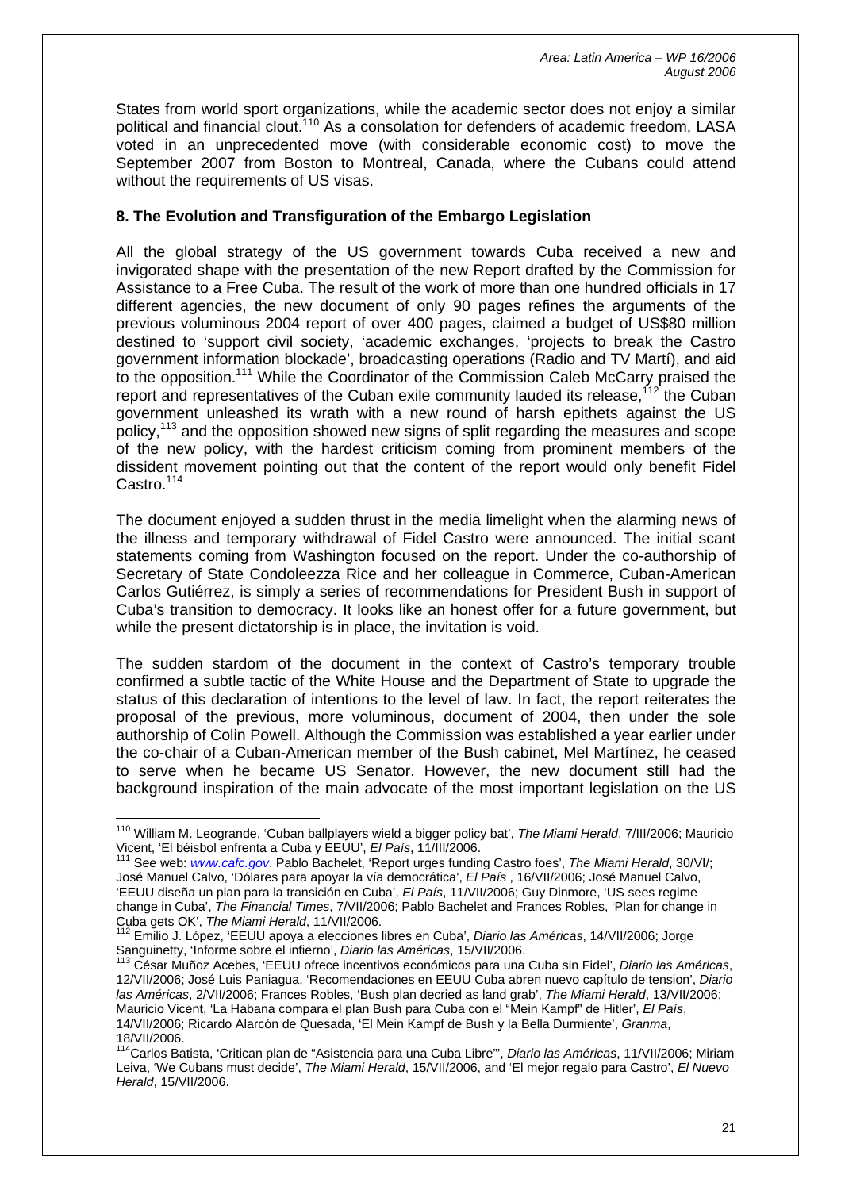States from world sport organizations, while the academic sector does not enjoy a similar political and financial clout.[110] As a consolation for defenders of academic freedom, LASA voted in an unprecedented move (with considerable economic cost) to move the September 2007 from Boston to Montreal, Canada, where the Cubans could attend without the requirements of US visas.

## 8. The Evolution and Transfiguration of the Embargo Legislation

All the global strategy of the US government towards Cuba received a new and invigorated shape with the presentation of the new Report drafted by the Commission for Assistance to a Free Cuba. The result of the work of more than one hundred officials in 17 different agencies, the new document of only 90 pages refines the arguments of the previous voluminous 2004 report of over 400 pages, claimed a budget of US$80 million destined to 'support civil society, 'academic exchanges, 'projects to break the Castro government information blockade', broadcasting operations (Radio and TV Martí), and aid to the opposition.[111] While the Coordinator of the Commission Caleb McCarry praised the report and representatives of the Cuban exile community lauded its release,[112] the Cuban government unleashed its wrath with a new round of harsh epithets against the US policy,[113] and the opposition showed new signs of split regarding the measures and scope of the new policy, with the hardest criticism coming from prominent members of the dissident movement pointing out that the content of the report would only benefit Fidel Castro.[114]

The document enjoyed a sudden thrust in the media limelight when the alarming news of the illness and temporary withdrawal of Fidel Castro were announced. The initial scant statements coming from Washington focused on the report. Under the co-authorship of Secretary of State Condoleezza Rice and her colleague in Commerce, Cuban-American Carlos Gutiérrez, is simply a series of recommendations for President Bush in support of Cuba's transition to democracy. It looks like an honest offer for a future government, but while the present dictatorship is in place, the invitation is void.

The sudden stardom of the document in the context of Castro's temporary trouble confirmed a subtle tactic of the White House and the Department of State to upgrade the status of this declaration of intentions to the level of law. In fact, the report reiterates the proposal of the previous, more voluminous, document of 2004, then under the sole authorship of Colin Powell. Although the Commission was established a year earlier under the co-chair of a Cuban-American member of the Bush cabinet, Mel Martínez, he ceased to serve when he became US Senator. However, the new document still had the background inspiration of the main advocate of the most important legislation on the US

---

[110] William M. Leogrande, 'Cuban ballplayers wield a bigger policy bat', *The Miami Herald*, 7/III/2006; Mauricio Vicent, 'El béisbol enfrenta a Cuba y EEUU', *El País*, 11/III/2006.

[111] See web: *www.cafc.gov*. Pablo Bachelet, 'Report urges funding Castro foes', *The Miami Herald*, 30/VI/; José Manuel Calvo, 'Dólares para apoyar la vía democrática', *El País* , 16/VII/2006; José Manuel Calvo, 'EEUU diseña un plan para la transición en Cuba', *El País*, 11/VII/2006; Guy Dinmore, 'US sees regime change in Cuba', *The Financial Times*, 7/VII/2006; Pablo Bachelet and Frances Robles, 'Plan for change in Cuba gets OK', *The Miami Herald*, 11/VII/2006.

[112] Emilio J. López, 'EEUU apoya a elecciones libres en Cuba', *Diario las Américas*, 14/VII/2006; Jorge Sanguinetty, 'Informe sobre el infierno', *Diario las Américas*, 15/VII/2006.

[113] César Muñoz Acebes, 'EEUU ofrece incentivos económicos para una Cuba sin Fidel', *Diario las Américas*, 12/VII/2006; José Luis Paniagua, 'Recomendaciones en EEUU Cuba abren nuevo capítulo de tension', *Diario las Américas*, 2/VII/2006; Frances Robles, 'Bush plan decried as land grab', *The Miami Herald*, 13/VII/2006; Mauricio Vicent, 'La Habana compara el plan Bush para Cuba con el "Mein Kampf" de Hitler', *El País*, 14/VII/2006; Ricardo Alarcón de Quesada, 'El Mein Kampf de Bush y la Bella Durmiente', *Granma*, 18/VII/2006.

[114] Carlos Batista, 'Critican plan de "Asistencia para una Cuba Libre"', *Diario las Américas*, 11/VII/2006; Miriam Leiva, 'We Cubans must decide', *The Miami Herald*, 15/VII/2006, and 'El mejor regalo para Castro', *El Nuevo Herald*, 15/VII/2006.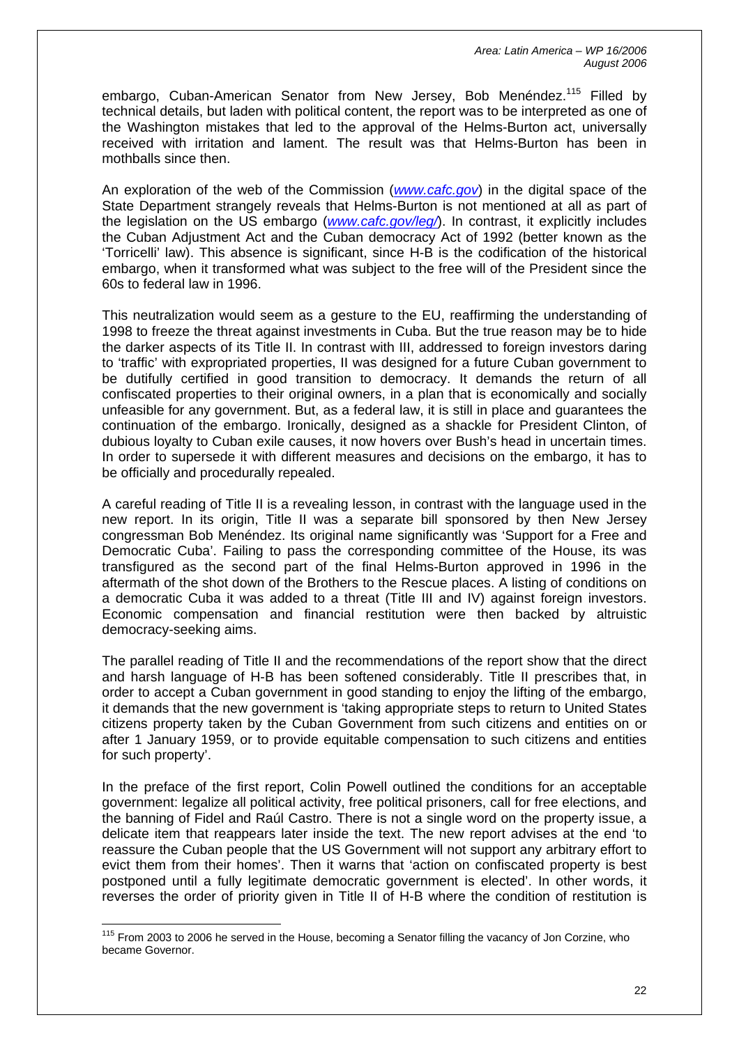embargo, Cuban-American Senator from New Jersey, Bob Menéndez.[115] Filled by technical details, but laden with political content, the report was to be interpreted as one of the Washington mistakes that led to the approval of the Helms-Burton act, universally received with irritation and lament. The result was that Helms-Burton has been in mothballs since then.

An exploration of the web of the Commission (*www.cafc.gov*) in the digital space of the State Department strangely reveals that Helms-Burton is not mentioned at all as part of the legislation on the US embargo (*www.cafc.gov/leg/*). In contrast, it explicitly includes the Cuban Adjustment Act and the Cuban democracy Act of 1992 (better known as the 'Torricelli' law). This absence is significant, since H-B is the codification of the historical embargo, when it transformed what was subject to the free will of the President since the 60s to federal law in 1996.

This neutralization would seem as a gesture to the EU, reaffirming the understanding of 1998 to freeze the threat against investments in Cuba. But the true reason may be to hide the darker aspects of its Title II. In contrast with III, addressed to foreign investors daring to 'traffic' with expropriated properties, II was designed for a future Cuban government to be dutifully certified in good transition to democracy. It demands the return of all confiscated properties to their original owners, in a plan that is economically and socially unfeasible for any government. But, as a federal law, it is still in place and guarantees the continuation of the embargo. Ironically, designed as a shackle for President Clinton, of dubious loyalty to Cuban exile causes, it now hovers over Bush's head in uncertain times. In order to supersede it with different measures and decisions on the embargo, it has to be officially and procedurally repealed.

A careful reading of Title II is a revealing lesson, in contrast with the language used in the new report. In its origin, Title II was a separate bill sponsored by then New Jersey congressman Bob Menéndez. Its original name significantly was 'Support for a Free and Democratic Cuba'. Failing to pass the corresponding committee of the House, its was transfigured as the second part of the final Helms-Burton approved in 1996 in the aftermath of the shot down of the Brothers to the Rescue places. A listing of conditions on a democratic Cuba it was added to a threat (Title III and IV) against foreign investors. Economic compensation and financial restitution were then backed by altruistic democracy-seeking aims.

The parallel reading of Title II and the recommendations of the report show that the direct and harsh language of H-B has been softened considerably. Title II prescribes that, in order to accept a Cuban government in good standing to enjoy the lifting of the embargo, it demands that the new government is 'taking appropriate steps to return to United States citizens property taken by the Cuban Government from such citizens and entities on or after 1 January 1959, or to provide equitable compensation to such citizens and entities for such property'.

In the preface of the first report, Colin Powell outlined the conditions for an acceptable government: legalize all political activity, free political prisoners, call for free elections, and the banning of Fidel and Raúl Castro. There is not a single word on the property issue, a delicate item that reappears later inside the text. The new report advises at the end 'to reassure the Cuban people that the US Government will not support any arbitrary effort to evict them from their homes'. Then it warns that 'action on confiscated property is best postponed until a fully legitimate democratic government is elected'. In other words, it reverses the order of priority given in Title II of H-B where the condition of restitution is

---

[115] From 2003 to 2006 he served in the House, becoming a Senator filling the vacancy of Jon Corzine, who became Governor.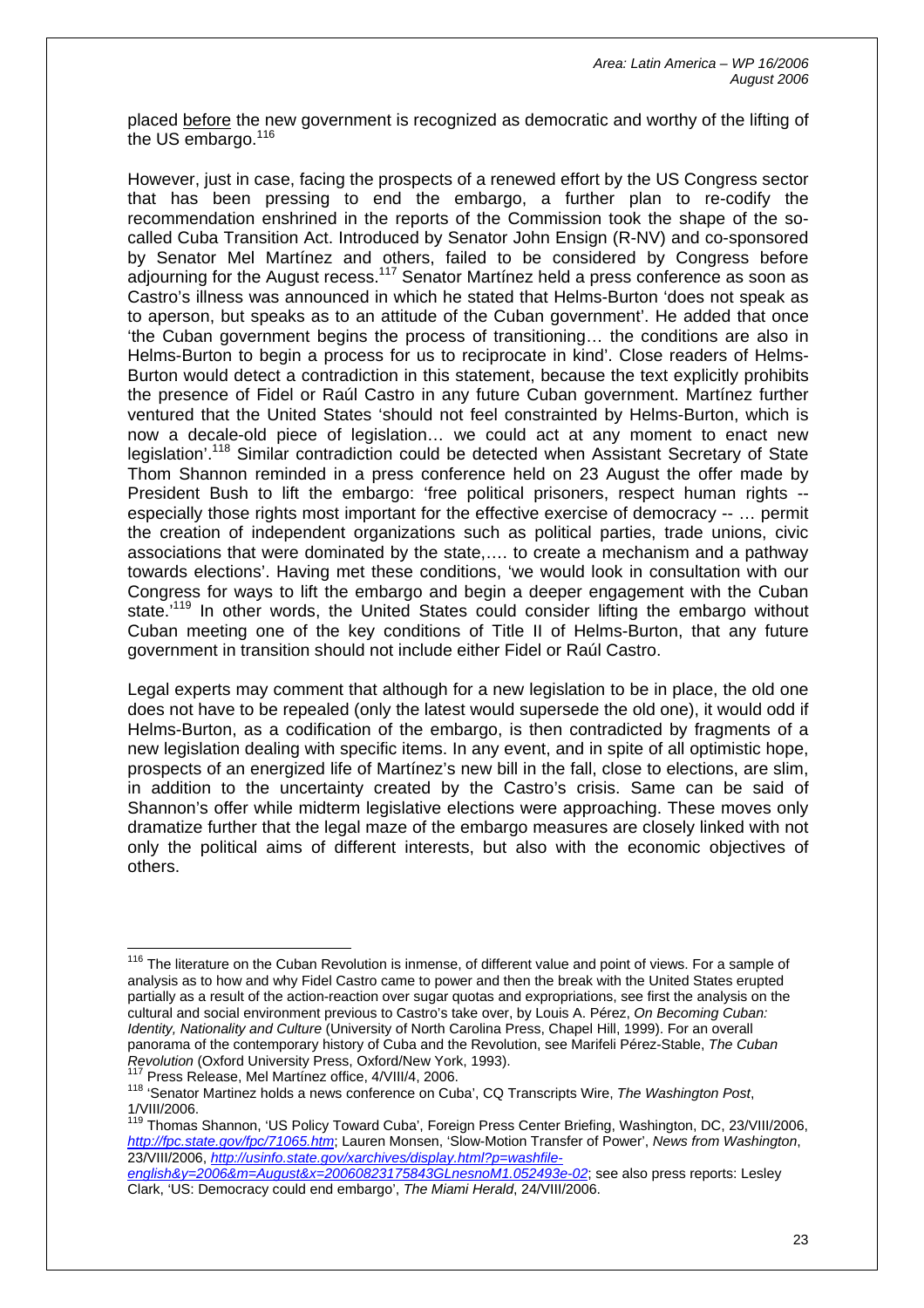placed before the new government is recognized as democratic and worthy of the lifting of the US embargo.[116]

However, just in case, facing the prospects of a renewed effort by the US Congress sector that has been pressing to end the embargo, a further plan to re-codify the recommendation enshrined in the reports of the Commission took the shape of the so-called Cuba Transition Act. Introduced by Senator John Ensign (R-NV) and co-sponsored by Senator Mel Martínez and others, failed to be considered by Congress before adjourning for the August recess.[117] Senator Martínez held a press conference as soon as Castro's illness was announced in which he stated that Helms-Burton 'does not speak as to aperson, but speaks as to an attitude of the Cuban government'. He added that once 'the Cuban government begins the process of transitioning… the conditions are also in Helms-Burton to begin a process for us to reciprocate in kind'. Close readers of Helms-Burton would detect a contradiction in this statement, because the text explicitly prohibits the presence of Fidel or Raúl Castro in any future Cuban government. Martínez further ventured that the United States 'should not feel constrainted by Helms-Burton, which is now a decale-old piece of legislation… we could act at any moment to enact new legislation'.[118] Similar contradiction could be detected when Assistant Secretary of State Thom Shannon reminded in a press conference held on 23 August the offer made by President Bush to lift the embargo: 'free political prisoners, respect human rights -- especially those rights most important for the effective exercise of democracy -- … permit the creation of independent organizations such as political parties, trade unions, civic associations that were dominated by the state,…. to create a mechanism and a pathway towards elections'. Having met these conditions, 'we would look in consultation with our Congress for ways to lift the embargo and begin a deeper engagement with the Cuban state.'[119] In other words, the United States could consider lifting the embargo without Cuban meeting one of the key conditions of Title II of Helms-Burton, that any future government in transition should not include either Fidel or Raúl Castro.

Legal experts may comment that although for a new legislation to be in place, the old one does not have to be repealed (only the latest would supersede the old one), it would odd if Helms-Burton, as a codification of the embargo, is then contradicted by fragments of a new legislation dealing with specific items. In any event, and in spite of all optimistic hope, prospects of an energized life of Martínez's new bill in the fall, close to elections, are slim, in addition to the uncertainty created by the Castro's crisis. Same can be said of Shannon's offer while midterm legislative elections were approaching. These moves only dramatize further that the legal maze of the embargo measures are closely linked with not only the political aims of different interests, but also with the economic objectives of others.

---

[116] The literature on the Cuban Revolution is inmense, of different value and point of views. For a sample of analysis as to how and why Fidel Castro came to power and then the break with the United States erupted partially as a result of the action-reaction over sugar quotas and expropriations, see first the analysis on the cultural and social environment previous to Castro's take over, by Louis A. Pérez, *On Becoming Cuban: Identity, Nationality and Culture* (University of North Carolina Press, Chapel Hill, 1999). For an overall panorama of the contemporary history of Cuba and the Revolution, see Marifeli Pérez-Stable, *The Cuban Revolution* (Oxford University Press, Oxford/New York, 1993).

[117] Press Release, Mel Martínez office, 4/VIII/4, 2006.

[118] 'Senator Martinez holds a news conference on Cuba', CQ Transcripts Wire, *The Washington Post*, 1/VIII/2006.

[119] Thomas Shannon, 'US Policy Toward Cuba', Foreign Press Center Briefing, Washington, DC, 23/VIII/2006, *http://fpc.state.gov/fpc/71065.htm*; Lauren Monsen, 'Slow-Motion Transfer of Power', *News from Washington*, 23/VIII/2006, *http://usinfo.state.gov/xarchives/display.html?p=washfile-english&y=2006&m=August&x=20060823175843GLnesnoM1.052493e-02*; see also press reports: Lesley Clark, 'US: Democracy could end embargo', *The Miami Herald*, 24/VIII/2006.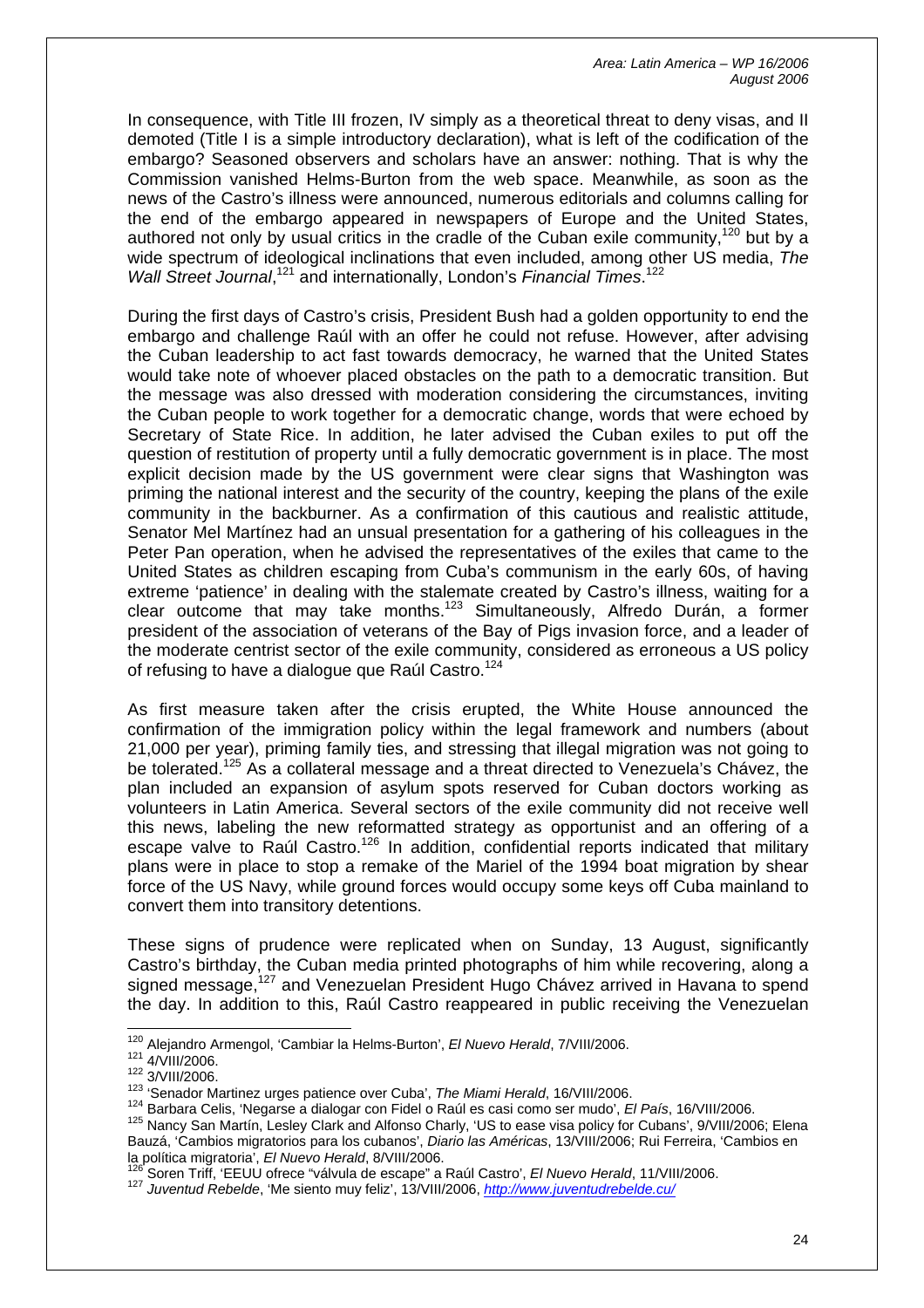In consequence, with Title III frozen, IV simply as a theoretical threat to deny visas, and II demoted (Title I is a simple introductory declaration), what is left of the codification of the embargo? Seasoned observers and scholars have an answer: nothing. That is why the Commission vanished Helms-Burton from the web space. Meanwhile, as soon as the news of the Castro's illness were announced, numerous editorials and columns calling for the end of the embargo appeared in newspapers of Europe and the United States, authored not only by usual critics in the cradle of the Cuban exile community,[120] but by a wide spectrum of ideological inclinations that even included, among other US media, *The Wall Street Journal*,[121] and internationally, London's *Financial Times*.[122]

During the first days of Castro's crisis, President Bush had a golden opportunity to end the embargo and challenge Raúl with an offer he could not refuse. However, after advising the Cuban leadership to act fast towards democracy, he warned that the United States would take note of whoever placed obstacles on the path to a democratic transition. But the message was also dressed with moderation considering the circumstances, inviting the Cuban people to work together for a democratic change, words that were echoed by Secretary of State Rice. In addition, he later advised the Cuban exiles to put off the question of restitution of property until a fully democratic government is in place. The most explicit decision made by the US government were clear signs that Washington was priming the national interest and the security of the country, keeping the plans of the exile community in the backburner. As a confirmation of this cautious and realistic attitude, Senator Mel Martínez had an unsual presentation for a gathering of his colleagues in the Peter Pan operation, when he advised the representatives of the exiles that came to the United States as children escaping from Cuba's communism in the early 60s, of having extreme 'patience' in dealing with the stalemate created by Castro's illness, waiting for a clear outcome that may take months.[123] Simultaneously, Alfredo Durán, a former president of the association of veterans of the Bay of Pigs invasion force, and a leader of the moderate centrist sector of the exile community, considered as erroneous a US policy of refusing to have a dialogue que Raúl Castro.[124]

As first measure taken after the crisis erupted, the White House announced the confirmation of the immigration policy within the legal framework and numbers (about 21,000 per year), priming family ties, and stressing that illegal migration was not going to be tolerated.[125] As a collateral message and a threat directed to Venezuela's Chávez, the plan included an expansion of asylum spots reserved for Cuban doctors working as volunteers in Latin America. Several sectors of the exile community did not receive well this news, labeling the new reformatted strategy as opportunist and an offering of a escape valve to Raúl Castro.[126] In addition, confidential reports indicated that military plans were in place to stop a remake of the Mariel of the 1994 boat migration by shear force of the US Navy, while ground forces would occupy some keys off Cuba mainland to convert them into transitory detentions.

These signs of prudence were replicated when on Sunday, 13 August, significantly Castro's birthday, the Cuban media printed photographs of him while recovering, along a signed message,[127] and Venezuelan President Hugo Chávez arrived in Havana to spend the day. In addition to this, Raúl Castro reappeared in public receiving the Venezuelan

---

[120] Alejandro Armengol, 'Cambiar la Helms-Burton', *El Nuevo Herald*, 7/VIII/2006.
[121] 4/VIII/2006.
[122] 3/VIII/2006.
[123] 'Senador Martinez urges patience over Cuba', *The Miami Herald*, 16/VIII/2006.
[124] Barbara Celis, 'Negarse a dialogar con Fidel o Raúl es casi como ser mudo', *El País*, 16/VIII/2006.
[125] Nancy San Martín, Lesley Clark and Alfonso Charly, 'US to ease visa policy for Cubans', 9/VIII/2006; Elena Bauzá, 'Cambios migratorios para los cubanos', *Diario las Américas*, 13/VIII/2006; Rui Ferreira, 'Cambios en la política migratoria', *El Nuevo Herald*, 8/VIII/2006.
[126] Soren Triff, 'EEUU ofrece "válvula de escape" a Raúl Castro', *El Nuevo Herald*, 11/VIII/2006.
[127] *Juventud Rebelde*, 'Me siento muy feliz', 13/VIII/2006, http://www.juventudrebelde.cu/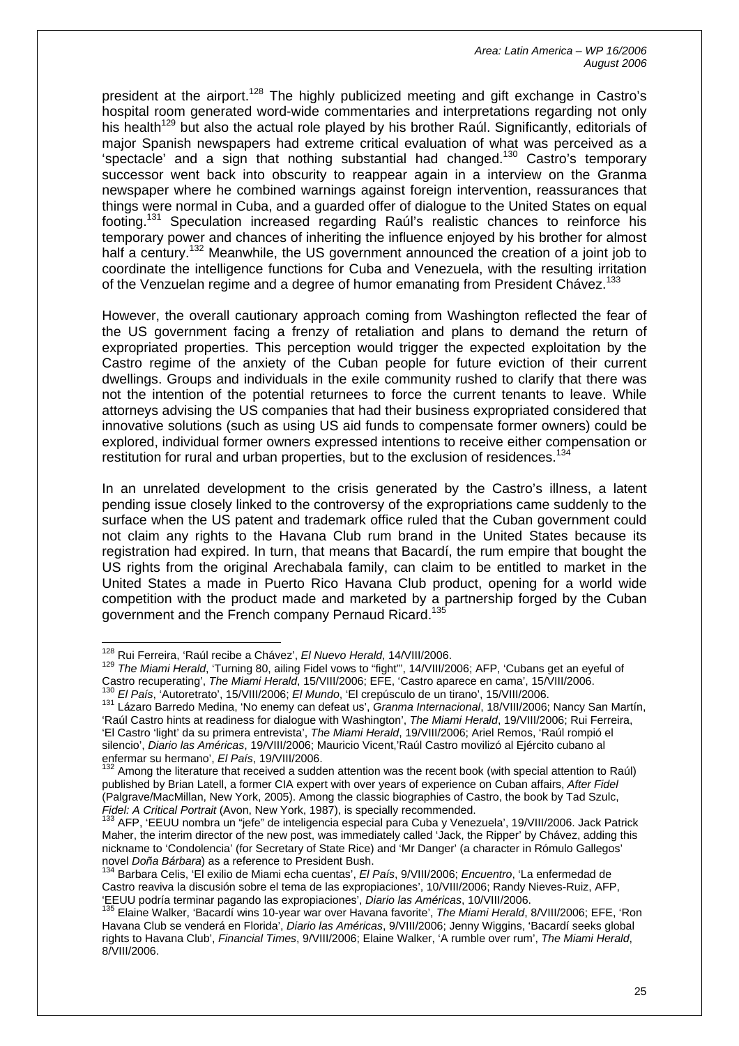president at the airport.[128] The highly publicized meeting and gift exchange in Castro's hospital room generated word-wide commentaries and interpretations regarding not only his health[129] but also the actual role played by his brother Raúl. Significantly, editorials of major Spanish newspapers had extreme critical evaluation of what was perceived as a 'spectacle' and a sign that nothing substantial had changed.[130] Castro's temporary successor went back into obscurity to reappear again in a interview on the Granma newspaper where he combined warnings against foreign intervention, reassurances that things were normal in Cuba, and a guarded offer of dialogue to the United States on equal footing.[131] Speculation increased regarding Raúl's realistic chances to reinforce his temporary power and chances of inheriting the influence enjoyed by his brother for almost half a century.[132] Meanwhile, the US government announced the creation of a joint job to coordinate the intelligence functions for Cuba and Venezuela, with the resulting irritation of the Venzuelan regime and a degree of humor emanating from President Chávez.[133]

However, the overall cautionary approach coming from Washington reflected the fear of the US government facing a frenzy of retaliation and plans to demand the return of expropriated properties. This perception would trigger the expected exploitation by the Castro regime of the anxiety of the Cuban people for future eviction of their current dwellings. Groups and individuals in the exile community rushed to clarify that there was not the intention of the potential returnees to force the current tenants to leave. While attorneys advising the US companies that had their business expropriated considered that innovative solutions (such as using US aid funds to compensate former owners) could be explored, individual former owners expressed intentions to receive either compensation or restitution for rural and urban properties, but to the exclusion of residences.[134]

In an unrelated development to the crisis generated by the Castro's illness, a latent pending issue closely linked to the controversy of the expropriations came suddenly to the surface when the US patent and trademark office ruled that the Cuban government could not claim any rights to the Havana Club rum brand in the United States because its registration had expired. In turn, that means that Bacardí, the rum empire that bought the US rights from the original Arechabala family, can claim to be entitled to market in the United States a made in Puerto Rico Havana Club product, opening for a world wide competition with the product made and marketed by a partnership forged by the Cuban government and the French company Pernaud Ricard.[135]

---

[128] Rui Ferreira, 'Raúl recibe a Chávez', *El Nuevo Herald*, 14/VIII/2006.

[129] *The Miami Herald*, 'Turning 80, ailing Fidel vows to "fight"', 14/VIII/2006; AFP, 'Cubans get an eyeful of Castro recuperating', *The Miami Herald*, 15/VIII/2006; EFE, 'Castro aparece en cama', 15/VIII/2006.

[130] *El País*, 'Autoretrato', 15/VIII/2006; *El Mundo*, 'El crepúsculo de un tirano', 15/VIII/2006.

[131] Lázaro Barredo Medina, 'No enemy can defeat us', *Granma Internacional*, 18/VIII/2006; Nancy San Martín, 'Raúl Castro hints at readiness for dialogue with Washington', *The Miami Herald*, 19/VIII/2006; Rui Ferreira, 'El Castro 'light' da su primera entrevista', *The Miami Herald*, 19/VIII/2006; Ariel Remos, 'Raúl rompió el silencio', *Diario las Américas*, 19/VIII/2006; Mauricio Vicent,'Raúl Castro movilizó al Ejército cubano al enfermar su hermano', *El País*, 19/VIII/2006.

[132] Among the literature that received a sudden attention was the recent book (with special attention to Raúl) published by Brian Latell, a former CIA expert with over years of experience on Cuban affairs, *After Fidel* (Palgrave/MacMillan, New York, 2005). Among the classic biographies of Castro, the book by Tad Szulc, *Fidel: A Critical Portrait* (Avon, New York, 1987), is specially recommended.

[133] AFP, 'EEUU nombra un "jefe" de inteligencia especial para Cuba y Venezuela', 19/VIII/2006. Jack Patrick Maher, the interim director of the new post, was immediately called 'Jack, the Ripper' by Chávez, adding this nickname to 'Condolencia' (for Secretary of State Rice) and 'Mr Danger' (a character in Rómulo Gallegos' novel *Doña Bárbara*) as a reference to President Bush.

[134] Barbara Celis, 'El exilio de Miami echa cuentas', *El País*, 9/VIII/2006; *Encuentro*, 'La enfermedad de Castro reaviva la discusión sobre el tema de las expropiaciones', 10/VIII/2006; Randy Nieves-Ruiz, AFP, 'EEUU podría terminar pagando las expropiaciones', *Diario las Américas*, 10/VIII/2006.

[135] Elaine Walker, 'Bacardí wins 10-year war over Havana favorite', *The Miami Herald*, 8/VIII/2006; EFE, 'Ron Havana Club se venderá en Florida', *Diario las Américas*, 9/VIII/2006; Jenny Wiggins, 'Bacardí seeks global rights to Havana Club', *Financial Times*, 9/VIII/2006; Elaine Walker, 'A rumble over rum', *The Miami Herald*, 8/VIII/2006.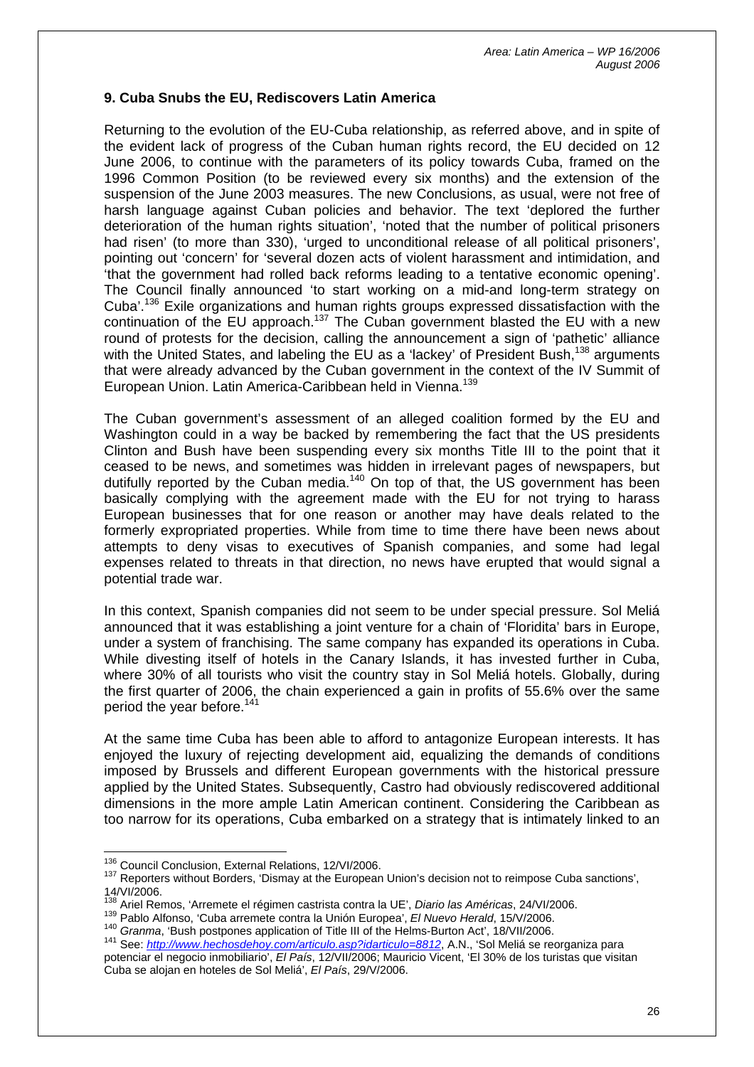### 9. Cuba Snubs the EU, Rediscovers Latin America

Returning to the evolution of the EU-Cuba relationship, as referred above, and in spite of the evident lack of progress of the Cuban human rights record, the EU decided on 12 June 2006, to continue with the parameters of its policy towards Cuba, framed on the 1996 Common Position (to be reviewed every six months) and the extension of the suspension of the June 2003 measures. The new Conclusions, as usual, were not free of harsh language against Cuban policies and behavior. The text 'deplored the further deterioration of the human rights situation', 'noted that the number of political prisoners had risen' (to more than 330), 'urged to unconditional release of all political prisoners', pointing out 'concern' for 'several dozen acts of violent harassment and intimidation, and 'that the government had rolled back reforms leading to a tentative economic opening'. The Council finally announced 'to start working on a mid-and long-term strategy on Cuba'.[136] Exile organizations and human rights groups expressed dissatisfaction with the continuation of the EU approach.[137] The Cuban government blasted the EU with a new round of protests for the decision, calling the announcement a sign of 'pathetic' alliance with the United States, and labeling the EU as a 'lackey' of President Bush,[138] arguments that were already advanced by the Cuban government in the context of the IV Summit of European Union. Latin America-Caribbean held in Vienna.[139]

The Cuban government's assessment of an alleged coalition formed by the EU and Washington could in a way be backed by remembering the fact that the US presidents Clinton and Bush have been suspending every six months Title III to the point that it ceased to be news, and sometimes was hidden in irrelevant pages of newspapers, but dutifully reported by the Cuban media.[140] On top of that, the US government has been basically complying with the agreement made with the EU for not trying to harass European businesses that for one reason or another may have deals related to the formerly expropriated properties. While from time to time there have been news about attempts to deny visas to executives of Spanish companies, and some had legal expenses related to threats in that direction, no news have erupted that would signal a potential trade war.

In this context, Spanish companies did not seem to be under special pressure. Sol Meliá announced that it was establishing a joint venture for a chain of 'Floridita' bars in Europe, under a system of franchising. The same company has expanded its operations in Cuba. While divesting itself of hotels in the Canary Islands, it has invested further in Cuba, where 30% of all tourists who visit the country stay in Sol Meliá hotels. Globally, during the first quarter of 2006, the chain experienced a gain in profits of 55.6% over the same period the year before.[141]

At the same time Cuba has been able to afford to antagonize European interests. It has enjoyed the luxury of rejecting development aid, equalizing the demands of conditions imposed by Brussels and different European governments with the historical pressure applied by the United States. Subsequently, Castro had obviously rediscovered additional dimensions in the more ample Latin American continent. Considering the Caribbean as too narrow for its operations, Cuba embarked on a strategy that is intimately linked to an

---

[136] Council Conclusion, External Relations, 12/VI/2006.

[137] Reporters without Borders, 'Dismay at the European Union's decision not to reimpose Cuba sanctions', 14/VI/2006.

[138] Ariel Remos, 'Arremete el régimen castrista contra la UE', *Diario las Américas*, 24/VI/2006.

[139] Pablo Alfonso, 'Cuba arremete contra la Unión Europea', *El Nuevo Herald*, 15/V/2006.

[140] *Granma*, 'Bush postpones application of Title III of the Helms-Burton Act', 18/VII/2006.

[141] See: *http://www.hechosdehoy.com/articulo.asp?idarticulo=8812*, A.N., 'Sol Meliá se reorganiza para potenciar el negocio inmobiliario', *El País*, 12/VII/2006; Mauricio Vicent, 'El 30% de los turistas que visitan Cuba se alojan en hoteles de Sol Meliá', *El País*, 29/V/2006.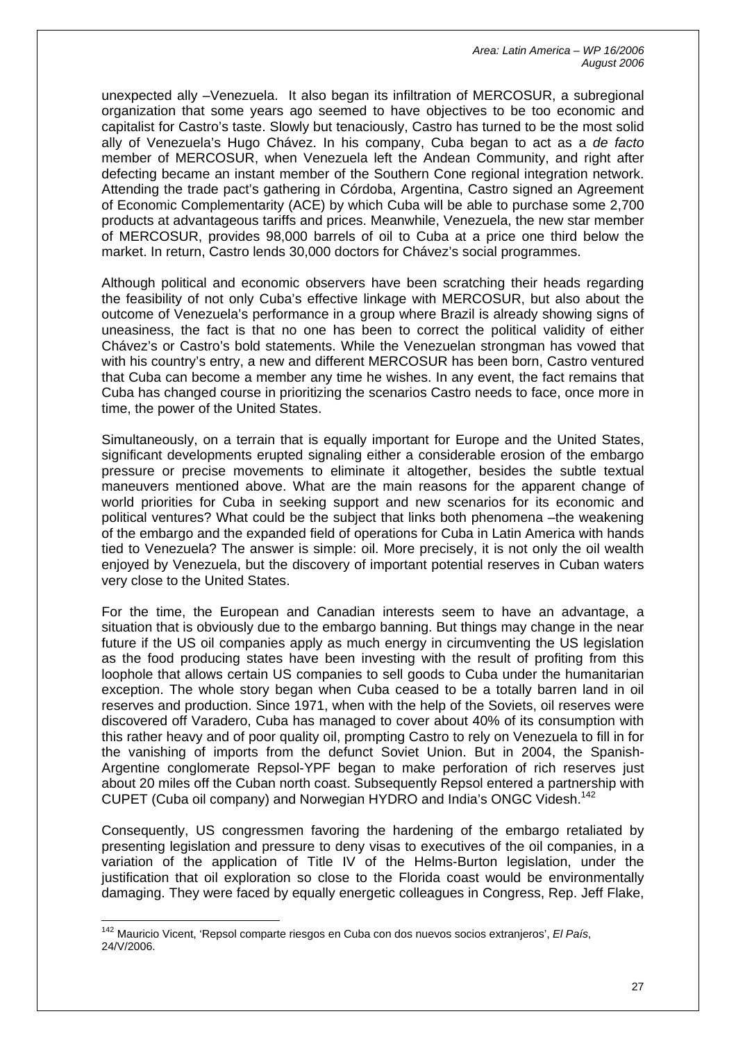unexpected ally –Venezuela. It also began its infiltration of MERCOSUR, a subregional organization that some years ago seemed to have objectives to be too economic and capitalist for Castro's taste. Slowly but tenaciously, Castro has turned to be the most solid ally of Venezuela's Hugo Chávez. In his company, Cuba began to act as a *de facto* member of MERCOSUR, when Venezuela left the Andean Community, and right after defecting became an instant member of the Southern Cone regional integration network. Attending the trade pact's gathering in Córdoba, Argentina, Castro signed an Agreement of Economic Complementarity (ACE) by which Cuba will be able to purchase some 2,700 products at advantageous tariffs and prices. Meanwhile, Venezuela, the new star member of MERCOSUR, provides 98,000 barrels of oil to Cuba at a price one third below the market. In return, Castro lends 30,000 doctors for Chávez's social programmes.

Although political and economic observers have been scratching their heads regarding the feasibility of not only Cuba's effective linkage with MERCOSUR, but also about the outcome of Venezuela's performance in a group where Brazil is already showing signs of uneasiness, the fact is that no one has been to correct the political validity of either Chávez's or Castro's bold statements. While the Venezuelan strongman has vowed that with his country's entry, a new and different MERCOSUR has been born, Castro ventured that Cuba can become a member any time he wishes. In any event, the fact remains that Cuba has changed course in prioritizing the scenarios Castro needs to face, once more in time, the power of the United States.

Simultaneously, on a terrain that is equally important for Europe and the United States, significant developments erupted signaling either a considerable erosion of the embargo pressure or precise movements to eliminate it altogether, besides the subtle textual maneuvers mentioned above. What are the main reasons for the apparent change of world priorities for Cuba in seeking support and new scenarios for its economic and political ventures? What could be the subject that links both phenomena –the weakening of the embargo and the expanded field of operations for Cuba in Latin America with hands tied to Venezuela? The answer is simple: oil. More precisely, it is not only the oil wealth enjoyed by Venezuela, but the discovery of important potential reserves in Cuban waters very close to the United States.

For the time, the European and Canadian interests seem to have an advantage, a situation that is obviously due to the embargo banning. But things may change in the near future if the US oil companies apply as much energy in circumventing the US legislation as the food producing states have been investing with the result of profiting from this loophole that allows certain US companies to sell goods to Cuba under the humanitarian exception. The whole story began when Cuba ceased to be a totally barren land in oil reserves and production. Since 1971, when with the help of the Soviets, oil reserves were discovered off Varadero, Cuba has managed to cover about 40% of its consumption with this rather heavy and of poor quality oil, prompting Castro to rely on Venezuela to fill in for the vanishing of imports from the defunct Soviet Union. But in 2004, the Spanish-Argentine conglomerate Repsol-YPF began to make perforation of rich reserves just about 20 miles off the Cuban north coast. Subsequently Repsol entered a partnership with CUPET (Cuba oil company) and Norwegian HYDRO and India's ONGC Videsh.[142]

Consequently, US congressmen favoring the hardening of the embargo retaliated by presenting legislation and pressure to deny visas to executives of the oil companies, in a variation of the application of Title IV of the Helms-Burton legislation, under the justification that oil exploration so close to the Florida coast would be environmentally damaging. They were faced by equally energetic colleagues in Congress, Rep. Jeff Flake,

---

[142] Mauricio Vicent, 'Repsol comparte riesgos en Cuba con dos nuevos socios extranjeros', *El País*, 24/V/2006.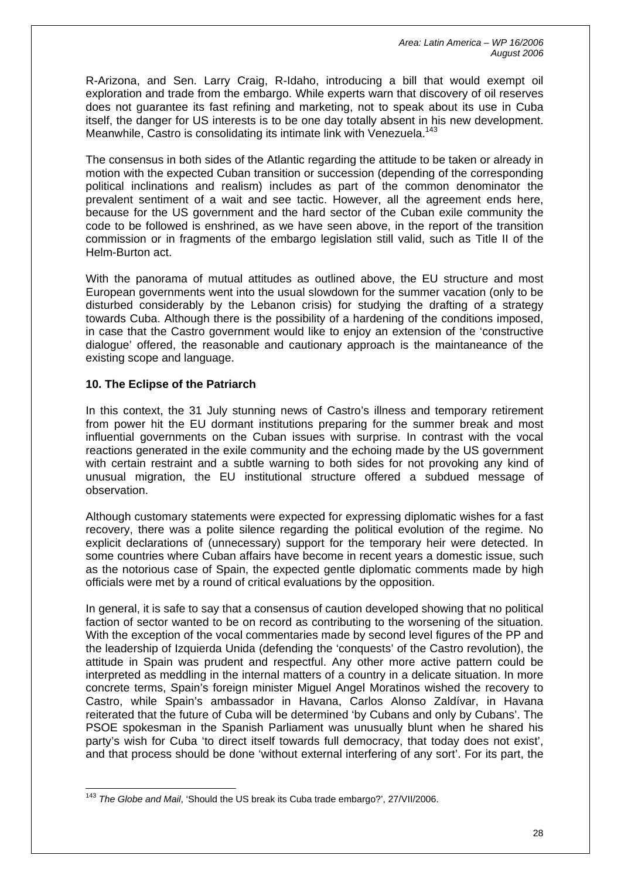R-Arizona, and Sen. Larry Craig, R-Idaho, introducing a bill that would exempt oil exploration and trade from the embargo. While experts warn that discovery of oil reserves does not guarantee its fast refining and marketing, not to speak about its use in Cuba itself, the danger for US interests is to be one day totally absent in his new development. Meanwhile, Castro is consolidating its intimate link with Venezuela.[143]

The consensus in both sides of the Atlantic regarding the attitude to be taken or already in motion with the expected Cuban transition or succession (depending of the corresponding political inclinations and realism) includes as part of the common denominator the prevalent sentiment of a wait and see tactic. However, all the agreement ends here, because for the US government and the hard sector of the Cuban exile community the code to be followed is enshrined, as we have seen above, in the report of the transition commission or in fragments of the embargo legislation still valid, such as Title II of the Helm-Burton act.

With the panorama of mutual attitudes as outlined above, the EU structure and most European governments went into the usual slowdown for the summer vacation (only to be disturbed considerably by the Lebanon crisis) for studying the drafting of a strategy towards Cuba. Although there is the possibility of a hardening of the conditions imposed, in case that the Castro government would like to enjoy an extension of the 'constructive dialogue' offered, the reasonable and cautionary approach is the maintaneance of the existing scope and language.

## 10. The Eclipse of the Patriarch

In this context, the 31 July stunning news of Castro's illness and temporary retirement from power hit the EU dormant institutions preparing for the summer break and most influential governments on the Cuban issues with surprise. In contrast with the vocal reactions generated in the exile community and the echoing made by the US government with certain restraint and a subtle warning to both sides for not provoking any kind of unusual migration, the EU institutional structure offered a subdued message of observation.

Although customary statements were expected for expressing diplomatic wishes for a fast recovery, there was a polite silence regarding the political evolution of the regime. No explicit declarations of (unnecessary) support for the temporary heir were detected. In some countries where Cuban affairs have become in recent years a domestic issue, such as the notorious case of Spain, the expected gentle diplomatic comments made by high officials were met by a round of critical evaluations by the opposition.

In general, it is safe to say that a consensus of caution developed showing that no political faction of sector wanted to be on record as contributing to the worsening of the situation. With the exception of the vocal commentaries made by second level figures of the PP and the leadership of Izquierda Unida (defending the 'conquests' of the Castro revolution), the attitude in Spain was prudent and respectful. Any other more active pattern could be interpreted as meddling in the internal matters of a country in a delicate situation. In more concrete terms, Spain's foreign minister Miguel Angel Moratinos wished the recovery to Castro, while Spain's ambassador in Havana, Carlos Alonso Zaldívar, in Havana reiterated that the future of Cuba will be determined 'by Cubans and only by Cubans'. The PSOE spokesman in the Spanish Parliament was unusually blunt when he shared his party's wish for Cuba 'to direct itself towards full democracy, that today does not exist', and that process should be done 'without external interfering of any sort'. For its part, the

[143] *The Globe and Mail*, 'Should the US break its Cuba trade embargo?', 27/VII/2006.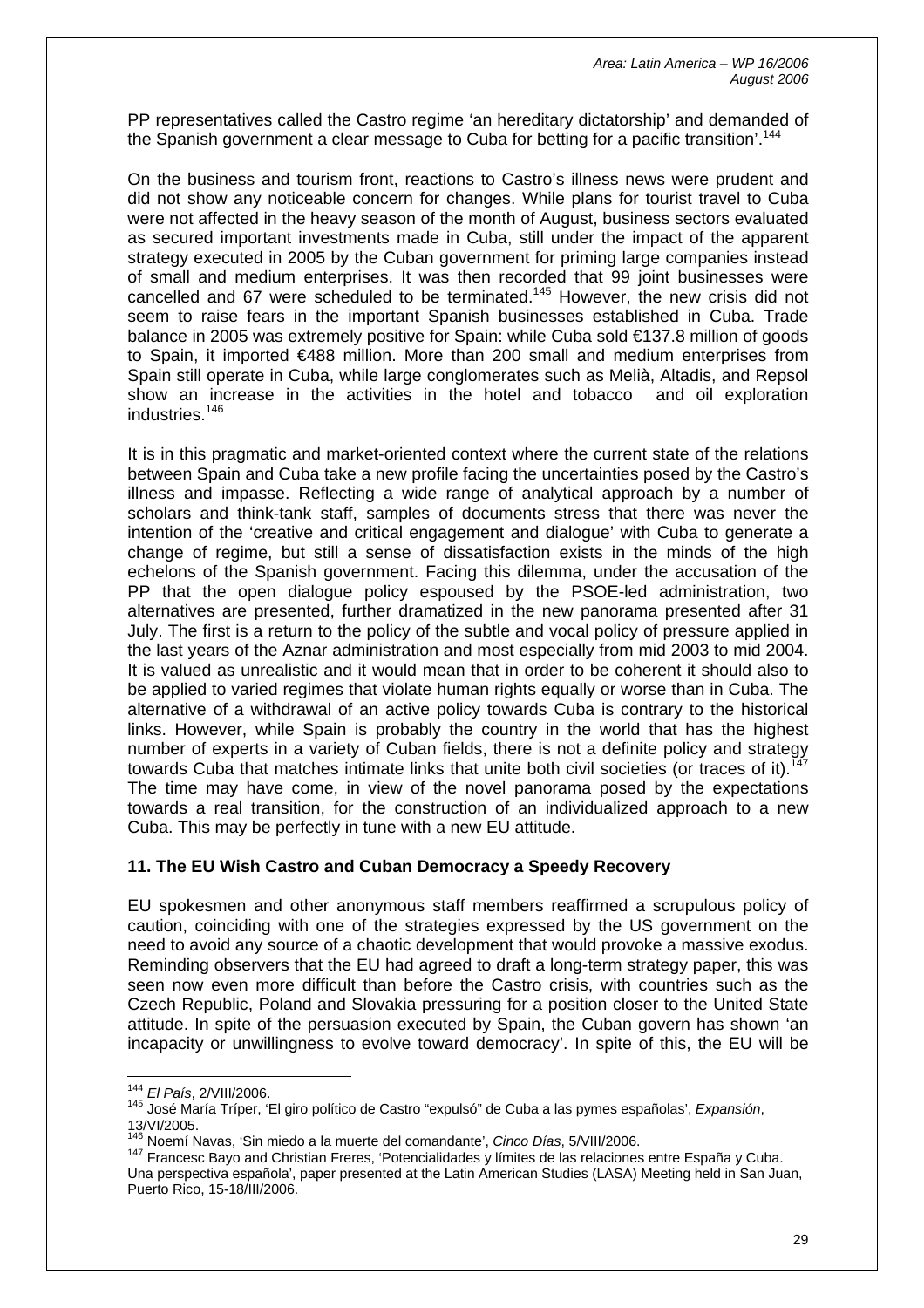PP representatives called the Castro regime 'an hereditary dictatorship' and demanded of the Spanish government a clear message to Cuba for betting for a pacific transition'.[144]

On the business and tourism front, reactions to Castro's illness news were prudent and did not show any noticeable concern for changes. While plans for tourist travel to Cuba were not affected in the heavy season of the month of August, business sectors evaluated as secured important investments made in Cuba, still under the impact of the apparent strategy executed in 2005 by the Cuban government for priming large companies instead of small and medium enterprises. It was then recorded that 99 joint businesses were cancelled and 67 were scheduled to be terminated.[145] However, the new crisis did not seem to raise fears in the important Spanish businesses established in Cuba. Trade balance in 2005 was extremely positive for Spain: while Cuba sold €137.8 million of goods to Spain, it imported €488 million. More than 200 small and medium enterprises from Spain still operate in Cuba, while large conglomerates such as Melià, Altadis, and Repsol show an increase in the activities in the hotel and tobacco and oil exploration industries.[146]

It is in this pragmatic and market-oriented context where the current state of the relations between Spain and Cuba take a new profile facing the uncertainties posed by the Castro's illness and impasse. Reflecting a wide range of analytical approach by a number of scholars and think-tank staff, samples of documents stress that there was never the intention of the 'creative and critical engagement and dialogue' with Cuba to generate a change of regime, but still a sense of dissatisfaction exists in the minds of the high echelons of the Spanish government. Facing this dilemma, under the accusation of the PP that the open dialogue policy espoused by the PSOE-led administration, two alternatives are presented, further dramatized in the new panorama presented after 31 July. The first is a return to the policy of the subtle and vocal policy of pressure applied in the last years of the Aznar administration and most especially from mid 2003 to mid 2004. It is valued as unrealistic and it would mean that in order to be coherent it should also to be applied to varied regimes that violate human rights equally or worse than in Cuba. The alternative of a withdrawal of an active policy towards Cuba is contrary to the historical links. However, while Spain is probably the country in the world that has the highest number of experts in a variety of Cuban fields, there is not a definite policy and strategy towards Cuba that matches intimate links that unite both civil societies (or traces of it).[147] The time may have come, in view of the novel panorama posed by the expectations towards a real transition, for the construction of an individualized approach to a new Cuba. This may be perfectly in tune with a new EU attitude.

## 11. The EU Wish Castro and Cuban Democracy a Speedy Recovery

EU spokesmen and other anonymous staff members reaffirmed a scrupulous policy of caution, coinciding with one of the strategies expressed by the US government on the need to avoid any source of a chaotic development that would provoke a massive exodus. Reminding observers that the EU had agreed to draft a long-term strategy paper, this was seen now even more difficult than before the Castro crisis, with countries such as the Czech Republic, Poland and Slovakia pressuring for a position closer to the United State attitude. In spite of the persuasion executed by Spain, the Cuban govern has shown 'an incapacity or unwillingness to evolve toward democracy'. In spite of this, the EU will be

---

[144] *El País*, 2/VIII/2006.

[145] José María Tríper, 'El giro político de Castro "expulsó" de Cuba a las pymes españolas', *Expansión*, 13/VI/2005.

[146] Noemí Navas, 'Sin miedo a la muerte del comandante', *Cinco Días*, 5/VIII/2006.

[147] Francesc Bayo and Christian Freres, 'Potencialidades y límites de las relaciones entre España y Cuba. Una perspectiva española', paper presented at the Latin American Studies (LASA) Meeting held in San Juan, Puerto Rico, 15-18/III/2006.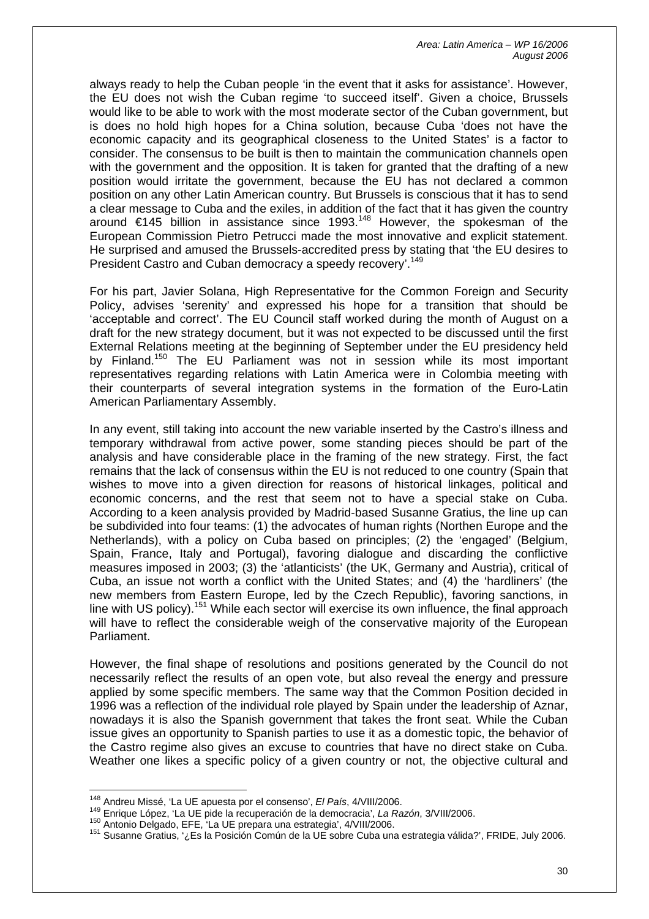always ready to help the Cuban people 'in the event that it asks for assistance'. However, the EU does not wish the Cuban regime 'to succeed itself'. Given a choice, Brussels would like to be able to work with the most moderate sector of the Cuban government, but is does no hold high hopes for a China solution, because Cuba 'does not have the economic capacity and its geographical closeness to the United States' is a factor to consider. The consensus to be built is then to maintain the communication channels open with the government and the opposition. It is taken for granted that the drafting of a new position would irritate the government, because the EU has not declared a common position on any other Latin American country. But Brussels is conscious that it has to send a clear message to Cuba and the exiles, in addition of the fact that it has given the country around €145 billion in assistance since 1993.[148] However, the spokesman of the European Commission Pietro Petrucci made the most innovative and explicit statement. He surprised and amused the Brussels-accredited press by stating that 'the EU desires to President Castro and Cuban democracy a speedy recovery'.[149]

For his part, Javier Solana, High Representative for the Common Foreign and Security Policy, advises 'serenity' and expressed his hope for a transition that should be 'acceptable and correct'. The EU Council staff worked during the month of August on a draft for the new strategy document, but it was not expected to be discussed until the first External Relations meeting at the beginning of September under the EU presidency held by Finland.[150] The EU Parliament was not in session while its most important representatives regarding relations with Latin America were in Colombia meeting with their counterparts of several integration systems in the formation of the Euro-Latin American Parliamentary Assembly.

In any event, still taking into account the new variable inserted by the Castro's illness and temporary withdrawal from active power, some standing pieces should be part of the analysis and have considerable place in the framing of the new strategy. First, the fact remains that the lack of consensus within the EU is not reduced to one country (Spain that wishes to move into a given direction for reasons of historical linkages, political and economic concerns, and the rest that seem not to have a special stake on Cuba. According to a keen analysis provided by Madrid-based Susanne Gratius, the line up can be subdivided into four teams: (1) the advocates of human rights (Northen Europe and the Netherlands), with a policy on Cuba based on principles; (2) the 'engaged' (Belgium, Spain, France, Italy and Portugal), favoring dialogue and discarding the conflictive measures imposed in 2003; (3) the 'atlanticists' (the UK, Germany and Austria), critical of Cuba, an issue not worth a conflict with the United States; and (4) the 'hardliners' (the new members from Eastern Europe, led by the Czech Republic), favoring sanctions, in line with US policy).[151] While each sector will exercise its own influence, the final approach will have to reflect the considerable weigh of the conservative majority of the European Parliament.

However, the final shape of resolutions and positions generated by the Council do not necessarily reflect the results of an open vote, but also reveal the energy and pressure applied by some specific members. The same way that the Common Position decided in 1996 was a reflection of the individual role played by Spain under the leadership of Aznar, nowadays it is also the Spanish government that takes the front seat. While the Cuban issue gives an opportunity to Spanish parties to use it as a domestic topic, the behavior of the Castro regime also gives an excuse to countries that have no direct stake on Cuba. Weather one likes a specific policy of a given country or not, the objective cultural and

---

[148] Andreu Missé, 'La UE apuesta por el consenso', *El País*, 4/VIII/2006.

[149] Enrique López, 'La UE pide la recuperación de la democracia', *La Razón*, 3/VIII/2006.

[150] Antonio Delgado, EFE, 'La UE prepara una estrategia', 4/VIII/2006.

[151] Susanne Gratius, '¿Es la Posición Común de la UE sobre Cuba una estrategia válida?', FRIDE, July 2006.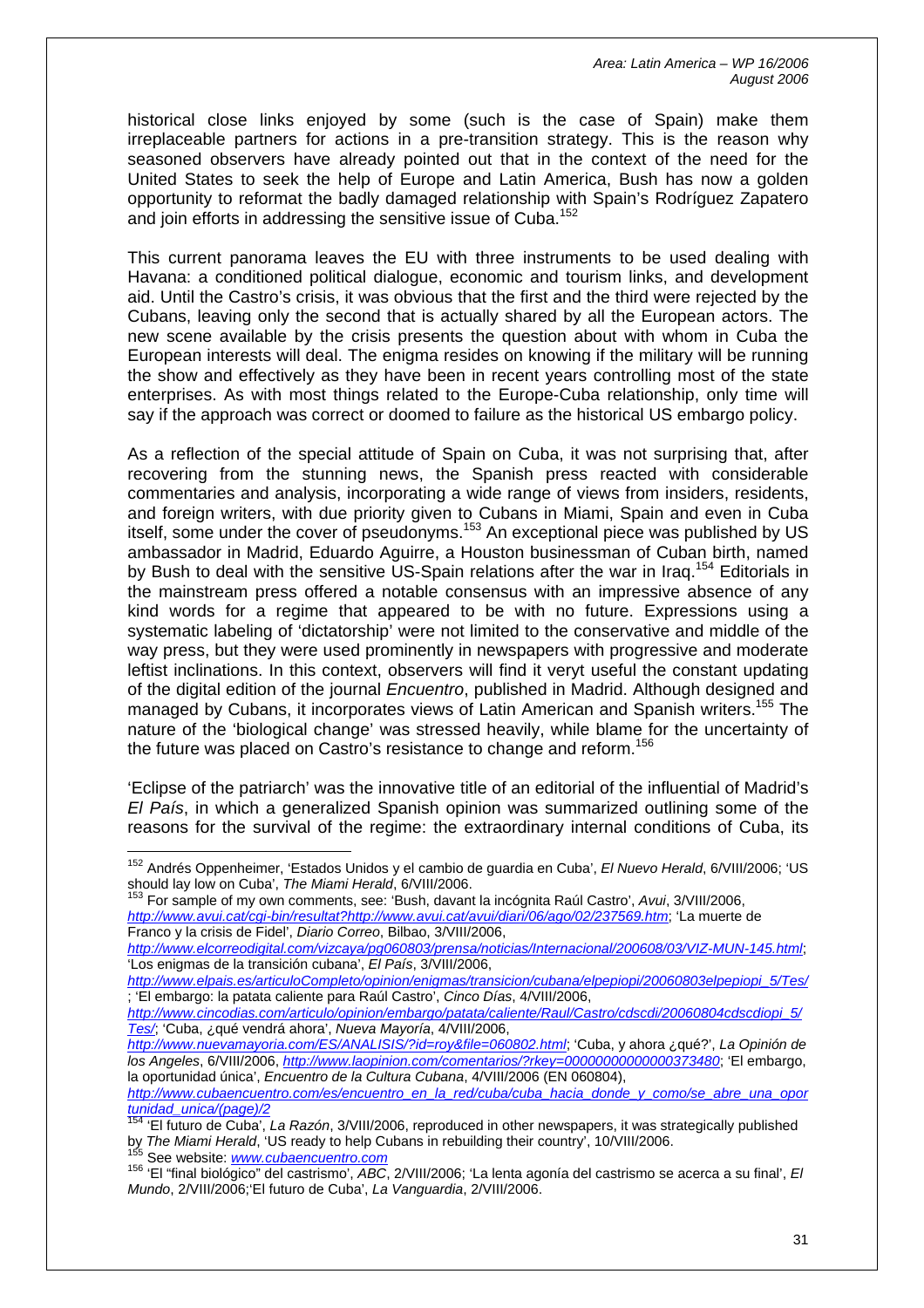historical close links enjoyed by some (such is the case of Spain) make them irreplaceable partners for actions in a pre-transition strategy. This is the reason why seasoned observers have already pointed out that in the context of the need for the United States to seek the help of Europe and Latin America, Bush has now a golden opportunity to reformat the badly damaged relationship with Spain's Rodríguez Zapatero and join efforts in addressing the sensitive issue of Cuba.[152]

This current panorama leaves the EU with three instruments to be used dealing with Havana: a conditioned political dialogue, economic and tourism links, and development aid. Until the Castro's crisis, it was obvious that the first and the third were rejected by the Cubans, leaving only the second that is actually shared by all the European actors. The new scene available by the crisis presents the question about with whom in Cuba the European interests will deal. The enigma resides on knowing if the military will be running the show and effectively as they have been in recent years controlling most of the state enterprises. As with most things related to the Europe-Cuba relationship, only time will say if the approach was correct or doomed to failure as the historical US embargo policy.

As a reflection of the special attitude of Spain on Cuba, it was not surprising that, after recovering from the stunning news, the Spanish press reacted with considerable commentaries and analysis, incorporating a wide range of views from insiders, residents, and foreign writers, with due priority given to Cubans in Miami, Spain and even in Cuba itself, some under the cover of pseudonyms.[153] An exceptional piece was published by US ambassador in Madrid, Eduardo Aguirre, a Houston businessman of Cuban birth, named by Bush to deal with the sensitive US-Spain relations after the war in Iraq.[154] Editorials in the mainstream press offered a notable consensus with an impressive absence of any kind words for a regime that appeared to be with no future. Expressions using a systematic labeling of 'dictatorship' were not limited to the conservative and middle of the way press, but they were used prominently in newspapers with progressive and moderate leftist inclinations. In this context, observers will find it veryt useful the constant updating of the digital edition of the journal *Encuentro*, published in Madrid. Although designed and managed by Cubans, it incorporates views of Latin American and Spanish writers.[155] The nature of the 'biological change' was stressed heavily, while blame for the uncertainty of the future was placed on Castro's resistance to change and reform.[156]

'Eclipse of the patriarch' was the innovative title of an editorial of the influential of Madrid's *El País*, in which a generalized Spanish opinion was summarized outlining some of the reasons for the survival of the regime: the extraordinary internal conditions of Cuba, its

---

[152] Andrés Oppenheimer, 'Estados Unidos y el cambio de guardia en Cuba', *El Nuevo Herald*, 6/VIII/2006; 'US should lay low on Cuba', *The Miami Herald*, 6/VIII/2006.

[153] For sample of my own comments, see: 'Bush, davant la incógnita Raúl Castro', *Avui*, 3/VIII/2006, http://www.avui.cat/cgi-bin/resultat?http://www.avui.cat/avui/diari/06/ago/02/237569.htm; 'La muerte de Franco y la crisis de Fidel', *Diario Correo*, Bilbao, 3/VIII/2006, http://www.elcorreodigital.com/vizcaya/pg060803/prensa/noticias/Internacional/200608/03/VIZ-MUN-145.html; 'Los enigmas de la transición cubana', *El País*, 3/VIII/2006, http://www.elpais.es/articuloCompleto/opinion/enigmas/transicion/cubana/elpepiopi/20060803elpepiopi_5/Tes/ ; 'El embargo: la patata caliente para Raúl Castro', *Cinco Días*, 4/VIII/2006, http://www.cincodias.com/articulo/opinion/embargo/patata/caliente/Raul/Castro/cdscdi/20060804cdscdiopi_5/Tes/; 'Cuba, ¿qué vendrá ahora', *Nueva Mayoría*, 4/VIII/2006, http://www.nuevamayoria.com/ES/ANALISIS/?id=roy&file=060802.html; 'Cuba, y ahora ¿qué?', *La Opinión de los Angeles*, 6/VIII/2006, http://www.laopinion.com/comentarios/?rkey=00000000000000373480; 'El embargo, la oportunidad única', *Encuentro de la Cultura Cubana*, 4/VIII/2006 (EN 060804), http://www.cubaencuentro.com/es/encuentro_en_la_red/cuba/cuba_hacia_donde_y_como/se_abre_una_oportunidad_unica/(page)/2

[154] 'El futuro de Cuba', *La Razón*, 3/VIII/2006, reproduced in other newspapers, it was strategically published by *The Miami Herald*, 'US ready to help Cubans in rebuilding their country', 10/VIII/2006.

[155] See website: www.cubaencuentro.com

[156] 'El "final biológico" del castrismo', *ABC*, 2/VIII/2006; 'La lenta agonía del castrismo se acerca a su final', *El Mundo*, 2/VIII/2006;'El futuro de Cuba', *La Vanguardia*, 2/VIII/2006.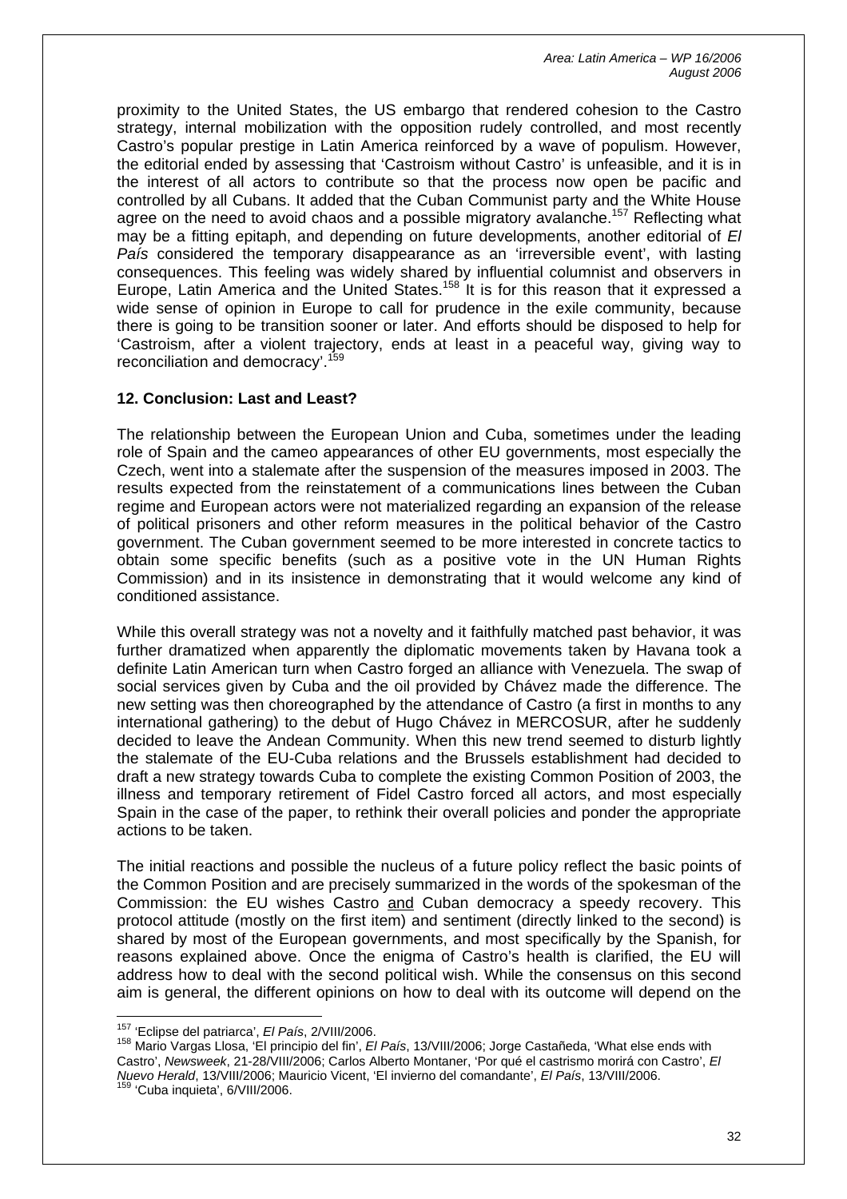proximity to the United States, the US embargo that rendered cohesion to the Castro strategy, internal mobilization with the opposition rudely controlled, and most recently Castro's popular prestige in Latin America reinforced by a wave of populism. However, the editorial ended by assessing that 'Castroism without Castro' is unfeasible, and it is in the interest of all actors to contribute so that the process now open be pacific and controlled by all Cubans. It added that the Cuban Communist party and the White House agree on the need to avoid chaos and a possible migratory avalanche.[157] Reflecting what may be a fitting epitaph, and depending on future developments, another editorial of *El País* considered the temporary disappearance as an 'irreversible event', with lasting consequences. This feeling was widely shared by influential columnist and observers in Europe, Latin America and the United States.[158] It is for this reason that it expressed a wide sense of opinion in Europe to call for prudence in the exile community, because there is going to be transition sooner or later. And efforts should be disposed to help for 'Castroism, after a violent trajectory, ends at least in a peaceful way, giving way to reconciliation and democracy'.[159]

## 12. Conclusion: Last and Least?

The relationship between the European Union and Cuba, sometimes under the leading role of Spain and the cameo appearances of other EU governments, most especially the Czech, went into a stalemate after the suspension of the measures imposed in 2003. The results expected from the reinstatement of a communications lines between the Cuban regime and European actors were not materialized regarding an expansion of the release of political prisoners and other reform measures in the political behavior of the Castro government. The Cuban government seemed to be more interested in concrete tactics to obtain some specific benefits (such as a positive vote in the UN Human Rights Commission) and in its insistence in demonstrating that it would welcome any kind of conditioned assistance.

While this overall strategy was not a novelty and it faithfully matched past behavior, it was further dramatized when apparently the diplomatic movements taken by Havana took a definite Latin American turn when Castro forged an alliance with Venezuela. The swap of social services given by Cuba and the oil provided by Chávez made the difference. The new setting was then choreographed by the attendance of Castro (a first in months to any international gathering) to the debut of Hugo Chávez in MERCOSUR, after he suddenly decided to leave the Andean Community. When this new trend seemed to disturb lightly the stalemate of the EU-Cuba relations and the Brussels establishment had decided to draft a new strategy towards Cuba to complete the existing Common Position of 2003, the illness and temporary retirement of Fidel Castro forced all actors, and most especially Spain in the case of the paper, to rethink their overall policies and ponder the appropriate actions to be taken.

The initial reactions and possible the nucleus of a future policy reflect the basic points of the Common Position and are precisely summarized in the words of the spokesman of the Commission: the EU wishes Castro <u>and</u> Cuban democracy a speedy recovery. This protocol attitude (mostly on the first item) and sentiment (directly linked to the second) is shared by most of the European governments, and most specifically by the Spanish, for reasons explained above. Once the enigma of Castro's health is clarified, the EU will address how to deal with the second political wish. While the consensus on this second aim is general, the different opinions on how to deal with its outcome will depend on the

---

[157] 'Eclipse del patriarca', *El País*, 2/VIII/2006.

[158] Mario Vargas Llosa, 'El principio del fin', *El País*, 13/VIII/2006; Jorge Castañeda, 'What else ends with Castro', *Newsweek*, 21-28/VIII/2006; Carlos Alberto Montaner, 'Por qué el castrismo morirá con Castro', *El Nuevo Herald*, 13/VIII/2006; Mauricio Vicent, 'El invierno del comandante', *El País*, 13/VIII/2006.

[159] 'Cuba inquieta', 6/VIII/2006.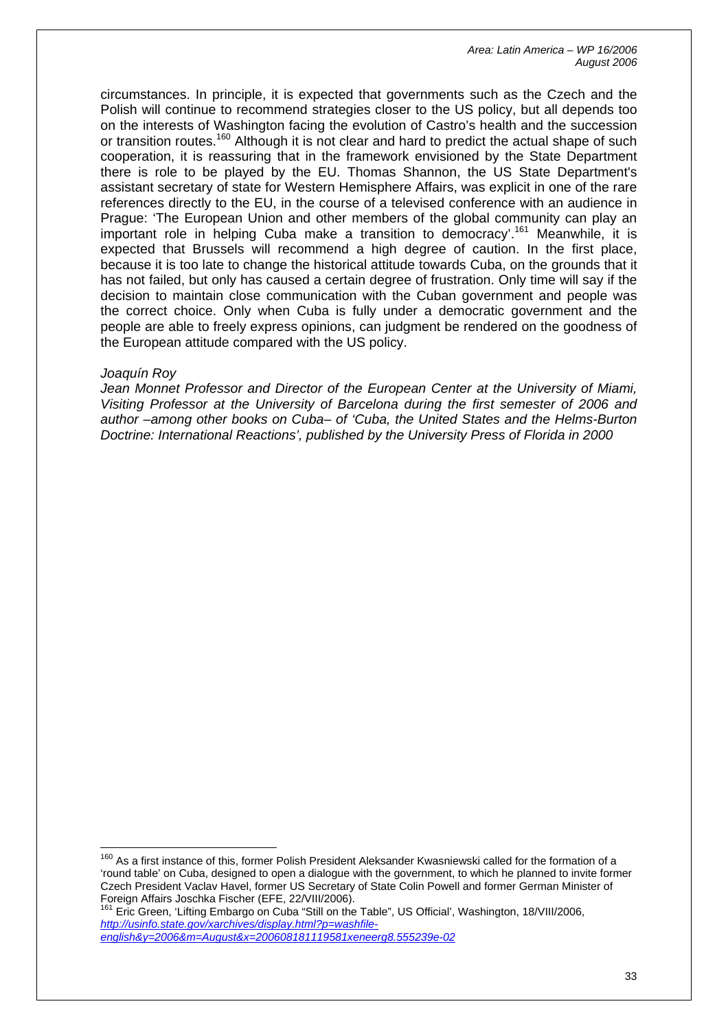circumstances. In principle, it is expected that governments such as the Czech and the Polish will continue to recommend strategies closer to the US policy, but all depends too on the interests of Washington facing the evolution of Castro's health and the succession or transition routes.[160] Although it is not clear and hard to predict the actual shape of such cooperation, it is reassuring that in the framework envisioned by the State Department there is role to be played by the EU. Thomas Shannon, the US State Department's assistant secretary of state for Western Hemisphere Affairs, was explicit in one of the rare references directly to the EU, in the course of a televised conference with an audience in Prague: 'The European Union and other members of the global community can play an important role in helping Cuba make a transition to democracy'.[161] Meanwhile, it is expected that Brussels will recommend a high degree of caution. In the first place, because it is too late to change the historical attitude towards Cuba, on the grounds that it has not failed, but only has caused a certain degree of frustration. Only time will say if the decision to maintain close communication with the Cuban government and people was the correct choice. Only when Cuba is fully under a democratic government and the people are able to freely express opinions, can judgment be rendered on the goodness of the European attitude compared with the US policy.

*Joaquín Roy*

*Jean Monnet Professor and Director of the European Center at the University of Miami, Visiting Professor at the University of Barcelona during the first semester of 2006 and author –among other books on Cuba– of 'Cuba, the United States and the Helms-Burton Doctrine: International Reactions', published by the University Press of Florida in 2000*

---

[160] As a first instance of this, former Polish President Aleksander Kwasniewski called for the formation of a 'round table' on Cuba, designed to open a dialogue with the government, to which he planned to invite former Czech President Vaclav Havel, former US Secretary of State Colin Powell and former German Minister of Foreign Affairs Joschka Fischer (EFE, 22/VIII/2006).

[161] Eric Green, 'Lifting Embargo on Cuba "Still on the Table", US Official', Washington, 18/VIII/2006, *http://usinfo.state.gov/xarchives/display.html?p=washfile-english&y=2006&m=August&x=200608181119581xeneerg8.555239e-02*